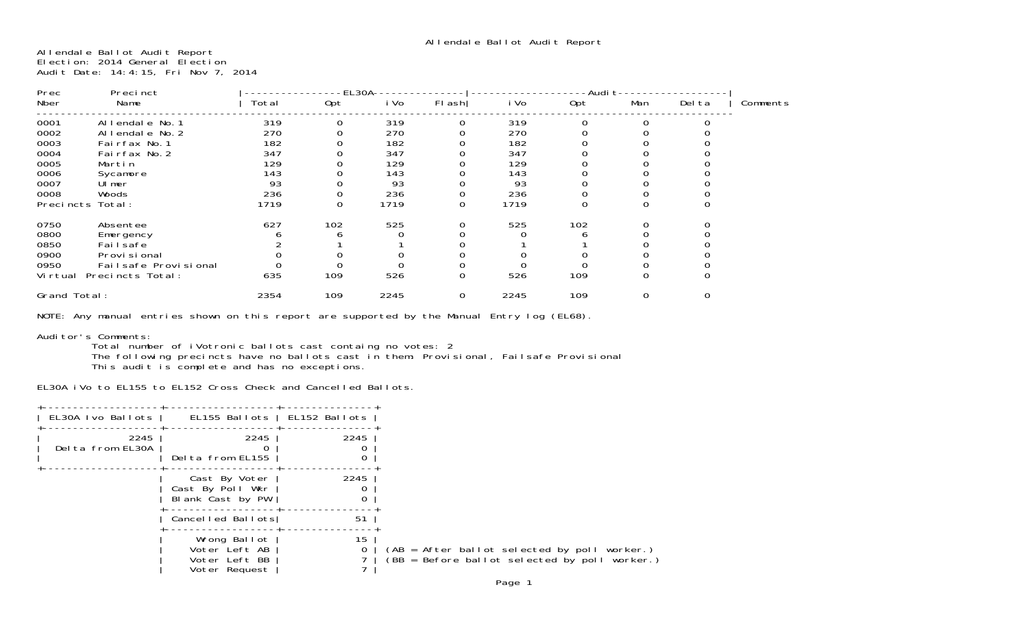# Allendale Ballot Audit Report

Allendale Ballot Audit Report
Election: 2014 General Election
Audit Date: 14:4:15, Fri Nov 7, 2014

| Prec Nber | Precinct Name | EL30A Total | EL30A Opt | EL30A iVo | EL30A Flash | Audit iVo | Audit Opt | Audit Man | Audit Delta | Comments |
|---|---|---|---|---|---|---|---|---|---|---|
| 0001 | Allendale No.1 | 319 | 0 | 319 | 0 | 319 | 0 | 0 | 0 | |
| 0002 | Allendale No.2 | 270 | 0 | 270 | 0 | 270 | 0 | 0 | 0 | |
| 0003 | Fairfax No.1 | 182 | 0 | 182 | 0 | 182 | 0 | 0 | 0 | |
| 0004 | Fairfax No.2 | 347 | 0 | 347 | 0 | 347 | 0 | 0 | 0 | |
| 0005 | Martin | 129 | 0 | 129 | 0 | 129 | 0 | 0 | 0 | |
| 0006 | Sycamore | 143 | 0 | 143 | 0 | 143 | 0 | 0 | 0 | |
| 0007 | Ulmer | 93 | 0 | 93 | 0 | 93 | 0 | 0 | 0 | |
| 0008 | Woods | 236 | 0 | 236 | 0 | 236 | 0 | 0 | 0 | |
| Precincts Total: | | 1719 | 0 | 1719 | 0 | 1719 | 0 | 0 | 0 | |
| 0750 | Absentee | 627 | 102 | 525 | 0 | 525 | 102 | 0 | 0 | |
| 0800 | Emergency | 6 | 6 | 0 | 0 | 0 | 6 | 0 | 0 | |
| 0850 | Failsafe | 2 | 1 | 1 | 0 | 1 | 1 | 0 | 0 | |
| 0900 | Provisional | 0 | 0 | 0 | 0 | 0 | 0 | 0 | 0 | |
| 0950 | Failsafe Provisional | 0 | 0 | 0 | 0 | 0 | 0 | 0 | 0 | |
| Virtual Precincts Total: | | 635 | 109 | 526 | 0 | 526 | 109 | 0 | 0 | |
| Grand Total: | | 2354 | 109 | 2245 | 0 | 2245 | 109 | 0 | 0 | |

NOTE: Any manual entries shown on this report are supported by the Manual Entry log (EL68).

Auditor's Comments:
- Total number of iVotronic ballots cast containg no votes: 2
- The following precincts have no ballots cast in them: Provisional, Failsafe Provisional
- This audit is complete and has no exceptions.

EL30A iVo to EL155 to EL152 Cross Check and Cancelled Ballots.

| EL30A Ivo Ballots | EL155 Ballots | EL152 Ballots | |
|---|---|---|---|
| 2245 | 2245 | 2245 | |
| Delta from EL30A | 0 | 0 | |
| | Delta from EL155 | 0 | |
| | Cast By Voter | 2245 | |
| | Cast By Poll Wkr | 0 | |
| | Blank Cast by PW | 0 | |
| | Cancelled Ballots | 51 | |
| | Wrong Ballot | 15 | |
| | Voter Left AB | 0 | (AB = After ballot selected by poll worker.) |
| | Voter Left BB | 7 | (BB = Before ballot selected by poll worker.) |
| | Voter Request | 7 | |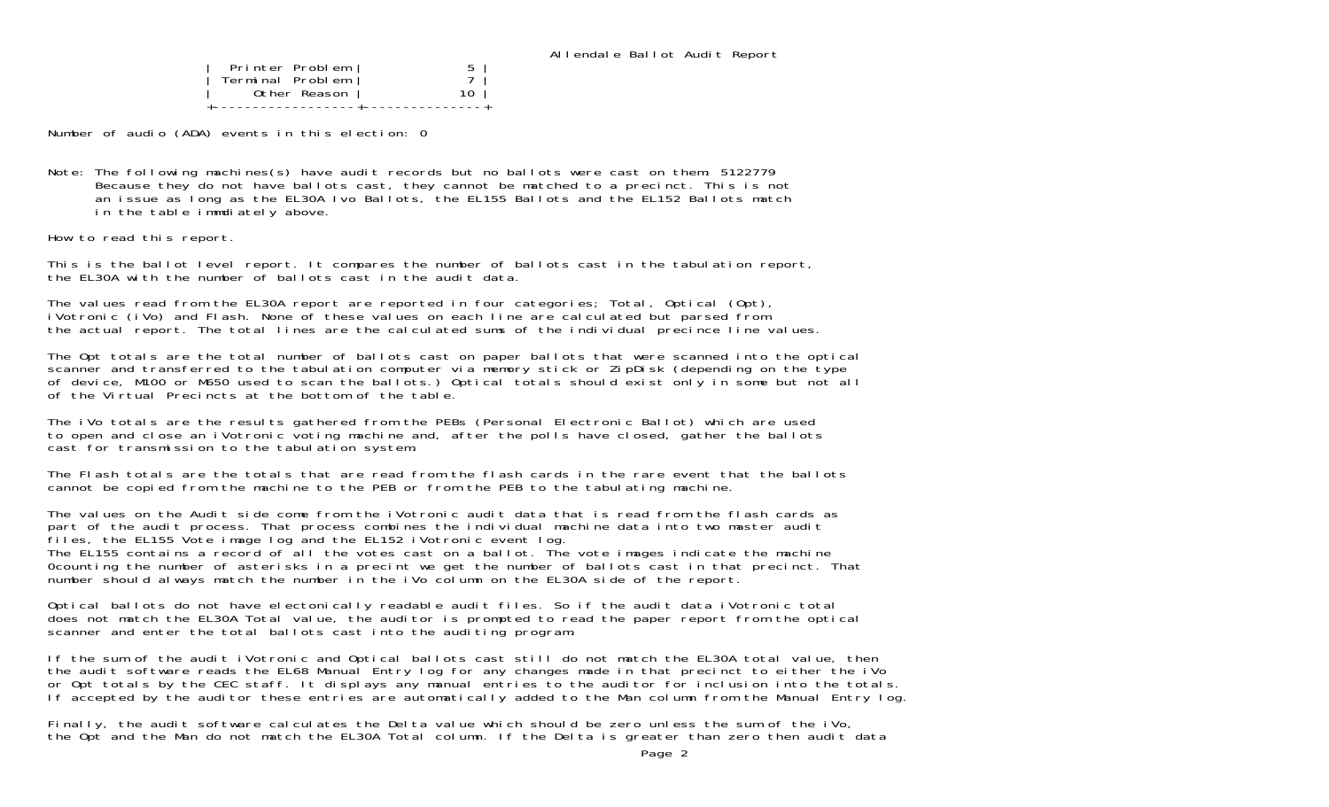| | |
|---|---|
| Printer Problem | 5 |
| Terminal Problem | 7 |
| Other Reason | 10 |

Number of audio (ADA) events in this election: 0

Note: The following machines(s) have audit records but no ballots were cast on them: 5122779
Because they do not have ballots cast, they cannot be matched to a precinct. This is not an issue as long as the EL30A Ivo Ballots, the EL155 Ballots and the EL152 Ballots match in the table immdiately above.

How to read this report.

This is the ballot level report. It compares the number of ballots cast in the tabulation report, the EL30A with the number of ballots cast in the audit data.

The values read from the EL30A report are reported in four categories; Total, Optical (Opt), iVotronic (iVo) and Flash. None of these values on each line are calculated but parsed from the actual report. The total lines are the calculated sums of the individual precince line values.

The Opt totals are the total number of ballots cast on paper ballots that were scanned into the optical scanner and transferred to the tabulation computer via memory stick or ZipDisk (depending on the type of device, M100 or M650 used to scan the ballots.) Optical totals should exist only in some but not all of the Virtual Precincts at the bottom of the table.

The iVo totals are the results gathered from the PEBs (Personal Electronic Ballot) which are used to open and close an iVotronic voting machine and, after the polls have closed, gather the ballots cast for transmission to the tabulation system.

The Flash totals are the totals that are read from the flash cards in the rare event that the ballots cannot be copied from the machine to the PEB or from the PEB to the tabulating machine.

The values on the Audit side come from the iVotronic audit data that is read from the flash cards as part of the audit process. That process combines the individual machine data into two master audit files, the EL155 Vote image log and the EL152 iVotronic event log.
The EL155 contains a record of all the votes cast on a ballot. The vote images indicate the machine 0counting the number of asterisks in a precint we get the number of ballots cast in that precinct. That number should always match the number in the iVo column on the EL30A side of the report.

Optical ballots do not have electonically readable audit files. So if the audit data iVotronic total does not match the EL30A Total value, the auditor is prompted to read the paper report from the optical scanner and enter the total ballots cast into the auditing program.

If the sum of the audit iVotronic and Optical ballots cast still do not match the EL30A total value, then the audit software reads the EL68 Manual Entry log for any changes made in that precinct to either the iVo or Opt totals by the CEC staff. It displays any manual entries to the auditor for inclusion into the totals. If accepted by the auditor these entries are automatically added to the Man column from the Manual Entry log.

Finally, the audit software calculates the Delta value which should be zero unless the sum of the iVo, the Opt and the Man do not match the EL30A Total column. If the Delta is greater than zero then audit data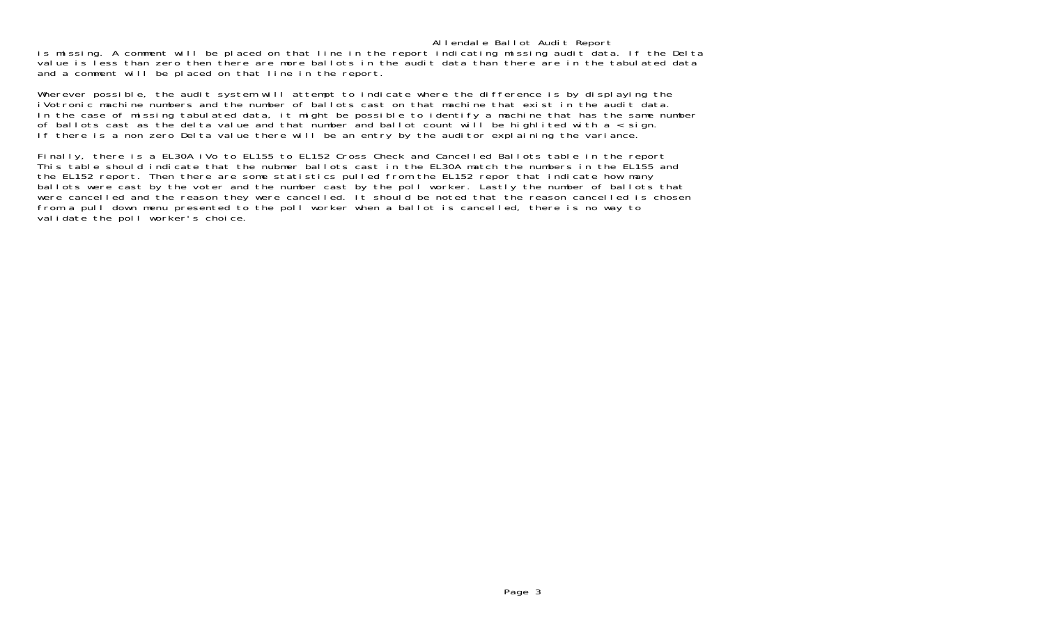is missing. A comment will be placed on that line in the report indicating missing audit data. If the Delta value is less than zero then there are more ballots in the audit data than there are in the tabulated data and a comment will be placed on that line in the report.

Wherever possible, the audit system will attempt to indicate where the difference is by displaying the iVotronic machine numbers and the number of ballots cast on that machine that exist in the audit data. In the case of missing tabulated data, it might be possible to identify a machine that has the same number of ballots cast as the delta value and that number and ballot count will be highlited with a < sign. If there is a non zero Delta value there will be an entry by the auditor explaining the variance.

Finally, there is a EL30A iVo to EL155 to EL152 Cross Check and Cancelled Ballots table in the report This table should indicate that the nubmer ballots cast in the EL30A match the numbers in the EL155 and the EL152 report. Then there are some statistics pulled from the EL152 repor that indicate how many ballots were cast by the voter and the number cast by the poll worker. Lastly the number of ballots that were cancelled and the reason they were cancelled. It should be noted that the reason cancelled is chosen from a pull down menu presented to the poll worker when a ballot is cancelled, there is no way to validate the poll worker's choice.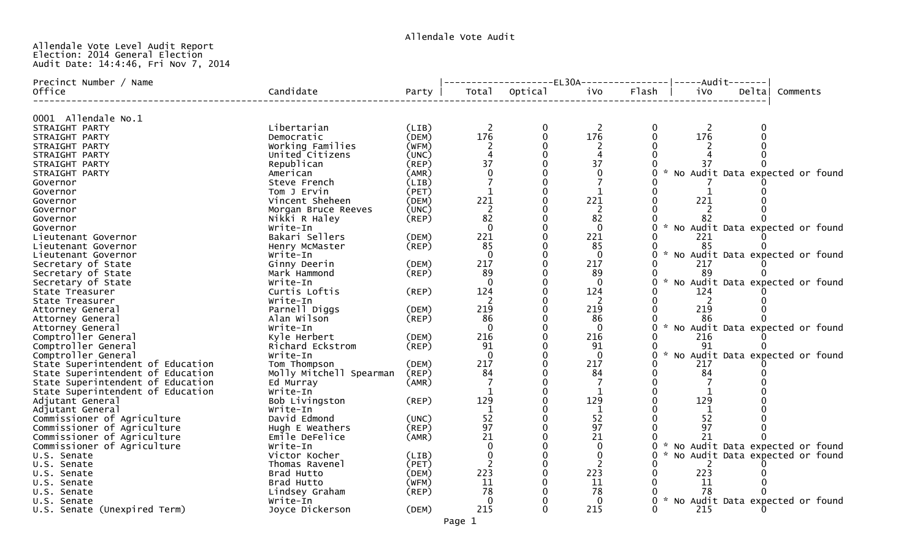Allendale Vote Audit

Allendale Vote Level Audit Report
Election: 2014 General Election
Audit Date: 14:4:46, Fri Nov 7, 2014

| Precinct Number / Name<br>Office | Candidate | Party | EL30A Total | EL30A Optical | EL30A iVo | EL30A Flash | Audit iVo | Audit Delta | Comments |
|---|---|---|---|---|---|---|---|---|---|
| **0001 Allendale No.1** | | | | | | | | | |
| STRAIGHT PARTY | Libertarian | (LIB) | 2 | 0 | 2 | 0 | 2 | 0 | |
| STRAIGHT PARTY | Democratic | (DEM) | 176 | 0 | 176 | 0 | 176 | 0 | |
| STRAIGHT PARTY | Working Families | (WFM) | 2 | 0 | 2 | 0 | 2 | 0 | |
| STRAIGHT PARTY | United Citizens | (UNC) | 4 | 0 | 4 | 0 | 4 | 0 | |
| STRAIGHT PARTY | Republican | (REP) | 37 | 0 | 37 | 0 | 37 | 0 | |
| STRAIGHT PARTY | American | (AMR) | 0 | 0 | 0 | 0 | | | * No Audit Data expected or found |
| Governor | Steve French | (LIB) | 7 | 0 | 7 | 0 | 7 | 0 | |
| Governor | Tom J Ervin | (PET) | 1 | 0 | 1 | 0 | 1 | 0 | |
| Governor | Vincent Sheheen | (DEM) | 221 | 0 | 221 | 0 | 221 | 0 | |
| Governor | Morgan Bruce Reeves | (UNC) | 2 | 0 | 2 | 0 | 2 | 0 | |
| Governor | Nikki R Haley | (REP) | 82 | 0 | 82 | 0 | 82 | 0 | |
| Governor | Write-In | | 0 | 0 | 0 | 0 | | | * No Audit Data expected or found |
| Lieutenant Governor | Bakari Sellers | (DEM) | 221 | 0 | 221 | 0 | 221 | 0 | |
| Lieutenant Governor | Henry McMaster | (REP) | 85 | 0 | 85 | 0 | 85 | 0 | |
| Lieutenant Governor | Write-In | | 0 | 0 | 0 | 0 | | | * No Audit Data expected or found |
| Secretary of State | Ginny Deerin | (DEM) | 217 | 0 | 217 | 0 | 217 | 0 | |
| Secretary of State | Mark Hammond | (REP) | 89 | 0 | 89 | 0 | 89 | 0 | |
| Secretary of State | Write-In | | 0 | 0 | 0 | 0 | | | * No Audit Data expected or found |
| State Treasurer | Curtis Loftis | (REP) | 124 | 0 | 124 | 0 | 124 | 0 | |
| State Treasurer | Write-In | | 2 | 0 | 2 | 0 | 2 | 0 | |
| Attorney General | Parnell Diggs | (DEM) | 219 | 0 | 219 | 0 | 219 | 0 | |
| Attorney General | Alan Wilson | (REP) | 86 | 0 | 86 | 0 | 86 | 0 | |
| Attorney General | Write-In | | 0 | 0 | 0 | 0 | | | * No Audit Data expected or found |
| Comptroller General | Kyle Herbert | (DEM) | 216 | 0 | 216 | 0 | 216 | 0 | |
| Comptroller General | Richard Eckstrom | (REP) | 91 | 0 | 91 | 0 | 91 | 0 | |
| Comptroller General | Write-In | | 0 | 0 | 0 | 0 | | | * No Audit Data expected or found |
| State Superintendent of Education | Tom Thompson | (DEM) | 217 | 0 | 217 | 0 | 217 | 0 | |
| State Superintendent of Education | Molly Mitchell Spearman | (REP) | 84 | 0 | 84 | 0 | 84 | 0 | |
| State Superintendent of Education | Ed Murray | (AMR) | 7 | 0 | 7 | 0 | 7 | 0 | |
| State Superintendent of Education | Write-In | | 1 | 0 | 1 | 0 | 1 | 0 | |
| Adjutant General | Bob Livingston | (REP) | 129 | 0 | 129 | 0 | 129 | 0 | |
| Adjutant General | Write-In | | 1 | 0 | 1 | 0 | 1 | 0 | |
| Commissioner of Agriculture | David Edmond | (UNC) | 52 | 0 | 52 | 0 | 52 | 0 | |
| Commissioner of Agriculture | Hugh E Weathers | (REP) | 97 | 0 | 97 | 0 | 97 | 0 | |
| Commissioner of Agriculture | Emile DeFelice | (AMR) | 21 | 0 | 21 | 0 | 21 | 0 | |
| Commissioner of Agriculture | Write-In | | 0 | 0 | 0 | 0 | | | * No Audit Data expected or found |
| U.S. Senate | Victor Kocher | (LIB) | 0 | 0 | 0 | 0 | | | * No Audit Data expected or found |
| U.S. Senate | Thomas Ravenel | (PET) | 2 | 0 | 2 | 0 | 2 | 0 | |
| U.S. Senate | Brad Hutto | (DEM) | 223 | 0 | 223 | 0 | 223 | 0 | |
| U.S. Senate | Brad Hutto | (WFM) | 11 | 0 | 11 | 0 | 11 | 0 | |
| U.S. Senate | Lindsey Graham | (REP) | 78 | 0 | 78 | 0 | 78 | 0 | |
| U.S. Senate | Write-In | | 0 | 0 | 0 | 0 | | | * No Audit Data expected or found |
| U.S. Senate (Unexpired Term) | Joyce Dickerson | (DEM) | 215 | 0 | 215 | 0 | 215 | 0 | |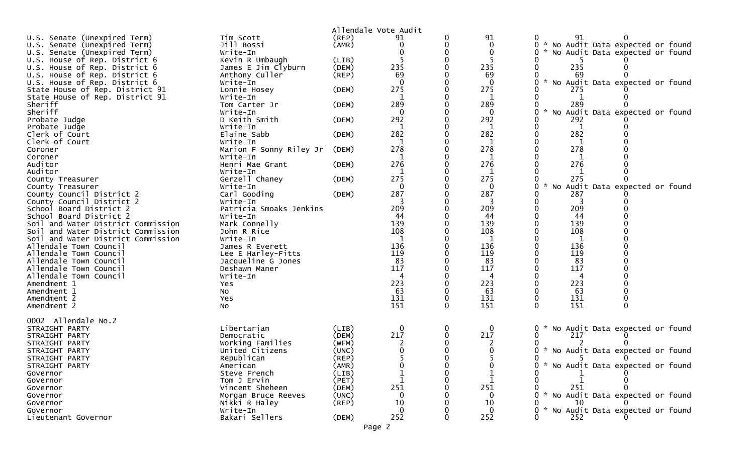Allendale Vote Audit

| Contest | Candidate | Party | | | | | | |
|---|---|---|---|---|---|---|---|---|
| U.S. Senate (Unexpired Term) | Tim Scott | (REP) | 91 | 0 | 91 | 0 | 91 | 0 |
| U.S. Senate (Unexpired Term) | Jill Bossi | (AMR) | 0 | 0 | 0 | 0 | * No Audit Data expected or found | |
| U.S. Senate (Unexpired Term) | Write-In | | 0 | 0 | 0 | 0 | * No Audit Data expected or found | |
| U.S. House of Rep. District 6 | Kevin R Umbaugh | (LIB) | 5 | 0 | 5 | 0 | 5 | 0 |
| U.S. House of Rep. District 6 | James E Jim Clyburn | (DEM) | 235 | 0 | 235 | 0 | 235 | 0 |
| U.S. House of Rep. District 6 | Anthony Culler | (REP) | 69 | 0 | 69 | 0 | 69 | 0 |
| U.S. House of Rep. District 6 | Write-In | | 0 | 0 | 0 | 0 | * No Audit Data expected or found | |
| State House of Rep. District 91 | Lonnie Hosey | (DEM) | 275 | 0 | 275 | 0 | 275 | 0 |
| State House of Rep. District 91 | Write-In | | 1 | 0 | 1 | 0 | 1 | 0 |
| Sheriff | Tom Carter Jr | (DEM) | 289 | 0 | 289 | 0 | 289 | 0 |
| Sheriff | Write-In | | 0 | 0 | 0 | 0 | * No Audit Data expected or found | |
| Probate Judge | D Keith Smith | (DEM) | 292 | 0 | 292 | 0 | 292 | 0 |
| Probate Judge | Write-In | | 1 | 0 | 1 | 0 | 1 | 0 |
| Clerk of Court | Elaine Sabb | (DEM) | 282 | 0 | 282 | 0 | 282 | 0 |
| Clerk of Court | Write-In | | 1 | 0 | 1 | 0 | 1 | 0 |
| Coroner | Marion F Sonny Riley Jr | (DEM) | 278 | 0 | 278 | 0 | 278 | 0 |
| Coroner | Write-In | | 1 | 0 | 1 | 0 | 1 | 0 |
| Auditor | Henri Mae Grant | (DEM) | 276 | 0 | 276 | 0 | 276 | 0 |
| Auditor | Write-In | | 1 | 0 | 1 | 0 | 1 | 0 |
| County Treasurer | Gerzell Chaney | (DEM) | 275 | 0 | 275 | 0 | 275 | 0 |
| County Treasurer | Write-In | | 0 | 0 | 0 | 0 | * No Audit Data expected or found | |
| County Council District 2 | Carl Gooding | (DEM) | 287 | 0 | 287 | 0 | 287 | 0 |
| County Council District 2 | Write-In | | 3 | 0 | 3 | 0 | 3 | 0 |
| School Board District 2 | Patricia Smoaks Jenkins | | 209 | 0 | 209 | 0 | 209 | 0 |
| School Board District 2 | Write-In | | 44 | 0 | 44 | 0 | 44 | 0 |
| Soil and Water District Commission | Mark Connelly | | 139 | 0 | 139 | 0 | 139 | 0 |
| Soil and Water District Commission | John R Rice | | 108 | 0 | 108 | 0 | 108 | 0 |
| Soil and Water District Commission | Write-In | | 1 | 0 | 1 | 0 | 1 | 0 |
| Allendale Town Council | James R Everett | | 136 | 0 | 136 | 0 | 136 | 0 |
| Allendale Town Council | Lee E Harley-Fitts | | 119 | 0 | 119 | 0 | 119 | 0 |
| Allendale Town Council | Jacqueline G Jones | | 83 | 0 | 83 | 0 | 83 | 0 |
| Allendale Town Council | Deshawn Maner | | 117 | 0 | 117 | 0 | 117 | 0 |
| Allendale Town Council | Write-In | | 4 | 0 | 4 | 0 | 4 | 0 |
| Amendment 1 | Yes | | 223 | 0 | 223 | 0 | 223 | 0 |
| Amendment 1 | No | | 63 | 0 | 63 | 0 | 63 | 0 |
| Amendment 2 | Yes | | 131 | 0 | 131 | 0 | 131 | 0 |
| Amendment 2 | No | | 151 | 0 | 151 | 0 | 151 | 0 |

0002 Allendale No.2

| Contest | Candidate | Party | | | | | | |
|---|---|---|---|---|---|---|---|---|
| STRAIGHT PARTY | Libertarian | (LIB) | 0 | 0 | 0 | 0 | * No Audit Data expected or found | |
| STRAIGHT PARTY | Democratic | (DEM) | 217 | 0 | 217 | 0 | 217 | 0 |
| STRAIGHT PARTY | Working Families | (WFM) | 2 | 0 | 2 | 0 | 2 | 0 |
| STRAIGHT PARTY | United Citizens | (UNC) | 0 | 0 | 0 | 0 | * No Audit Data expected or found | |
| STRAIGHT PARTY | Republican | (REP) | 5 | 0 | 5 | 0 | 5 | 0 |
| STRAIGHT PARTY | American | (AMR) | 0 | 0 | 0 | 0 | * No Audit Data expected or found | |
| Governor | Steve French | (LIB) | 1 | 0 | 1 | 0 | 1 | 0 |
| Governor | Tom J Ervin | (PET) | 1 | 0 | 1 | 0 | 1 | 0 |
| Governor | Vincent Sheheen | (DEM) | 251 | 0 | 251 | 0 | 251 | 0 |
| Governor | Morgan Bruce Reeves | (UNC) | 0 | 0 | 0 | 0 | * No Audit Data expected or found | |
| Governor | Nikki R Haley | (REP) | 10 | 0 | 10 | 0 | 10 | 0 |
| Governor | Write-In | | 0 | 0 | 0 | 0 | * No Audit Data expected or found | |
| Lieutenant Governor | Bakari Sellers | (DEM) | 252 | 0 | 252 | 0 | 252 | 0 |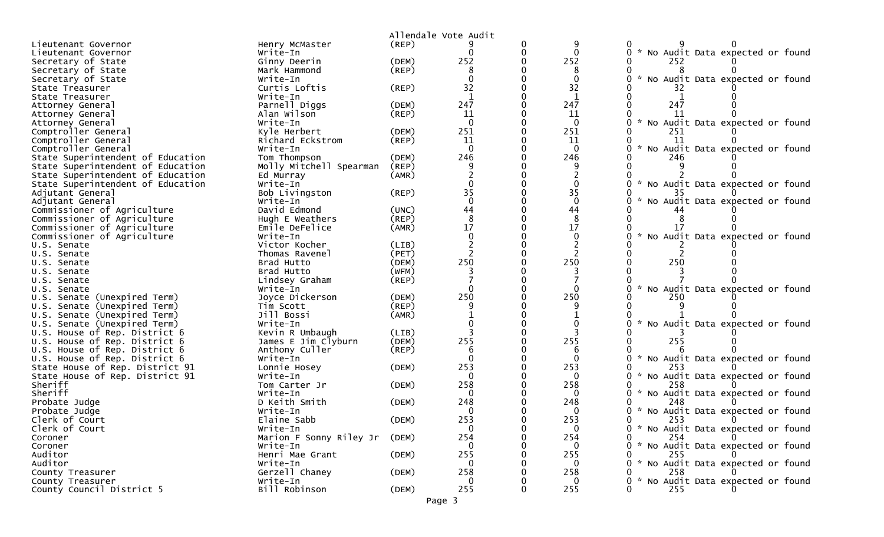Allendale Vote Audit

| Office | Candidate | Party | | | | | | |
|---|---|---|---|---|---|---|---|---|
| Lieutenant Governor | Henry McMaster | (REP) | 9 | 0 | 9 | 0 | 9 | 0 |
| Lieutenant Governor | Write-In | | 0 | 0 | 0 | 0 | * No Audit Data expected or found | |
| Secretary of State | Ginny Deerin | (DEM) | 252 | 0 | 252 | 0 | 252 | 0 |
| Secretary of State | Mark Hammond | (REP) | 8 | 0 | 8 | 0 | 8 | 0 |
| Secretary of State | Write-In | | 0 | 0 | 0 | 0 | * No Audit Data expected or found | |
| State Treasurer | Curtis Loftis | (REP) | 32 | 0 | 32 | 0 | 32 | 0 |
| State Treasurer | Write-In | | 1 | 0 | 1 | 0 | 1 | 0 |
| Attorney General | Parnell Diggs | (DEM) | 247 | 0 | 247 | 0 | 247 | 0 |
| Attorney General | Alan Wilson | (REP) | 11 | 0 | 11 | 0 | 11 | 0 |
| Attorney General | Write-In | | 0 | 0 | 0 | 0 | * No Audit Data expected or found | |
| Comptroller General | Kyle Herbert | (DEM) | 251 | 0 | 251 | 0 | 251 | 0 |
| Comptroller General | Richard Eckstrom | (REP) | 11 | 0 | 11 | 0 | 11 | 0 |
| Comptroller General | Write-In | | 0 | 0 | 0 | 0 | * No Audit Data expected or found | |
| State Superintendent of Education | Tom Thompson | (DEM) | 246 | 0 | 246 | 0 | 246 | 0 |
| State Superintendent of Education | Molly Mitchell Spearman | (REP) | 9 | 0 | 9 | 0 | 9 | 0 |
| State Superintendent of Education | Ed Murray | (AMR) | 2 | 0 | 2 | 0 | 2 | 0 |
| State Superintendent of Education | Write-In | | 0 | 0 | 0 | 0 | * No Audit Data expected or found | |
| Adjutant General | Bob Livingston | (REP) | 35 | 0 | 35 | 0 | 35 | 0 |
| Adjutant General | Write-In | | 0 | 0 | 0 | 0 | * No Audit Data expected or found | |
| Commissioner of Agriculture | David Edmond | (UNC) | 44 | 0 | 44 | 0 | 44 | 0 |
| Commissioner of Agriculture | Hugh E Weathers | (REP) | 8 | 0 | 8 | 0 | 8 | 0 |
| Commissioner of Agriculture | Emile DeFelice | (AMR) | 17 | 0 | 17 | 0 | 17 | 0 |
| Commissioner of Agriculture | Write-In | | 0 | 0 | 0 | 0 | * No Audit Data expected or found | |
| U.S. Senate | Victor Kocher | (LIB) | 2 | 0 | 2 | 0 | 2 | 0 |
| U.S. Senate | Thomas Ravenel | (PET) | 2 | 0 | 2 | 0 | 2 | 0 |
| U.S. Senate | Brad Hutto | (DEM) | 250 | 0 | 250 | 0 | 250 | 0 |
| U.S. Senate | Brad Hutto | (WFM) | 3 | 0 | 3 | 0 | 3 | 0 |
| U.S. Senate | Lindsey Graham | (REP) | 7 | 0 | 7 | 0 | 7 | 0 |
| U.S. Senate | Write-In | | 0 | 0 | 0 | 0 | * No Audit Data expected or found | |
| U.S. Senate (Unexpired Term) | Joyce Dickerson | (DEM) | 250 | 0 | 250 | 0 | 250 | 0 |
| U.S. Senate (Unexpired Term) | Tim Scott | (REP) | 9 | 0 | 9 | 0 | 9 | 0 |
| U.S. Senate (Unexpired Term) | Jill Bossi | (AMR) | 1 | 0 | 1 | 0 | 1 | 0 |
| U.S. Senate (Unexpired Term) | Write-In | | 0 | 0 | 0 | 0 | * No Audit Data expected or found | |
| U.S. House of Rep. District 6 | Kevin R Umbaugh | (LIB) | 3 | 0 | 3 | 0 | 3 | 0 |
| U.S. House of Rep. District 6 | James E Jim Clyburn | (DEM) | 255 | 0 | 255 | 0 | 255 | 0 |
| U.S. House of Rep. District 6 | Anthony Culler | (REP) | 6 | 0 | 6 | 0 | 6 | 0 |
| U.S. House of Rep. District 6 | Write-In | | 0 | 0 | 0 | 0 | * No Audit Data expected or found | |
| State House of Rep. District 91 | Lonnie Hosey | (DEM) | 253 | 0 | 253 | 0 | 253 | 0 |
| State House of Rep. District 91 | Write-In | | 0 | 0 | 0 | 0 | * No Audit Data expected or found | |
| Sheriff | Tom Carter Jr | (DEM) | 258 | 0 | 258 | 0 | 258 | 0 |
| Sheriff | Write-In | | 0 | 0 | 0 | 0 | * No Audit Data expected or found | |
| Probate Judge | D Keith Smith | (DEM) | 248 | 0 | 248 | 0 | 248 | 0 |
| Probate Judge | Write-In | | 0 | 0 | 0 | 0 | * No Audit Data expected or found | |
| Clerk of Court | Elaine Sabb | (DEM) | 253 | 0 | 253 | 0 | 253 | 0 |
| Clerk of Court | Write-In | | 0 | 0 | 0 | 0 | * No Audit Data expected or found | |
| Coroner | Marion F Sonny Riley Jr | (DEM) | 254 | 0 | 254 | 0 | 254 | 0 |
| Coroner | Write-In | | 0 | 0 | 0 | 0 | * No Audit Data expected or found | |
| Auditor | Henri Mae Grant | (DEM) | 255 | 0 | 255 | 0 | 255 | 0 |
| Auditor | Write-In | | 0 | 0 | 0 | 0 | * No Audit Data expected or found | |
| County Treasurer | Gerzell Chaney | (DEM) | 258 | 0 | 258 | 0 | 258 | 0 |
| County Treasurer | Write-In | | 0 | 0 | 0 | 0 | * No Audit Data expected or found | |
| County Council District 5 | Bill Robinson | (DEM) | 255 | 0 | 255 | 0 | 255 | 0 |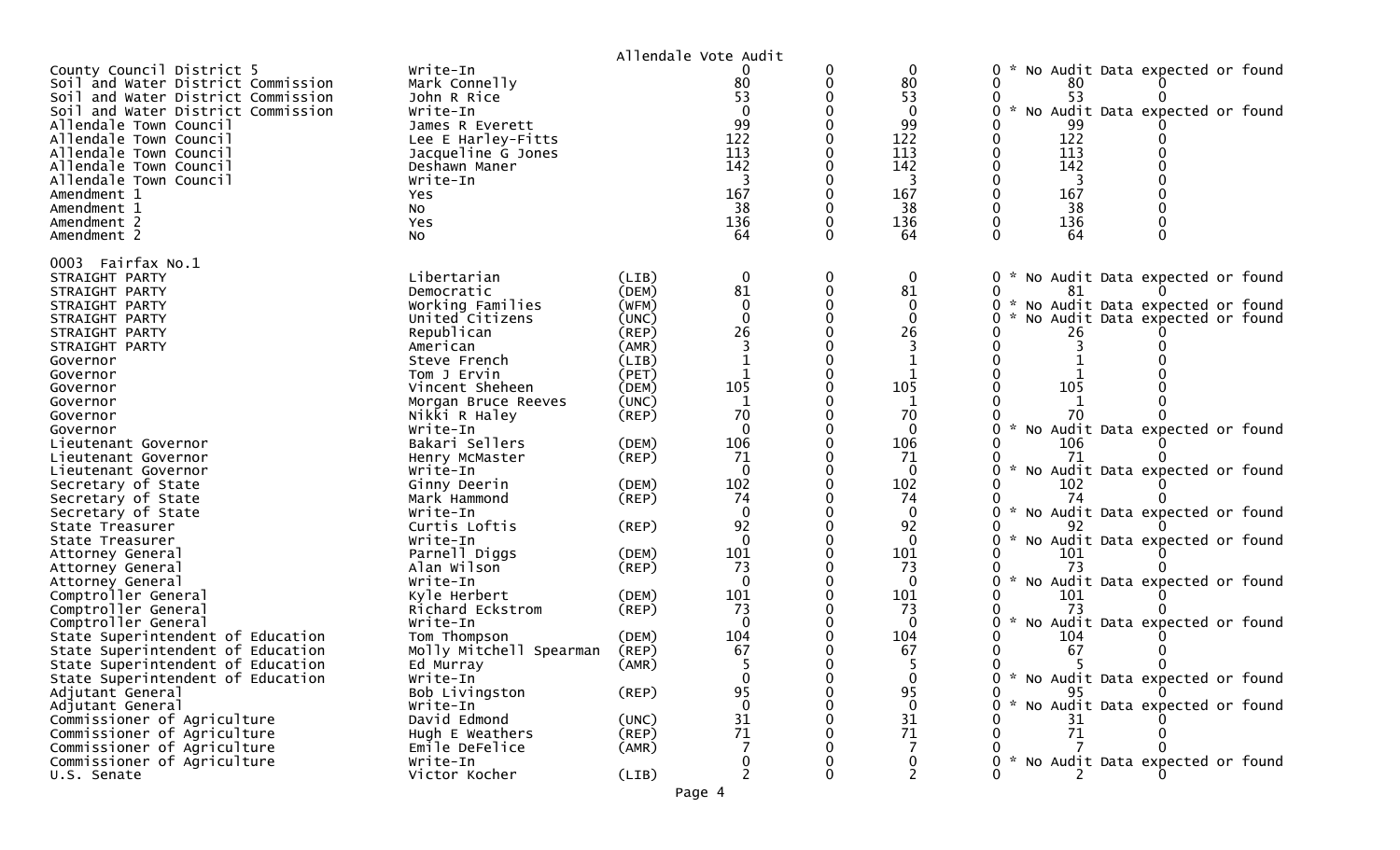Allendale Vote Audit

| Contest | Candidate | Party | Votes | | | | | | Note |
|---|---|---|---|---|---|---|---|---|---|
| County Council District 5 | Write-In | | 0 | 0 | 0 | 0 | | | * No Audit Data expected or found |
| Soil and Water District Commission | Mark Connelly | | 80 | 0 | 80 | 0 | 80 | 0 | |
| Soil and Water District Commission | John R Rice | | 53 | 0 | 53 | 0 | 53 | 0 | |
| Soil and Water District Commission | Write-In | | 0 | 0 | 0 | 0 | | | * No Audit Data expected or found |
| Allendale Town Council | James R Everett | | 99 | 0 | 99 | 0 | 99 | 0 | |
| Allendale Town Council | Lee E Harley-Fitts | | 122 | 0 | 122 | 0 | 122 | 0 | |
| Allendale Town Council | Jacqueline G Jones | | 113 | 0 | 113 | 0 | 113 | 0 | |
| Allendale Town Council | Deshawn Maner | | 142 | 0 | 142 | 0 | 142 | 0 | |
| Allendale Town Council | Write-In | | 3 | 0 | 3 | 0 | 3 | 0 | |
| Amendment 1 | Yes | | 167 | 0 | 167 | 0 | 167 | 0 | |
| Amendment 1 | No | | 38 | 0 | 38 | 0 | 38 | 0 | |
| Amendment 2 | Yes | | 136 | 0 | 136 | 0 | 136 | 0 | |
| Amendment 2 | No | | 64 | 0 | 64 | 0 | 64 | 0 | |
| **0003 Fairfax No.1** | | | | | | | | | |
| STRAIGHT PARTY | Libertarian | (LIB) | 0 | 0 | 0 | 0 | | | * No Audit Data expected or found |
| STRAIGHT PARTY | Democratic | (DEM) | 81 | 0 | 81 | 0 | 81 | 0 | |
| STRAIGHT PARTY | Working Families | (WFM) | 0 | 0 | 0 | 0 | | | * No Audit Data expected or found |
| STRAIGHT PARTY | United Citizens | (UNC) | 0 | 0 | 0 | 0 | | | * No Audit Data expected or found |
| STRAIGHT PARTY | Republican | (REP) | 26 | 0 | 26 | 0 | 26 | 0 | |
| STRAIGHT PARTY | American | (AMR) | 3 | 0 | 3 | 0 | 3 | 0 | |
| Governor | Steve French | (LIB) | 1 | 0 | 1 | 0 | 1 | 0 | |
| Governor | Tom J Ervin | (PET) | 1 | 0 | 1 | 0 | 1 | 0 | |
| Governor | Vincent Sheheen | (DEM) | 105 | 0 | 105 | 0 | 105 | 0 | |
| Governor | Morgan Bruce Reeves | (UNC) | 1 | 0 | 1 | 0 | 1 | 0 | |
| Governor | Nikki R Haley | (REP) | 70 | 0 | 70 | 0 | 70 | 0 | |
| Governor | Write-In | | 0 | 0 | 0 | 0 | | | * No Audit Data expected or found |
| Lieutenant Governor | Bakari Sellers | (DEM) | 106 | 0 | 106 | 0 | 106 | 0 | |
| Lieutenant Governor | Henry McMaster | (REP) | 71 | 0 | 71 | 0 | 71 | 0 | |
| Lieutenant Governor | Write-In | | 0 | 0 | 0 | 0 | | | * No Audit Data expected or found |
| Secretary of State | Ginny Deerin | (DEM) | 102 | 0 | 102 | 0 | 102 | 0 | |
| Secretary of State | Mark Hammond | (REP) | 74 | 0 | 74 | 0 | 74 | 0 | |
| Secretary of State | Write-In | | 0 | 0 | 0 | 0 | | | * No Audit Data expected or found |
| State Treasurer | Curtis Loftis | (REP) | 92 | 0 | 92 | 0 | 92 | 0 | |
| State Treasurer | Write-In | | 0 | 0 | 0 | 0 | | | * No Audit Data expected or found |
| Attorney General | Parnell Diggs | (DEM) | 101 | 0 | 101 | 0 | 101 | 0 | |
| Attorney General | Alan Wilson | (REP) | 73 | 0 | 73 | 0 | 73 | 0 | |
| Attorney General | Write-In | | 0 | 0 | 0 | 0 | | | * No Audit Data expected or found |
| Comptroller General | Kyle Herbert | (DEM) | 101 | 0 | 101 | 0 | 101 | 0 | |
| Comptroller General | Richard Eckstrom | (REP) | 73 | 0 | 73 | 0 | 73 | 0 | |
| Comptroller General | Write-In | | 0 | 0 | 0 | 0 | | | * No Audit Data expected or found |
| State Superintendent of Education | Tom Thompson | (DEM) | 104 | 0 | 104 | 0 | 104 | 0 | |
| State Superintendent of Education | Molly Mitchell Spearman | (REP) | 67 | 0 | 67 | 0 | 67 | 0 | |
| State Superintendent of Education | Ed Murray | (AMR) | 5 | 0 | 5 | 0 | 5 | 0 | |
| State Superintendent of Education | Write-In | | 0 | 0 | 0 | 0 | | | * No Audit Data expected or found |
| Adjutant General | Bob Livingston | (REP) | 95 | 0 | 95 | 0 | 95 | 0 | |
| Adjutant General | Write-In | | 0 | 0 | 0 | 0 | | | * No Audit Data expected or found |
| Commissioner of Agriculture | David Edmond | (UNC) | 31 | 0 | 31 | 0 | 31 | 0 | |
| Commissioner of Agriculture | Hugh E Weathers | (REP) | 71 | 0 | 71 | 0 | 71 | 0 | |
| Commissioner of Agriculture | Emile DeFelice | (AMR) | 7 | 0 | 7 | 0 | 7 | 0 | |
| Commissioner of Agriculture | Write-In | | 0 | 0 | 0 | 0 | | | * No Audit Data expected or found |
| U.S. Senate | Victor Kocher | (LIB) | 2 | 0 | 2 | 0 | 2 | 0 | |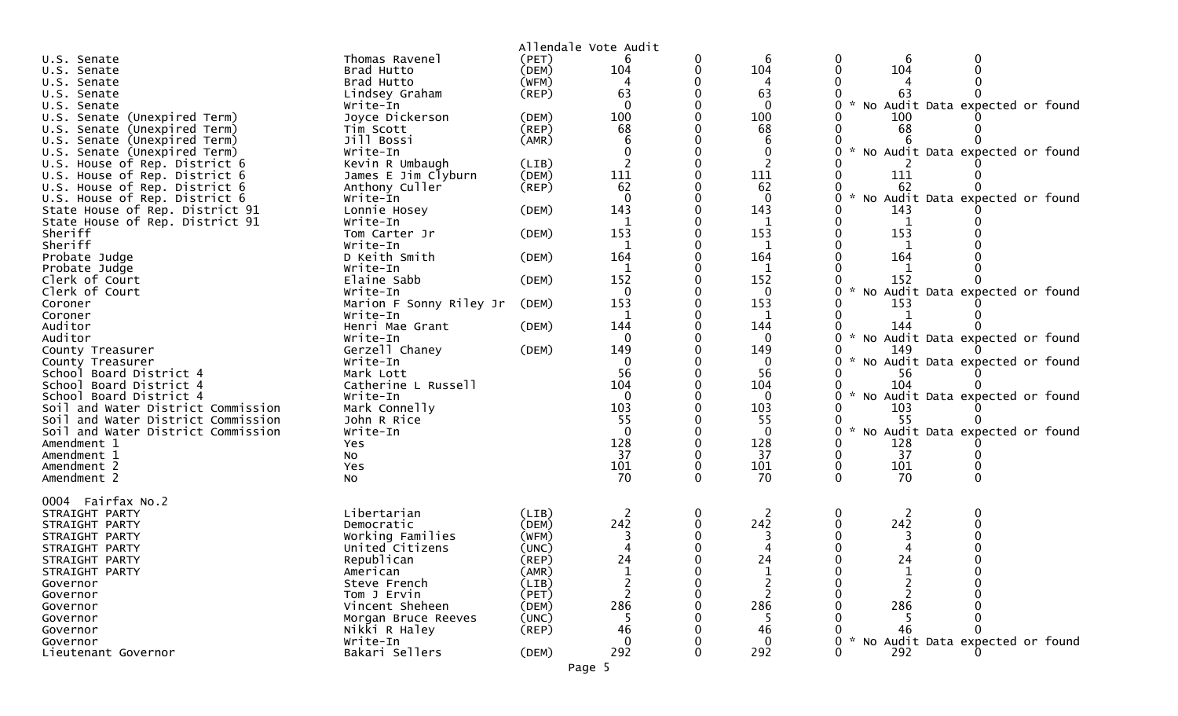Allendale Vote Audit

| Contest | Candidate | Party | | | | | | |
|---|---|---|---|---|---|---|---|---|
| U.S. Senate | Thomas Ravenel | (PET) | 6 | 0 | 6 | 0 | 6 | 0 |
| U.S. Senate | Brad Hutto | (DEM) | 104 | 0 | 104 | 0 | 104 | 0 |
| U.S. Senate | Brad Hutto | (WFM) | 4 | 0 | 4 | 0 | 4 | 0 |
| U.S. Senate | Lindsey Graham | (REP) | 63 | 0 | 63 | 0 | 63 | 0 |
| U.S. Senate | Write-In | | 0 | 0 | 0 | 0 | * No Audit Data expected or found | |
| U.S. Senate (Unexpired Term) | Joyce Dickerson | (DEM) | 100 | 0 | 100 | 0 | 100 | 0 |
| U.S. Senate (Unexpired Term) | Tim Scott | (REP) | 68 | 0 | 68 | 0 | 68 | 0 |
| U.S. Senate (Unexpired Term) | Jill Bossi | (AMR) | 6 | 0 | 6 | 0 | 6 | 0 |
| U.S. Senate (Unexpired Term) | Write-In | | 0 | 0 | 0 | 0 | * No Audit Data expected or found | |
| U.S. House of Rep. District 6 | Kevin R Umbaugh | (LIB) | 2 | 0 | 2 | 0 | 2 | 0 |
| U.S. House of Rep. District 6 | James E Jim Clyburn | (DEM) | 111 | 0 | 111 | 0 | 111 | 0 |
| U.S. House of Rep. District 6 | Anthony Culler | (REP) | 62 | 0 | 62 | 0 | 62 | 0 |
| U.S. House of Rep. District 6 | Write-In | | 0 | 0 | 0 | 0 | * No Audit Data expected or found | |
| State House of Rep. District 91 | Lonnie Hosey | (DEM) | 143 | 0 | 143 | 0 | 143 | 0 |
| State House of Rep. District 91 | Write-In | | 1 | 0 | 1 | 0 | 1 | 0 |
| Sheriff | Tom Carter Jr | (DEM) | 153 | 0 | 153 | 0 | 153 | 0 |
| Sheriff | Write-In | | 1 | 0 | 1 | 0 | 1 | 0 |
| Probate Judge | D Keith Smith | (DEM) | 164 | 0 | 164 | 0 | 164 | 0 |
| Probate Judge | Write-In | | 1 | 0 | 1 | 0 | 1 | 0 |
| Clerk of Court | Elaine Sabb | (DEM) | 152 | 0 | 152 | 0 | 152 | 0 |
| Clerk of Court | Write-In | | 0 | 0 | 0 | 0 | * No Audit Data expected or found | |
| Coroner | Marion F Sonny Riley Jr | (DEM) | 153 | 0 | 153 | 0 | 153 | 0 |
| Coroner | Write-In | | 1 | 0 | 1 | 0 | 1 | 0 |
| Auditor | Henri Mae Grant | (DEM) | 144 | 0 | 144 | 0 | 144 | 0 |
| Auditor | Write-In | | 0 | 0 | 0 | 0 | * No Audit Data expected or found | |
| County Treasurer | Gerzell Chaney | (DEM) | 149 | 0 | 149 | 0 | 149 | 0 |
| County Treasurer | Write-In | | 0 | 0 | 0 | 0 | * No Audit Data expected or found | |
| School Board District 4 | Mark Lott | | 56 | 0 | 56 | 0 | 56 | 0 |
| School Board District 4 | Catherine L Russell | | 104 | 0 | 104 | 0 | 104 | 0 |
| School Board District 4 | Write-In | | 0 | 0 | 0 | 0 | * No Audit Data expected or found | |
| Soil and Water District Commission | Mark Connelly | | 103 | 0 | 103 | 0 | 103 | 0 |
| Soil and Water District Commission | John R Rice | | 55 | 0 | 55 | 0 | 55 | 0 |
| Soil and Water District Commission | Write-In | | 0 | 0 | 0 | 0 | * No Audit Data expected or found | |
| Amendment 1 | Yes | | 128 | 0 | 128 | 0 | 128 | 0 |
| Amendment 1 | No | | 37 | 0 | 37 | 0 | 37 | 0 |
| Amendment 2 | Yes | | 101 | 0 | 101 | 0 | 101 | 0 |
| Amendment 2 | No | | 70 | 0 | 70 | 0 | 70 | 0 |

0004 Fairfax No.2

| Contest | Candidate | Party | | | | | | |
|---|---|---|---|---|---|---|---|---|
| STRAIGHT PARTY | Libertarian | (LIB) | 2 | 0 | 2 | 0 | 2 | 0 |
| STRAIGHT PARTY | Democratic | (DEM) | 242 | 0 | 242 | 0 | 242 | 0 |
| STRAIGHT PARTY | Working Families | (WFM) | 3 | 0 | 3 | 0 | 3 | 0 |
| STRAIGHT PARTY | United Citizens | (UNC) | 4 | 0 | 4 | 0 | 4 | 0 |
| STRAIGHT PARTY | Republican | (REP) | 24 | 0 | 24 | 0 | 24 | 0 |
| STRAIGHT PARTY | American | (AMR) | 1 | 0 | 1 | 0 | 1 | 0 |
| Governor | Steve French | (LIB) | 2 | 0 | 2 | 0 | 2 | 0 |
| Governor | Tom J Ervin | (PET) | 2 | 0 | 2 | 0 | 2 | 0 |
| Governor | Vincent Sheheen | (DEM) | 286 | 0 | 286 | 0 | 286 | 0 |
| Governor | Morgan Bruce Reeves | (UNC) | 5 | 0 | 5 | 0 | 5 | 0 |
| Governor | Nikki R Haley | (REP) | 46 | 0 | 46 | 0 | 46 | 0 |
| Governor | Write-In | | 0 | 0 | 0 | 0 | * No Audit Data expected or found | |
| Lieutenant Governor | Bakari Sellers | (DEM) | 292 | 0 | 292 | 0 | 292 | 0 |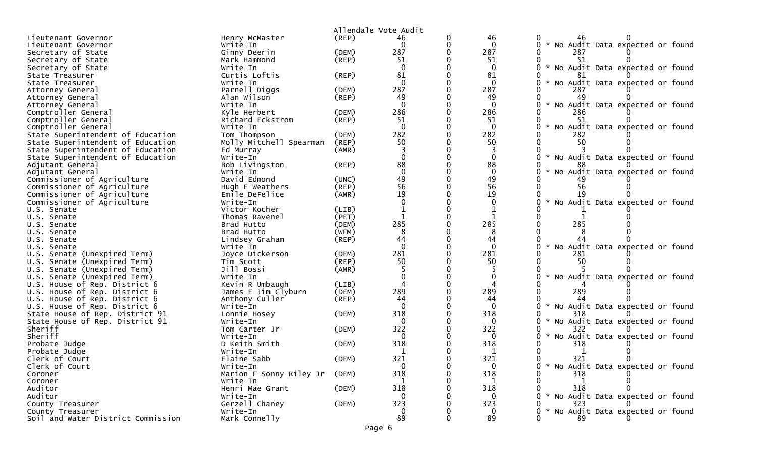Allendale Vote Audit

| Office | Candidate | Party | | | | | | |
|---|---|---|---|---|---|---|---|---|
| Lieutenant Governor | Henry McMaster | (REP) | 46 | 0 | 46 | 0 | 46 | 0 |
| Lieutenant Governor | Write-In | | 0 | 0 | 0 | 0 | * No Audit Data expected or found | |
| Secretary of State | Ginny Deerin | (DEM) | 287 | 0 | 287 | 0 | 287 | 0 |
| Secretary of State | Mark Hammond | (REP) | 51 | 0 | 51 | 0 | 51 | 0 |
| Secretary of State | Write-In | | 0 | 0 | 0 | 0 | * No Audit Data expected or found | |
| State Treasurer | Curtis Loftis | (REP) | 81 | 0 | 81 | 0 | 81 | 0 |
| State Treasurer | Write-In | | 0 | 0 | 0 | 0 | * No Audit Data expected or found | |
| Attorney General | Parnell Diggs | (DEM) | 287 | 0 | 287 | 0 | 287 | 0 |
| Attorney General | Alan Wilson | (REP) | 49 | 0 | 49 | 0 | 49 | 0 |
| Attorney General | Write-In | | 0 | 0 | 0 | 0 | * No Audit Data expected or found | |
| Comptroller General | Kyle Herbert | (DEM) | 286 | 0 | 286 | 0 | 286 | 0 |
| Comptroller General | Richard Eckstrom | (REP) | 51 | 0 | 51 | 0 | 51 | 0 |
| Comptroller General | Write-In | | 0 | 0 | 0 | 0 | * No Audit Data expected or found | |
| State Superintendent of Education | Tom Thompson | (DEM) | 282 | 0 | 282 | 0 | 282 | 0 |
| State Superintendent of Education | Molly Mitchell Spearman | (REP) | 50 | 0 | 50 | 0 | 50 | 0 |
| State Superintendent of Education | Ed Murray | (AMR) | 3 | 0 | 3 | 0 | 3 | 0 |
| State Superintendent of Education | Write-In | | 0 | 0 | 0 | 0 | * No Audit Data expected or found | |
| Adjutant General | Bob Livingston | (REP) | 88 | 0 | 88 | 0 | 88 | 0 |
| Adjutant General | Write-In | | 0 | 0 | 0 | 0 | * No Audit Data expected or found | |
| Commissioner of Agriculture | David Edmond | (UNC) | 49 | 0 | 49 | 0 | 49 | 0 |
| Commissioner of Agriculture | Hugh E Weathers | (REP) | 56 | 0 | 56 | 0 | 56 | 0 |
| Commissioner of Agriculture | Emile DeFelice | (AMR) | 19 | 0 | 19 | 0 | 19 | 0 |
| Commissioner of Agriculture | Write-In | | 0 | 0 | 0 | 0 | * No Audit Data expected or found | |
| U.S. Senate | Victor Kocher | (LIB) | 1 | 0 | 1 | 0 | 1 | 0 |
| U.S. Senate | Thomas Ravenel | (PET) | 1 | 0 | 1 | 0 | 1 | 0 |
| U.S. Senate | Brad Hutto | (DEM) | 285 | 0 | 285 | 0 | 285 | 0 |
| U.S. Senate | Brad Hutto | (WFM) | 8 | 0 | 8 | 0 | 8 | 0 |
| U.S. Senate | Lindsey Graham | (REP) | 44 | 0 | 44 | 0 | 44 | 0 |
| U.S. Senate | Write-In | | 0 | 0 | 0 | 0 | * No Audit Data expected or found | |
| U.S. Senate (Unexpired Term) | Joyce Dickerson | (DEM) | 281 | 0 | 281 | 0 | 281 | 0 |
| U.S. Senate (Unexpired Term) | Tim Scott | (REP) | 50 | 0 | 50 | 0 | 50 | 0 |
| U.S. Senate (Unexpired Term) | Jill Bossi | (AMR) | 5 | 0 | 5 | 0 | 5 | 0 |
| U.S. Senate (Unexpired Term) | Write-In | | 0 | 0 | 0 | 0 | * No Audit Data expected or found | |
| U.S. House of Rep. District 6 | Kevin R Umbaugh | (LIB) | 4 | 0 | 4 | 0 | 4 | 0 |
| U.S. House of Rep. District 6 | James E Jim Clyburn | (DEM) | 289 | 0 | 289 | 0 | 289 | 0 |
| U.S. House of Rep. District 6 | Anthony Culler | (REP) | 44 | 0 | 44 | 0 | 44 | 0 |
| U.S. House of Rep. District 6 | Write-In | | 0 | 0 | 0 | 0 | * No Audit Data expected or found | |
| State House of Rep. District 91 | Lonnie Hosey | (DEM) | 318 | 0 | 318 | 0 | 318 | 0 |
| State House of Rep. District 91 | Write-In | | 0 | 0 | 0 | 0 | * No Audit Data expected or found | |
| Sheriff | Tom Carter Jr | (DEM) | 322 | 0 | 322 | 0 | 322 | 0 |
| Sheriff | Write-In | | 0 | 0 | 0 | 0 | * No Audit Data expected or found | |
| Probate Judge | D Keith Smith | (DEM) | 318 | 0 | 318 | 0 | 318 | 0 |
| Probate Judge | Write-In | | 1 | 0 | 1 | 0 | 1 | 0 |
| Clerk of Court | Elaine Sabb | (DEM) | 321 | 0 | 321 | 0 | 321 | 0 |
| Clerk of Court | Write-In | | 0 | 0 | 0 | 0 | * No Audit Data expected or found | |
| Coroner | Marion F Sonny Riley Jr | (DEM) | 318 | 0 | 318 | 0 | 318 | 0 |
| Coroner | Write-In | | 1 | 0 | 1 | 0 | 1 | 0 |
| Auditor | Henri Mae Grant | (DEM) | 318 | 0 | 318 | 0 | 318 | 0 |
| Auditor | Write-In | | 0 | 0 | 0 | 0 | * No Audit Data expected or found | |
| County Treasurer | Gerzell Chaney | (DEM) | 323 | 0 | 323 | 0 | 323 | 0 |
| County Treasurer | Write-In | | 0 | 0 | 0 | 0 | * No Audit Data expected or found | |
| Soil and Water District Commission | Mark Connelly | | 89 | 0 | 89 | 0 | 89 | 0 |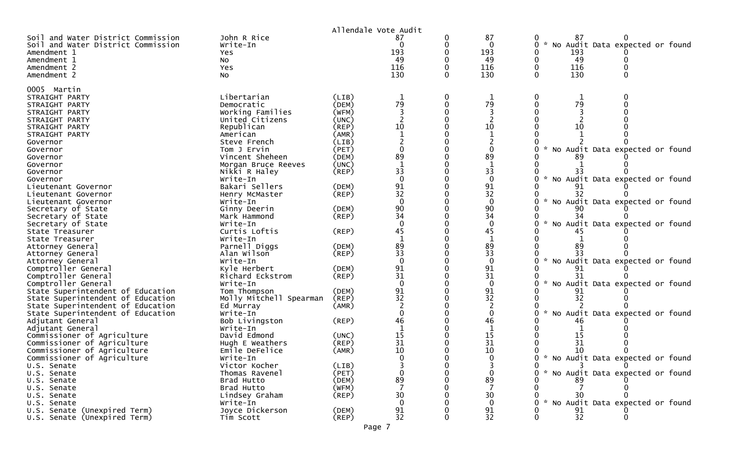Allendale Vote Audit

| | | | | | | | | |
|---|---|---|---|---|---|---|---|---|
| Soil and Water District Commission | John R Rice | | 87 | 0 | 87 | 0 | 87 | 0 |
| Soil and Water District Commission | Write-In | | 0 | 0 | 0 | 0 | * No Audit Data expected or found | |
| Amendment 1 | Yes | | 193 | 0 | 193 | 0 | 193 | 0 |
| Amendment 1 | No | | 49 | 0 | 49 | 0 | 49 | 0 |
| Amendment 2 | Yes | | 116 | 0 | 116 | 0 | 116 | 0 |
| Amendment 2 | No | | 130 | 0 | 130 | 0 | 130 | 0 |

0005 Martin

| | | | | | | | | |
|---|---|---|---|---|---|---|---|---|
| STRAIGHT PARTY | Libertarian | (LIB) | 1 | 0 | 1 | 0 | 1 | 0 |
| STRAIGHT PARTY | Democratic | (DEM) | 79 | 0 | 79 | 0 | 79 | 0 |
| STRAIGHT PARTY | Working Families | (WFM) | 3 | 0 | 3 | 0 | 3 | 0 |
| STRAIGHT PARTY | United Citizens | (UNC) | 2 | 0 | 2 | 0 | 2 | 0 |
| STRAIGHT PARTY | Republican | (REP) | 10 | 0 | 10 | 0 | 10 | 0 |
| STRAIGHT PARTY | American | (AMR) | 1 | 0 | 1 | 0 | 1 | 0 |
| Governor | Steve French | (LIB) | 2 | 0 | 2 | 0 | 2 | 0 |
| Governor | Tom J Ervin | (PET) | 0 | 0 | 0 | 0 | * No Audit Data expected or found | |
| Governor | Vincent Sheheen | (DEM) | 89 | 0 | 89 | 0 | 89 | 0 |
| Governor | Morgan Bruce Reeves | (UNC) | 1 | 0 | 1 | 0 | 1 | 0 |
| Governor | Nikki R Haley | (REP) | 33 | 0 | 33 | 0 | 33 | 0 |
| Governor | Write-In | | 0 | 0 | 0 | 0 | * No Audit Data expected or found | |
| Lieutenant Governor | Bakari Sellers | (DEM) | 91 | 0 | 91 | 0 | 91 | 0 |
| Lieutenant Governor | Henry McMaster | (REP) | 32 | 0 | 32 | 0 | 32 | 0 |
| Lieutenant Governor | Write-In | | 0 | 0 | 0 | 0 | * No Audit Data expected or found | |
| Secretary of State | Ginny Deerin | (DEM) | 90 | 0 | 90 | 0 | 90 | 0 |
| Secretary of State | Mark Hammond | (REP) | 34 | 0 | 34 | 0 | 34 | 0 |
| Secretary of State | Write-In | | 0 | 0 | 0 | 0 | * No Audit Data expected or found | |
| State Treasurer | Curtis Loftis | (REP) | 45 | 0 | 45 | 0 | 45 | 0 |
| State Treasurer | Write-In | | 1 | 0 | 1 | 0 | 1 | 0 |
| Attorney General | Parnell Diggs | (DEM) | 89 | 0 | 89 | 0 | 89 | 0 |
| Attorney General | Alan Wilson | (REP) | 33 | 0 | 33 | 0 | 33 | 0 |
| Attorney General | Write-In | | 0 | 0 | 0 | 0 | * No Audit Data expected or found | |
| Comptroller General | Kyle Herbert | (DEM) | 91 | 0 | 91 | 0 | 91 | 0 |
| Comptroller General | Richard Eckstrom | (REP) | 31 | 0 | 31 | 0 | 31 | 0 |
| Comptroller General | Write-In | | 0 | 0 | 0 | 0 | * No Audit Data expected or found | |
| State Superintendent of Education | Tom Thompson | (DEM) | 91 | 0 | 91 | 0 | 91 | 0 |
| State Superintendent of Education | Molly Mitchell Spearman | (REP) | 32 | 0 | 32 | 0 | 32 | 0 |
| State Superintendent of Education | Ed Murray | (AMR) | 2 | 0 | 2 | 0 | 2 | 0 |
| State Superintendent of Education | Write-In | | 0 | 0 | 0 | 0 | * No Audit Data expected or found | |
| Adjutant General | Bob Livingston | (REP) | 46 | 0 | 46 | 0 | 46 | 0 |
| Adjutant General | Write-In | | 1 | 0 | 1 | 0 | 1 | 0 |
| Commissioner of Agriculture | David Edmond | (UNC) | 15 | 0 | 15 | 0 | 15 | 0 |
| Commissioner of Agriculture | Hugh E Weathers | (REP) | 31 | 0 | 31 | 0 | 31 | 0 |
| Commissioner of Agriculture | Emile DeFelice | (AMR) | 10 | 0 | 10 | 0 | 10 | 0 |
| Commissioner of Agriculture | Write-In | | 0 | 0 | 0 | 0 | * No Audit Data expected or found | |
| U.S. Senate | Victor Kocher | (LIB) | 3 | 0 | 3 | 0 | 3 | 0 |
| U.S. Senate | Thomas Ravenel | (PET) | 0 | 0 | 0 | 0 | * No Audit Data expected or found | |
| U.S. Senate | Brad Hutto | (DEM) | 89 | 0 | 89 | 0 | 89 | 0 |
| U.S. Senate | Brad Hutto | (WFM) | 7 | 0 | 7 | 0 | 7 | 0 |
| U.S. Senate | Lindsey Graham | (REP) | 30 | 0 | 30 | 0 | 30 | 0 |
| U.S. Senate | Write-In | | 0 | 0 | 0 | 0 | * No Audit Data expected or found | |
| U.S. Senate (Unexpired Term) | Joyce Dickerson | (DEM) | 91 | 0 | 91 | 0 | 91 | 0 |
| U.S. Senate (Unexpired Term) | Tim Scott | (REP) | 32 | 0 | 32 | 0 | 32 | 0 |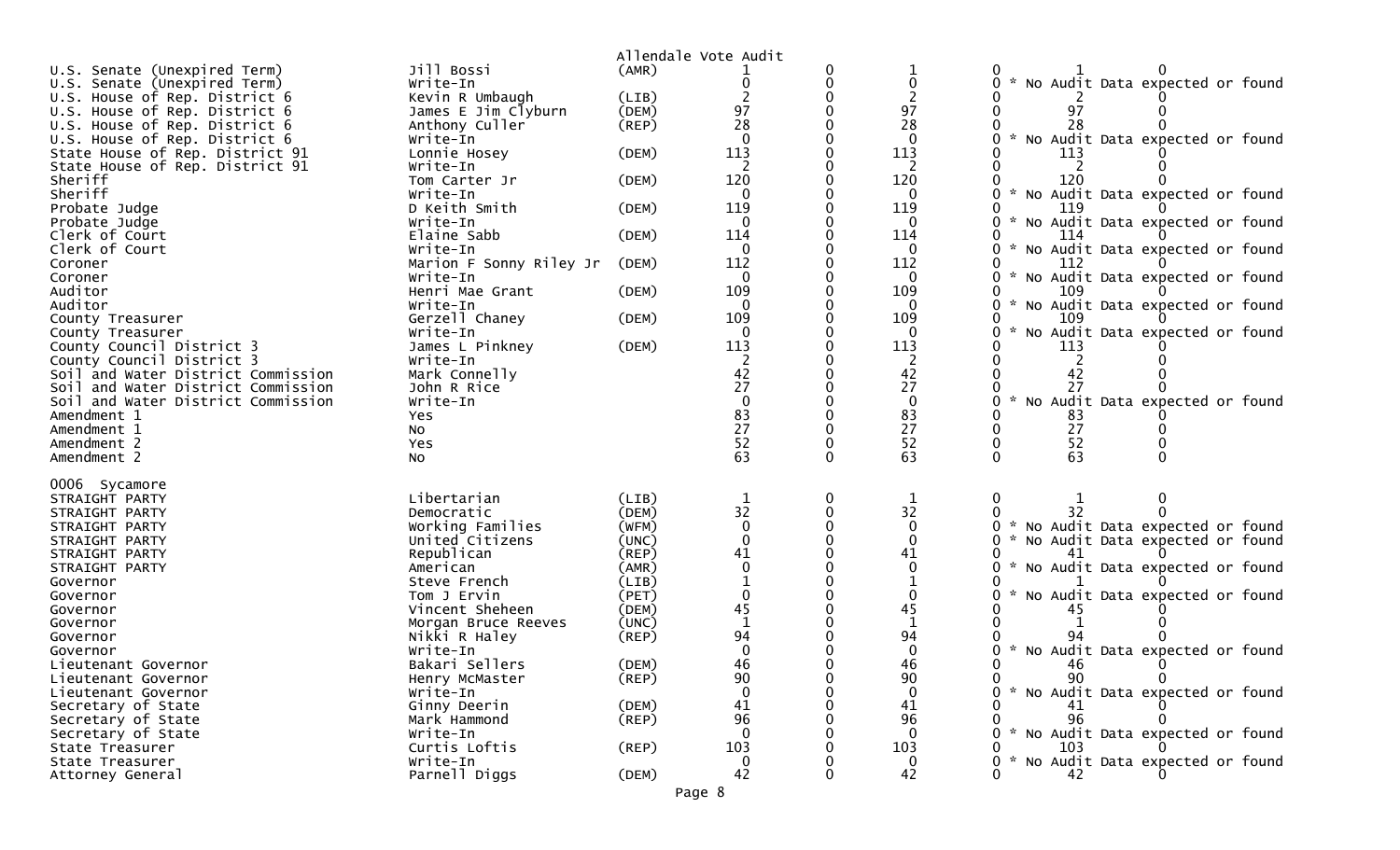Allendale Vote Audit

| Contest | Candidate | Party | | | | | | |
|---|---|---|---|---|---|---|---|---|
| U.S. Senate (Unexpired Term) | Jill Bossi | (AMR) | 1 | 0 | 1 | 0 | 1 | 0 |
| U.S. Senate (Unexpired Term) | Write-In | | 0 | 0 | 0 | 0 | * No Audit Data expected or found | |
| U.S. House of Rep. District 6 | Kevin R Umbaugh | (LIB) | 2 | 0 | 2 | 0 | 2 | 0 |
| U.S. House of Rep. District 6 | James E Jim Clyburn | (DEM) | 97 | 0 | 97 | 0 | 97 | 0 |
| U.S. House of Rep. District 6 | Anthony Culler | (REP) | 28 | 0 | 28 | 0 | 28 | 0 |
| U.S. House of Rep. District 6 | Write-In | | 0 | 0 | 0 | 0 | * No Audit Data expected or found | |
| State House of Rep. District 91 | Lonnie Hosey | (DEM) | 113 | 0 | 113 | 0 | 113 | 0 |
| State House of Rep. District 91 | Write-In | | 2 | 0 | 2 | 0 | 2 | 0 |
| Sheriff | Tom Carter Jr | (DEM) | 120 | 0 | 120 | 0 | 120 | 0 |
| Sheriff | Write-In | | 0 | 0 | 0 | 0 | * No Audit Data expected or found | |
| Probate Judge | D Keith Smith | (DEM) | 119 | 0 | 119 | 0 | 119 | 0 |
| Probate Judge | Write-In | | 0 | 0 | 0 | 0 | * No Audit Data expected or found | |
| Clerk of Court | Elaine Sabb | (DEM) | 114 | 0 | 114 | 0 | 114 | 0 |
| Clerk of Court | Write-In | | 0 | 0 | 0 | 0 | * No Audit Data expected or found | |
| Coroner | Marion F Sonny Riley Jr | (DEM) | 112 | 0 | 112 | 0 | 112 | 0 |
| Coroner | Write-In | | 0 | 0 | 0 | 0 | * No Audit Data expected or found | |
| Auditor | Henri Mae Grant | (DEM) | 109 | 0 | 109 | 0 | 109 | 0 |
| Auditor | Write-In | | 0 | 0 | 0 | 0 | * No Audit Data expected or found | |
| County Treasurer | Gerzell Chaney | (DEM) | 109 | 0 | 109 | 0 | 109 | 0 |
| County Treasurer | Write-In | | 0 | 0 | 0 | 0 | * No Audit Data expected or found | |
| County Council District 3 | James L Pinkney | (DEM) | 113 | 0 | 113 | 0 | 113 | 0 |
| County Council District 3 | Write-In | | 2 | 0 | 2 | 0 | 2 | 0 |
| Soil and Water District Commission | Mark Connelly | | 42 | 0 | 42 | 0 | 42 | 0 |
| Soil and Water District Commission | John R Rice | | 27 | 0 | 27 | 0 | 27 | 0 |
| Soil and Water District Commission | Write-In | | 0 | 0 | 0 | 0 | * No Audit Data expected or found | |
| Amendment 1 | Yes | | 83 | 0 | 83 | 0 | 83 | 0 |
| Amendment 1 | No | | 27 | 0 | 27 | 0 | 27 | 0 |
| Amendment 2 | Yes | | 52 | 0 | 52 | 0 | 52 | 0 |
| Amendment 2 | No | | 63 | 0 | 63 | 0 | 63 | 0 |

0006 Sycamore

| Contest | Candidate | Party | | | | | | |
|---|---|---|---|---|---|---|---|---|
| STRAIGHT PARTY | Libertarian | (LIB) | 1 | 0 | 1 | 0 | 1 | 0 |
| STRAIGHT PARTY | Democratic | (DEM) | 32 | 0 | 32 | 0 | 32 | 0 |
| STRAIGHT PARTY | Working Families | (WFM) | 0 | 0 | 0 | 0 | * No Audit Data expected or found | |
| STRAIGHT PARTY | United Citizens | (UNC) | 0 | 0 | 0 | 0 | * No Audit Data expected or found | |
| STRAIGHT PARTY | Republican | (REP) | 41 | 0 | 41 | 0 | 41 | 0 |
| STRAIGHT PARTY | American | (AMR) | 0 | 0 | 0 | 0 | * No Audit Data expected or found | |
| Governor | Steve French | (LIB) | 1 | 0 | 1 | 0 | 1 | 0 |
| Governor | Tom J Ervin | (PET) | 0 | 0 | 0 | 0 | * No Audit Data expected or found | |
| Governor | Vincent Sheheen | (DEM) | 45 | 0 | 45 | 0 | 45 | 0 |
| Governor | Morgan Bruce Reeves | (UNC) | 1 | 0 | 1 | 0 | 1 | 0 |
| Governor | Nikki R Haley | (REP) | 94 | 0 | 94 | 0 | 94 | 0 |
| Governor | Write-In | | 0 | 0 | 0 | 0 | * No Audit Data expected or found | |
| Lieutenant Governor | Bakari Sellers | (DEM) | 46 | 0 | 46 | 0 | 46 | 0 |
| Lieutenant Governor | Henry McMaster | (REP) | 90 | 0 | 90 | 0 | 90 | 0 |
| Lieutenant Governor | Write-In | | 0 | 0 | 0 | 0 | * No Audit Data expected or found | |
| Secretary of State | Ginny Deerin | (DEM) | 41 | 0 | 41 | 0 | 41 | 0 |
| Secretary of State | Mark Hammond | (REP) | 96 | 0 | 96 | 0 | 96 | 0 |
| Secretary of State | Write-In | | 0 | 0 | 0 | 0 | * No Audit Data expected or found | |
| State Treasurer | Curtis Loftis | (REP) | 103 | 0 | 103 | 0 | 103 | 0 |
| State Treasurer | Write-In | | 0 | 0 | 0 | 0 | * No Audit Data expected or found | |
| Attorney General | Parnell Diggs | (DEM) | 42 | 0 | 42 | 0 | 42 | 0 |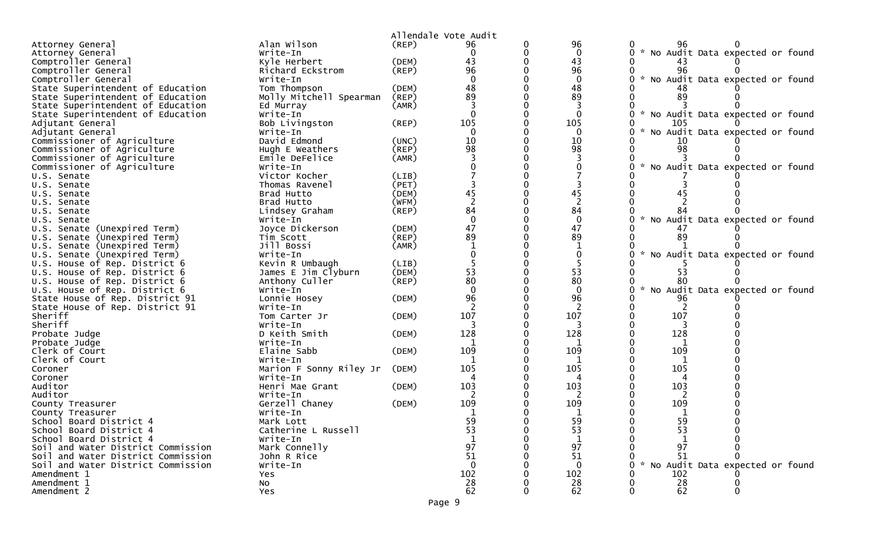Allendale Vote Audit

| Office | Candidate | Party | | | | | | |
|---|---|---|---|---|---|---|---|---|
| Attorney General | Alan Wilson | (REP) | 96 | 0 | 96 | 0 | 96 | 0 |
| Attorney General | Write-In | | 0 | 0 | 0 | 0 | * No Audit Data expected or found | |
| Comptroller General | Kyle Herbert | (DEM) | 43 | 0 | 43 | 0 | 43 | 0 |
| Comptroller General | Richard Eckstrom | (REP) | 96 | 0 | 96 | 0 | 96 | 0 |
| Comptroller General | Write-In | | 0 | 0 | 0 | 0 | * No Audit Data expected or found | |
| State Superintendent of Education | Tom Thompson | (DEM) | 48 | 0 | 48 | 0 | 48 | 0 |
| State Superintendent of Education | Molly Mitchell Spearman | (REP) | 89 | 0 | 89 | 0 | 89 | 0 |
| State Superintendent of Education | Ed Murray | (AMR) | 3 | 0 | 3 | 0 | 3 | 0 |
| State Superintendent of Education | Write-In | | 0 | 0 | 0 | 0 | * No Audit Data expected or found | |
| Adjutant General | Bob Livingston | (REP) | 105 | 0 | 105 | 0 | 105 | 0 |
| Adjutant General | Write-In | | 0 | 0 | 0 | 0 | * No Audit Data expected or found | |
| Commissioner of Agriculture | David Edmond | (UNC) | 10 | 0 | 10 | 0 | 10 | 0 |
| Commissioner of Agriculture | Hugh E Weathers | (REP) | 98 | 0 | 98 | 0 | 98 | 0 |
| Commissioner of Agriculture | Emile DeFelice | (AMR) | 3 | 0 | 3 | 0 | 3 | 0 |
| Commissioner of Agriculture | Write-In | | 0 | 0 | 0 | 0 | * No Audit Data expected or found | |
| U.S. Senate | Victor Kocher | (LIB) | 7 | 0 | 7 | 0 | 7 | 0 |
| U.S. Senate | Thomas Ravenel | (PET) | 3 | 0 | 3 | 0 | 3 | 0 |
| U.S. Senate | Brad Hutto | (DEM) | 45 | 0 | 45 | 0 | 45 | 0 |
| U.S. Senate | Brad Hutto | (WFM) | 2 | 0 | 2 | 0 | 2 | 0 |
| U.S. Senate | Lindsey Graham | (REP) | 84 | 0 | 84 | 0 | 84 | 0 |
| U.S. Senate | Write-In | | 0 | 0 | 0 | 0 | * No Audit Data expected or found | |
| U.S. Senate (Unexpired Term) | Joyce Dickerson | (DEM) | 47 | 0 | 47 | 0 | 47 | 0 |
| U.S. Senate (Unexpired Term) | Tim Scott | (REP) | 89 | 0 | 89 | 0 | 89 | 0 |
| U.S. Senate (Unexpired Term) | Jill Bossi | (AMR) | 1 | 0 | 1 | 0 | 1 | 0 |
| U.S. Senate (Unexpired Term) | Write-In | | 0 | 0 | 0 | 0 | * No Audit Data expected or found | |
| U.S. House of Rep. District 6 | Kevin R Umbaugh | (LIB) | 5 | 0 | 5 | 0 | 5 | 0 |
| U.S. House of Rep. District 6 | James E Jim Clyburn | (DEM) | 53 | 0 | 53 | 0 | 53 | 0 |
| U.S. House of Rep. District 6 | Anthony Culler | (REP) | 80 | 0 | 80 | 0 | 80 | 0 |
| U.S. House of Rep. District 6 | Write-In | | 0 | 0 | 0 | 0 | * No Audit Data expected or found | |
| State House of Rep. District 91 | Lonnie Hosey | (DEM) | 96 | 0 | 96 | 0 | 96 | 0 |
| State House of Rep. District 91 | Write-In | | 2 | 0 | 2 | 0 | 2 | 0 |
| Sheriff | Tom Carter Jr | (DEM) | 107 | 0 | 107 | 0 | 107 | 0 |
| Sheriff | Write-In | | 3 | 0 | 3 | 0 | 3 | 0 |
| Probate Judge | D Keith Smith | (DEM) | 128 | 0 | 128 | 0 | 128 | 0 |
| Probate Judge | Write-In | | 1 | 0 | 1 | 0 | 1 | 0 |
| Clerk of Court | Elaine Sabb | (DEM) | 109 | 0 | 109 | 0 | 109 | 0 |
| Clerk of Court | Write-In | | 1 | 0 | 1 | 0 | 1 | 0 |
| Coroner | Marion F Sonny Riley Jr | (DEM) | 105 | 0 | 105 | 0 | 105 | 0 |
| Coroner | Write-In | | 4 | 0 | 4 | 0 | 4 | 0 |
| Auditor | Henri Mae Grant | (DEM) | 103 | 0 | 103 | 0 | 103 | 0 |
| Auditor | Write-In | | 2 | 0 | 2 | 0 | 2 | 0 |
| County Treasurer | Gerzell Chaney | (DEM) | 109 | 0 | 109 | 0 | 109 | 0 |
| County Treasurer | Write-In | | 1 | 0 | 1 | 0 | 1 | 0 |
| School Board District 4 | Mark Lott | | 59 | 0 | 59 | 0 | 59 | 0 |
| School Board District 4 | Catherine L Russell | | 53 | 0 | 53 | 0 | 53 | 0 |
| School Board District 4 | Write-In | | 1 | 0 | 1 | 0 | 1 | 0 |
| Soil and Water District Commission | Mark Connelly | | 97 | 0 | 97 | 0 | 97 | 0 |
| Soil and Water District Commission | John R Rice | | 51 | 0 | 51 | 0 | 51 | 0 |
| Soil and Water District Commission | Write-In | | 0 | 0 | 0 | 0 | * No Audit Data expected or found | |
| Amendment 1 | Yes | | 102 | 0 | 102 | 0 | 102 | 0 |
| Amendment 1 | No | | 28 | 0 | 28 | 0 | 28 | 0 |
| Amendment 2 | Yes | | 62 | 0 | 62 | 0 | 62 | 0 |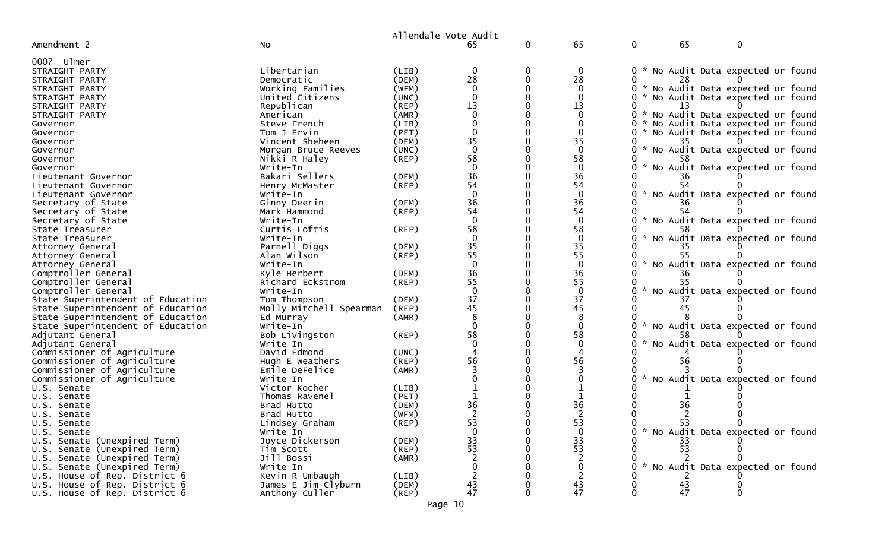Allendale Vote Audit

| Contest | Candidate | Party | | | | | | |
|---|---|---|---|---|---|---|---|---|
| Amendment 2 | No | | 65 | 0 | 65 | 0 | 65 | 0 |
| **0007 Ulmer** | | | | | | | | |
| STRAIGHT PARTY | Libertarian | (LIB) | 0 | 0 | 0 | 0 | * No Audit Data expected or found | |
| STRAIGHT PARTY | Democratic | (DEM) | 28 | 0 | 28 | 0 | 28 | 0 |
| STRAIGHT PARTY | Working Families | (WFM) | 0 | 0 | 0 | 0 | * No Audit Data expected or found | |
| STRAIGHT PARTY | United Citizens | (UNC) | 0 | 0 | 0 | 0 | * No Audit Data expected or found | |
| STRAIGHT PARTY | Republican | (REP) | 13 | 0 | 13 | 0 | 13 | 0 |
| STRAIGHT PARTY | American | (AMR) | 0 | 0 | 0 | 0 | * No Audit Data expected or found | |
| Governor | Steve French | (LIB) | 0 | 0 | 0 | 0 | * No Audit Data expected or found | |
| Governor | Tom J Ervin | (PET) | 0 | 0 | 0 | 0 | * No Audit Data expected or found | |
| Governor | Vincent Sheheen | (DEM) | 35 | 0 | 35 | 0 | 35 | 0 |
| Governor | Morgan Bruce Reeves | (UNC) | 0 | 0 | 0 | 0 | * No Audit Data expected or found | |
| Governor | Nikki R Haley | (REP) | 58 | 0 | 58 | 0 | 58 | 0 |
| Governor | Write-In | | 0 | 0 | 0 | 0 | * No Audit Data expected or found | |
| Lieutenant Governor | Bakari Sellers | (DEM) | 36 | 0 | 36 | 0 | 36 | 0 |
| Lieutenant Governor | Henry McMaster | (REP) | 54 | 0 | 54 | 0 | 54 | 0 |
| Lieutenant Governor | Write-In | | 0 | 0 | 0 | 0 | * No Audit Data expected or found | |
| Secretary of State | Ginny Deerin | (DEM) | 36 | 0 | 36 | 0 | 36 | 0 |
| Secretary of State | Mark Hammond | (REP) | 54 | 0 | 54 | 0 | 54 | 0 |
| Secretary of State | Write-In | | 0 | 0 | 0 | 0 | * No Audit Data expected or found | |
| State Treasurer | Curtis Loftis | (REP) | 58 | 0 | 58 | 0 | 58 | 0 |
| State Treasurer | Write-In | | 0 | 0 | 0 | 0 | * No Audit Data expected or found | |
| Attorney General | Parnell Diggs | (DEM) | 35 | 0 | 35 | 0 | 35 | 0 |
| Attorney General | Alan Wilson | (REP) | 55 | 0 | 55 | 0 | 55 | 0 |
| Attorney General | Write-In | | 0 | 0 | 0 | 0 | * No Audit Data expected or found | |
| Comptroller General | Kyle Herbert | (DEM) | 36 | 0 | 36 | 0 | 36 | 0 |
| Comptroller General | Richard Eckstrom | (REP) | 55 | 0 | 55 | 0 | 55 | 0 |
| Comptroller General | Write-In | | 0 | 0 | 0 | 0 | * No Audit Data expected or found | |
| State Superintendent of Education | Tom Thompson | (DEM) | 37 | 0 | 37 | 0 | 37 | 0 |
| State Superintendent of Education | Molly Mitchell Spearman | (REP) | 45 | 0 | 45 | 0 | 45 | 0 |
| State Superintendent of Education | Ed Murray | (AMR) | 8 | 0 | 8 | 0 | 8 | 0 |
| State Superintendent of Education | Write-In | | 0 | 0 | 0 | 0 | * No Audit Data expected or found | |
| Adjutant General | Bob Livingston | (REP) | 58 | 0 | 58 | 0 | 58 | 0 |
| Adjutant General | Write-In | | 0 | 0 | 0 | 0 | * No Audit Data expected or found | |
| Commissioner of Agriculture | David Edmond | (UNC) | 4 | 0 | 4 | 0 | 4 | 0 |
| Commissioner of Agriculture | Hugh E Weathers | (REP) | 56 | 0 | 56 | 0 | 56 | 0 |
| Commissioner of Agriculture | Emile DeFelice | (AMR) | 3 | 0 | 3 | 0 | 3 | 0 |
| Commissioner of Agriculture | Write-In | | 0 | 0 | 0 | 0 | * No Audit Data expected or found | |
| U.S. Senate | Victor Kocher | (LIB) | 1 | 0 | 1 | 0 | 1 | 0 |
| U.S. Senate | Thomas Ravenel | (PET) | 1 | 0 | 1 | 0 | 1 | 0 |
| U.S. Senate | Brad Hutto | (DEM) | 36 | 0 | 36 | 0 | 36 | 0 |
| U.S. Senate | Brad Hutto | (WFM) | 2 | 0 | 2 | 0 | 2 | 0 |
| U.S. Senate | Lindsey Graham | (REP) | 53 | 0 | 53 | 0 | 53 | 0 |
| U.S. Senate | Write-In | | 0 | 0 | 0 | 0 | * No Audit Data expected or found | |
| U.S. Senate (Unexpired Term) | Joyce Dickerson | (DEM) | 33 | 0 | 33 | 0 | 33 | 0 |
| U.S. Senate (Unexpired Term) | Tim Scott | (REP) | 53 | 0 | 53 | 0 | 53 | 0 |
| U.S. Senate (Unexpired Term) | Jill Bossi | (AMR) | 2 | 0 | 2 | 0 | 2 | 0 |
| U.S. Senate (Unexpired Term) | Write-In | | 0 | 0 | 0 | 0 | * No Audit Data expected or found | |
| U.S. House of Rep. District 6 | Kevin R Umbaugh | (LIB) | 2 | 0 | 2 | 0 | 2 | 0 |
| U.S. House of Rep. District 6 | James E Jim Clyburn | (DEM) | 43 | 0 | 43 | 0 | 43 | 0 |
| U.S. House of Rep. District 6 | Anthony Culler | (REP) | 47 | 0 | 47 | 0 | 47 | 0 |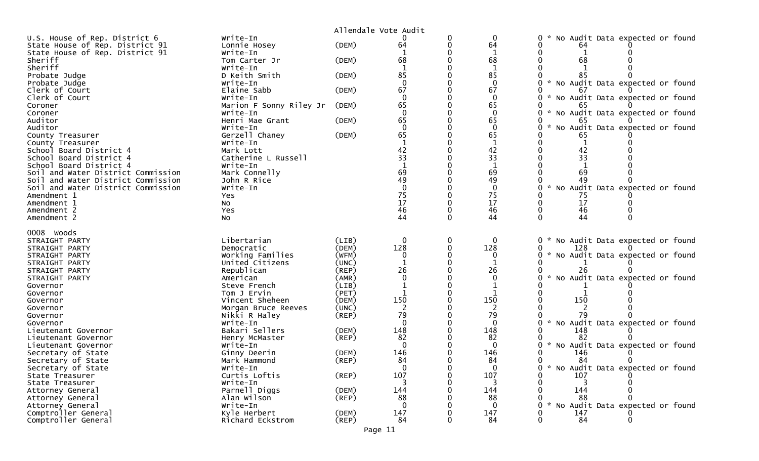Allendale Vote Audit

| Office | Candidate | Party | Votes | | | | | | |
|---|---|---|---|---|---|---|---|---|---|
| U.S. House of Rep. District 6 | Write-In | | 0 | 0 | 0 | 0 | * No Audit Data expected or found | | |
| State House of Rep. District 91 | Lonnie Hosey | (DEM) | 64 | 0 | 64 | 0 | 64 | 0 | |
| State House of Rep. District 91 | Write-In | | 1 | 0 | 1 | 0 | 1 | 0 | |
| Sheriff | Tom Carter Jr | (DEM) | 68 | 0 | 68 | 0 | 68 | 0 | |
| Sheriff | Write-In | | 1 | 0 | 1 | 0 | 1 | 0 | |
| Probate Judge | D Keith Smith | (DEM) | 85 | 0 | 85 | 0 | 85 | 0 | |
| Probate Judge | Write-In | | 0 | 0 | 0 | 0 | * No Audit Data expected or found | | |
| Clerk of Court | Elaine Sabb | (DEM) | 67 | 0 | 67 | 0 | 67 | 0 | |
| Clerk of Court | Write-In | | 0 | 0 | 0 | 0 | * No Audit Data expected or found | | |
| Coroner | Marion F Sonny Riley Jr | (DEM) | 65 | 0 | 65 | 0 | 65 | 0 | |
| Coroner | Write-In | | 0 | 0 | 0 | 0 | * No Audit Data expected or found | | |
| Auditor | Henri Mae Grant | (DEM) | 65 | 0 | 65 | 0 | 65 | 0 | |
| Auditor | Write-In | | 0 | 0 | 0 | 0 | * No Audit Data expected or found | | |
| County Treasurer | Gerzell Chaney | (DEM) | 65 | 0 | 65 | 0 | 65 | 0 | |
| County Treasurer | Write-In | | 1 | 0 | 1 | 0 | 1 | 0 | |
| School Board District 4 | Mark Lott | | 42 | 0 | 42 | 0 | 42 | 0 | |
| School Board District 4 | Catherine L Russell | | 33 | 0 | 33 | 0 | 33 | 0 | |
| School Board District 4 | Write-In | | 1 | 0 | 1 | 0 | 1 | 0 | |
| Soil and Water District Commission | Mark Connelly | | 69 | 0 | 69 | 0 | 69 | 0 | |
| Soil and Water District Commission | John R Rice | | 49 | 0 | 49 | 0 | 49 | 0 | |
| Soil and Water District Commission | Write-In | | 0 | 0 | 0 | 0 | * No Audit Data expected or found | | |
| Amendment 1 | Yes | | 75 | 0 | 75 | 0 | 75 | 0 | |
| Amendment 1 | No | | 17 | 0 | 17 | 0 | 17 | 0 | |
| Amendment 2 | Yes | | 46 | 0 | 46 | 0 | 46 | 0 | |
| Amendment 2 | No | | 44 | 0 | 44 | 0 | 44 | 0 | |

0008 Woods

| Office | Candidate | Party | Votes | | | | | | |
|---|---|---|---|---|---|---|---|---|---|
| STRAIGHT PARTY | Libertarian | (LIB) | 0 | 0 | 0 | 0 | * No Audit Data expected or found | | |
| STRAIGHT PARTY | Democratic | (DEM) | 128 | 0 | 128 | 0 | 128 | 0 | |
| STRAIGHT PARTY | Working Families | (WFM) | 0 | 0 | 0 | 0 | * No Audit Data expected or found | | |
| STRAIGHT PARTY | United Citizens | (UNC) | 1 | 0 | 1 | 0 | 1 | 0 | |
| STRAIGHT PARTY | Republican | (REP) | 26 | 0 | 26 | 0 | 26 | 0 | |
| STRAIGHT PARTY | American | (AMR) | 0 | 0 | 0 | 0 | * No Audit Data expected or found | | |
| Governor | Steve French | (LIB) | 1 | 0 | 1 | 0 | 1 | 0 | |
| Governor | Tom J Ervin | (PET) | 1 | 0 | 1 | 0 | 1 | 0 | |
| Governor | Vincent Sheheen | (DEM) | 150 | 0 | 150 | 0 | 150 | 0 | |
| Governor | Morgan Bruce Reeves | (UNC) | 2 | 0 | 2 | 0 | 2 | 0 | |
| Governor | Nikki R Haley | (REP) | 79 | 0 | 79 | 0 | 79 | 0 | |
| Governor | Write-In | | 0 | 0 | 0 | 0 | * No Audit Data expected or found | | |
| Lieutenant Governor | Bakari Sellers | (DEM) | 148 | 0 | 148 | 0 | 148 | 0 | |
| Lieutenant Governor | Henry McMaster | (REP) | 82 | 0 | 82 | 0 | 82 | 0 | |
| Lieutenant Governor | Write-In | | 0 | 0 | 0 | 0 | * No Audit Data expected or found | | |
| Secretary of State | Ginny Deerin | (DEM) | 146 | 0 | 146 | 0 | 146 | 0 | |
| Secretary of State | Mark Hammond | (REP) | 84 | 0 | 84 | 0 | 84 | 0 | |
| Secretary of State | Write-In | | 0 | 0 | 0 | 0 | * No Audit Data expected or found | | |
| State Treasurer | Curtis Loftis | (REP) | 107 | 0 | 107 | 0 | 107 | 0 | |
| State Treasurer | Write-In | | 3 | 0 | 3 | 0 | 3 | 0 | |
| Attorney General | Parnell Diggs | (DEM) | 144 | 0 | 144 | 0 | 144 | 0 | |
| Attorney General | Alan Wilson | (REP) | 88 | 0 | 88 | 0 | 88 | 0 | |
| Attorney General | Write-In | | 0 | 0 | 0 | 0 | * No Audit Data expected or found | | |
| Comptroller General | Kyle Herbert | (DEM) | 147 | 0 | 147 | 0 | 147 | 0 | |
| Comptroller General | Richard Eckstrom | (REP) | 84 | 0 | 84 | 0 | 84 | 0 | |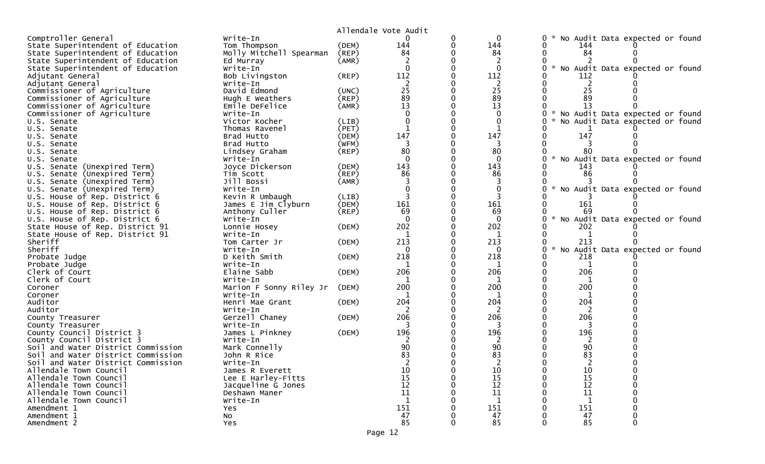Allendale Vote Audit

| | | | | | | | | |
|---|---|---|---|---|---|---|---|---|
| Comptroller General | Write-In | | 0 | 0 | 0 | 0 | * No Audit Data expected or found | |
| State Superintendent of Education | Tom Thompson | (DEM) | 144 | 0 | 144 | 0 | 144 | 0 |
| State Superintendent of Education | Molly Mitchell Spearman | (REP) | 84 | 0 | 84 | 0 | 84 | 0 |
| State Superintendent of Education | Ed Murray | (AMR) | 2 | 0 | 2 | 0 | 2 | 0 |
| State Superintendent of Education | Write-In | | 0 | 0 | 0 | 0 | * No Audit Data expected or found | |
| Adjutant General | Bob Livingston | (REP) | 112 | 0 | 112 | 0 | 112 | 0 |
| Adjutant General | Write-In | | 2 | 0 | 2 | 0 | 2 | 0 |
| Commissioner of Agriculture | David Edmond | (UNC) | 25 | 0 | 25 | 0 | 25 | 0 |
| Commissioner of Agriculture | Hugh E Weathers | (REP) | 89 | 0 | 89 | 0 | 89 | 0 |
| Commissioner of Agriculture | Emile DeFelice | (AMR) | 13 | 0 | 13 | 0 | 13 | 0 |
| Commissioner of Agriculture | Write-In | | 0 | 0 | 0 | 0 | * No Audit Data expected or found | |
| U.S. Senate | Victor Kocher | (LIB) | 0 | 0 | 0 | 0 | * No Audit Data expected or found | |
| U.S. Senate | Thomas Ravenel | (PET) | 1 | 0 | 1 | 0 | 1 | 0 |
| U.S. Senate | Brad Hutto | (DEM) | 147 | 0 | 147 | 0 | 147 | 0 |
| U.S. Senate | Brad Hutto | (WFM) | 3 | 0 | 3 | 0 | 3 | 0 |
| U.S. Senate | Lindsey Graham | (REP) | 80 | 0 | 80 | 0 | 80 | 0 |
| U.S. Senate | Write-In | | 0 | 0 | 0 | 0 | * No Audit Data expected or found | |
| U.S. Senate (Unexpired Term) | Joyce Dickerson | (DEM) | 143 | 0 | 143 | 0 | 143 | 0 |
| U.S. Senate (Unexpired Term) | Tim Scott | (REP) | 86 | 0 | 86 | 0 | 86 | 0 |
| U.S. Senate (Unexpired Term) | Jill Bossi | (AMR) | 3 | 0 | 3 | 0 | 3 | 0 |
| U.S. Senate (Unexpired Term) | Write-In | | 0 | 0 | 0 | 0 | * No Audit Data expected or found | |
| U.S. House of Rep. District 6 | Kevin R Umbaugh | (LIB) | 3 | 0 | 3 | 0 | 3 | 0 |
| U.S. House of Rep. District 6 | James E Jim Clyburn | (DEM) | 161 | 0 | 161 | 0 | 161 | 0 |
| U.S. House of Rep. District 6 | Anthony Culler | (REP) | 69 | 0 | 69 | 0 | 69 | 0 |
| U.S. House of Rep. District 6 | Write-In | | 0 | 0 | 0 | 0 | * No Audit Data expected or found | |
| State House of Rep. District 91 | Lonnie Hosey | (DEM) | 202 | 0 | 202 | 0 | 202 | 0 |
| State House of Rep. District 91 | Write-In | | 1 | 0 | 1 | 0 | 1 | 0 |
| Sheriff | Tom Carter Jr | (DEM) | 213 | 0 | 213 | 0 | 213 | 0 |
| Sheriff | Write-In | | 0 | 0 | 0 | 0 | * No Audit Data expected or found | |
| Probate Judge | D Keith Smith | (DEM) | 218 | 0 | 218 | 0 | 218 | 0 |
| Probate Judge | Write-In | | 1 | 0 | 1 | 0 | 1 | 0 |
| Clerk of Court | Elaine Sabb | (DEM) | 206 | 0 | 206 | 0 | 206 | 0 |
| Clerk of Court | Write-In | | 1 | 0 | 1 | 0 | 1 | 0 |
| Coroner | Marion F Sonny Riley Jr | (DEM) | 200 | 0 | 200 | 0 | 200 | 0 |
| Coroner | Write-In | | 1 | 0 | 1 | 0 | 1 | 0 |
| Auditor | Henri Mae Grant | (DEM) | 204 | 0 | 204 | 0 | 204 | 0 |
| Auditor | Write-In | | 2 | 0 | 2 | 0 | 2 | 0 |
| County Treasurer | Gerzell Chaney | (DEM) | 206 | 0 | 206 | 0 | 206 | 0 |
| County Treasurer | Write-In | | 3 | 0 | 3 | 0 | 3 | 0 |
| County Council District 3 | James L Pinkney | (DEM) | 196 | 0 | 196 | 0 | 196 | 0 |
| County Council District 3 | Write-In | | 2 | 0 | 2 | 0 | 2 | 0 |
| Soil and Water District Commission | Mark Connelly | | 90 | 0 | 90 | 0 | 90 | 0 |
| Soil and Water District Commission | John R Rice | | 83 | 0 | 83 | 0 | 83 | 0 |
| Soil and Water District Commission | Write-In | | 2 | 0 | 2 | 0 | 2 | 0 |
| Allendale Town Council | James R Everett | | 10 | 0 | 10 | 0 | 10 | 0 |
| Allendale Town Council | Lee E Harley-Fitts | | 15 | 0 | 15 | 0 | 15 | 0 |
| Allendale Town Council | Jacqueline G Jones | | 12 | 0 | 12 | 0 | 12 | 0 |
| Allendale Town Council | Deshawn Maner | | 11 | 0 | 11 | 0 | 11 | 0 |
| Allendale Town Council | Write-In | | 1 | 0 | 1 | 0 | 1 | 0 |
| Amendment 1 | Yes | | 151 | 0 | 151 | 0 | 151 | 0 |
| Amendment 1 | No | | 47 | 0 | 47 | 0 | 47 | 0 |
| Amendment 2 | Yes | | 85 | 0 | 85 | 0 | 85 | 0 |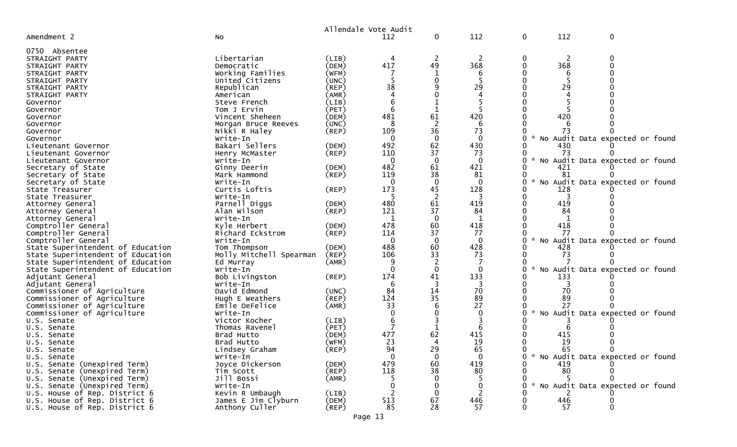Allendale Vote Audit

| Amendment 2 | No | | 112 | 0 | 112 | 0 | 112 | 0 |
|---|---|---|---|---|---|---|---|---|
| **0750 Absentee** | | | | | | | | |
| STRAIGHT PARTY | Libertarian | (LIB) | 4 | 2 | 2 | 0 | 2 | 0 |
| STRAIGHT PARTY | Democratic | (DEM) | 417 | 49 | 368 | 0 | 368 | 0 |
| STRAIGHT PARTY | Working Families | (WFM) | 7 | 1 | 6 | 0 | 6 | 0 |
| STRAIGHT PARTY | United Citizens | (UNC) | 5 | 0 | 5 | 0 | 5 | 0 |
| STRAIGHT PARTY | Republican | (REP) | 38 | 9 | 29 | 0 | 29 | 0 |
| STRAIGHT PARTY | American | (AMR) | 4 | 0 | 4 | 0 | 4 | 0 |
| Governor | Steve French | (LIB) | 6 | 1 | 5 | 0 | 5 | 0 |
| Governor | Tom J Ervin | (PET) | 6 | 1 | 5 | 0 | 5 | 0 |
| Governor | Vincent Sheheen | (DEM) | 481 | 61 | 420 | 0 | 420 | 0 |
| Governor | Morgan Bruce Reeves | (UNC) | 8 | 2 | 6 | 0 | 6 | 0 |
| Governor | Nikki R Haley | (REP) | 109 | 36 | 73 | 0 | 73 | 0 |
| Governor | Write-In | | 0 | 0 | 0 | 0 | * No Audit Data expected or found | |
| Lieutenant Governor | Bakari Sellers | (DEM) | 492 | 62 | 430 | 0 | 430 | 0 |
| Lieutenant Governor | Henry McMaster | (REP) | 110 | 37 | 73 | 0 | 73 | 0 |
| Lieutenant Governor | Write-In | | 0 | 0 | 0 | 0 | * No Audit Data expected or found | |
| Secretary of State | Ginny Deerin | (DEM) | 482 | 61 | 421 | 0 | 421 | 0 |
| Secretary of State | Mark Hammond | (REP) | 119 | 38 | 81 | 0 | 81 | 0 |
| Secretary of State | Write-In | | 0 | 0 | 0 | 0 | * No Audit Data expected or found | |
| State Treasurer | Curtis Loftis | (REP) | 173 | 45 | 128 | 0 | 128 | 0 |
| State Treasurer | Write-In | | 5 | 2 | 3 | 0 | 3 | 0 |
| Attorney General | Parnell Diggs | (DEM) | 480 | 61 | 419 | 0 | 419 | 0 |
| Attorney General | Alan Wilson | (REP) | 121 | 37 | 84 | 0 | 84 | 0 |
| Attorney General | Write-In | | 1 | 0 | 1 | 0 | 1 | 0 |
| Comptroller General | Kyle Herbert | (DEM) | 478 | 60 | 418 | 0 | 418 | 0 |
| Comptroller General | Richard Eckstrom | (REP) | 114 | 37 | 77 | 0 | 77 | 0 |
| Comptroller General | Write-In | | 0 | 0 | 0 | 0 | * No Audit Data expected or found | |
| State Superintendent of Education | Tom Thompson | (DEM) | 488 | 60 | 428 | 0 | 428 | 0 |
| State Superintendent of Education | Molly Mitchell Spearman | (REP) | 106 | 33 | 73 | 0 | 73 | 0 |
| State Superintendent of Education | Ed Murray | (AMR) | 9 | 2 | 7 | 0 | 7 | 0 |
| State Superintendent of Education | Write-In | | 0 | 0 | 0 | 0 | * No Audit Data expected or found | |
| Adjutant General | Bob Livingston | (REP) | 174 | 41 | 133 | 0 | 133 | 0 |
| Adjutant General | Write-In | | 6 | 3 | 3 | 0 | 3 | 0 |
| Commissioner of Agriculture | David Edmond | (UNC) | 84 | 14 | 70 | 0 | 70 | 0 |
| Commissioner of Agriculture | Hugh E Weathers | (REP) | 124 | 35 | 89 | 0 | 89 | 0 |
| Commissioner of Agriculture | Emile DeFelice | (AMR) | 33 | 6 | 27 | 0 | 27 | 0 |
| Commissioner of Agriculture | Write-In | | 0 | 0 | 0 | 0 | * No Audit Data expected or found | |
| U.S. Senate | Victor Kocher | (LIB) | 6 | 3 | 3 | 0 | 3 | 0 |
| U.S. Senate | Thomas Ravenel | (PET) | 7 | 1 | 6 | 0 | 6 | 0 |
| U.S. Senate | Brad Hutto | (DEM) | 477 | 62 | 415 | 0 | 415 | 0 |
| U.S. Senate | Brad Hutto | (WFM) | 23 | 4 | 19 | 0 | 19 | 0 |
| U.S. Senate | Lindsey Graham | (REP) | 94 | 29 | 65 | 0 | 65 | 0 |
| U.S. Senate | Write-In | | 0 | 0 | 0 | 0 | * No Audit Data expected or found | |
| U.S. Senate (Unexpired Term) | Joyce Dickerson | (DEM) | 479 | 60 | 419 | 0 | 419 | 0 |
| U.S. Senate (Unexpired Term) | Tim Scott | (REP) | 118 | 38 | 80 | 0 | 80 | 0 |
| U.S. Senate (Unexpired Term) | Jill Bossi | (AMR) | 5 | 0 | 5 | 0 | 5 | 0 |
| U.S. Senate (Unexpired Term) | Write-In | | 0 | 0 | 0 | 0 | * No Audit Data expected or found | |
| U.S. House of Rep. District 6 | Kevin R Umbaugh | (LIB) | 2 | 0 | 2 | 0 | 2 | 0 |
| U.S. House of Rep. District 6 | James E Jim Clyburn | (DEM) | 513 | 67 | 446 | 0 | 446 | 0 |
| U.S. House of Rep. District 6 | Anthony Culler | (REP) | 85 | 28 | 57 | 0 | 57 | 0 |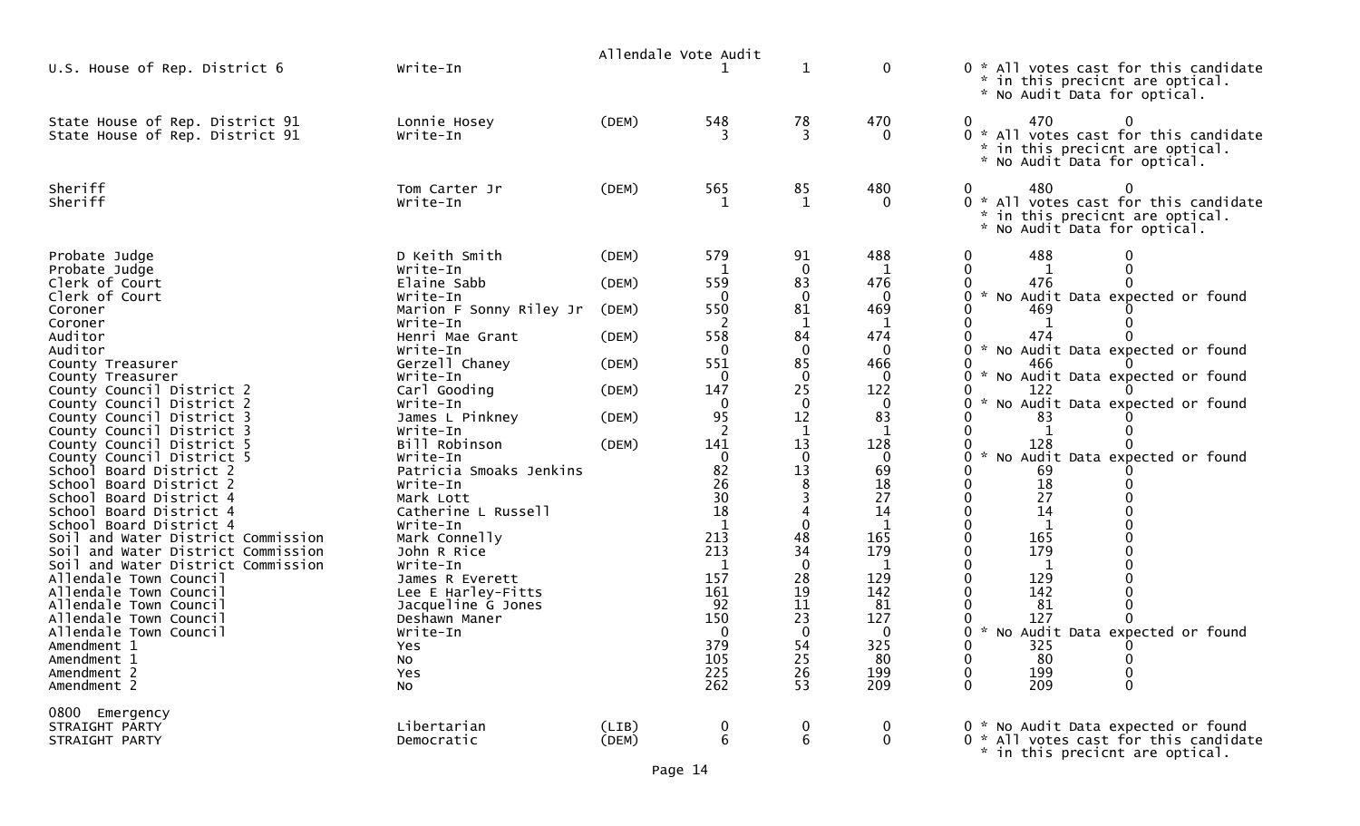Allendale Vote Audit

| Contest | Candidate | Party | Total | Col 2 | Col 3 | Col 4 | Col 5 | Col 6 | Notes |
|---|---|---|---|---|---|---|---|---|---|
| U.S. House of Rep. District 6 | Write-In | | 1 | 1 | 0 | 0 | | | * All votes cast for this candidate * in this precicnt are optical. * No Audit Data for optical. |
| State House of Rep. District 91 | Lonnie Hosey | (DEM) | 548 | 78 | 470 | 0 | 470 | 0 | |
| State House of Rep. District 91 | Write-In | | 3 | 3 | 0 | 0 | | | * All votes cast for this candidate * in this precicnt are optical. * No Audit Data for optical. |
| Sheriff | Tom Carter Jr | (DEM) | 565 | 85 | 480 | 0 | 480 | 0 | |
| Sheriff | Write-In | | 1 | 1 | 0 | 0 | | | * All votes cast for this candidate * in this precicnt are optical. * No Audit Data for optical. |
| Probate Judge | D Keith Smith | (DEM) | 579 | 91 | 488 | 0 | 488 | 0 | |
| Probate Judge | Write-In | | 1 | 0 | 1 | 0 | 1 | 0 | |
| Clerk of Court | Elaine Sabb | (DEM) | 559 | 83 | 476 | 0 | 476 | 0 | |
| Clerk of Court | Write-In | | 0 | 0 | 0 | 0 | | | * No Audit Data expected or found |
| Coroner | Marion F Sonny Riley Jr | (DEM) | 550 | 81 | 469 | 0 | 469 | 0 | |
| Coroner | Write-In | | 2 | 1 | 1 | 0 | 1 | 0 | |
| Auditor | Henri Mae Grant | (DEM) | 558 | 84 | 474 | 0 | 474 | 0 | |
| Auditor | Write-In | | 0 | 0 | 0 | 0 | | | * No Audit Data expected or found |
| County Treasurer | Gerzell Chaney | (DEM) | 551 | 85 | 466 | 0 | 466 | 0 | |
| County Treasurer | Write-In | | 0 | 0 | 0 | 0 | | | * No Audit Data expected or found |
| County Council District 2 | Carl Gooding | (DEM) | 147 | 25 | 122 | 0 | 122 | 0 | |
| County Council District 2 | Write-In | | 0 | 0 | 0 | 0 | | | * No Audit Data expected or found |
| County Council District 3 | James L Pinkney | (DEM) | 95 | 12 | 83 | 0 | 83 | 0 | |
| County Council District 3 | Write-In | | 2 | 1 | 1 | 0 | 1 | 0 | |
| County Council District 5 | Bill Robinson | (DEM) | 141 | 13 | 128 | 0 | 128 | 0 | |
| County Council District 5 | Write-In | | 0 | 0 | 0 | 0 | | | * No Audit Data expected or found |
| School Board District 2 | Patricia Smoaks Jenkins | | 82 | 13 | 69 | 0 | 69 | 0 | |
| School Board District 2 | Write-In | | 26 | 8 | 18 | 0 | 18 | 0 | |
| School Board District 4 | Mark Lott | | 30 | 3 | 27 | 0 | 27 | 0 | |
| School Board District 4 | Catherine L Russell | | 18 | 4 | 14 | 0 | 14 | 0 | |
| School Board District 4 | Write-In | | 1 | 0 | 1 | 0 | 1 | 0 | |
| Soil and Water District Commission | Mark Connelly | | 213 | 48 | 165 | 0 | 165 | 0 | |
| Soil and Water District Commission | John R Rice | | 213 | 34 | 179 | 0 | 179 | 0 | |
| Soil and Water District Commission | Write-In | | 1 | 0 | 1 | 0 | 1 | 0 | |
| Allendale Town Council | James R Everett | | 157 | 28 | 129 | 0 | 129 | 0 | |
| Allendale Town Council | Lee E Harley-Fitts | | 161 | 19 | 142 | 0 | 142 | 0 | |
| Allendale Town Council | Jacqueline G Jones | | 92 | 11 | 81 | 0 | 81 | 0 | |
| Allendale Town Council | Deshawn Maner | | 150 | 23 | 127 | 0 | 127 | 0 | |
| Allendale Town Council | Write-In | | 0 | 0 | 0 | 0 | | | * No Audit Data expected or found |
| Amendment 1 | Yes | | 379 | 54 | 325 | 0 | 325 | 0 | |
| Amendment 1 | No | | 105 | 25 | 80 | 0 | 80 | 0 | |
| Amendment 2 | Yes | | 225 | 26 | 199 | 0 | 199 | 0 | |
| Amendment 2 | No | | 262 | 53 | 209 | 0 | 209 | 0 | |

0800 Emergency

| Contest | Candidate | Party | Total | Col 2 | Col 3 | Col 4 | Notes |
|---|---|---|---|---|---|---|---|
| STRAIGHT PARTY | Libertarian | (LIB) | 0 | 0 | 0 | 0 | * No Audit Data expected or found |
| STRAIGHT PARTY | Democratic | (DEM) | 6 | 6 | 0 | 0 | * All votes cast for this candidate * in this precicnt are optical. |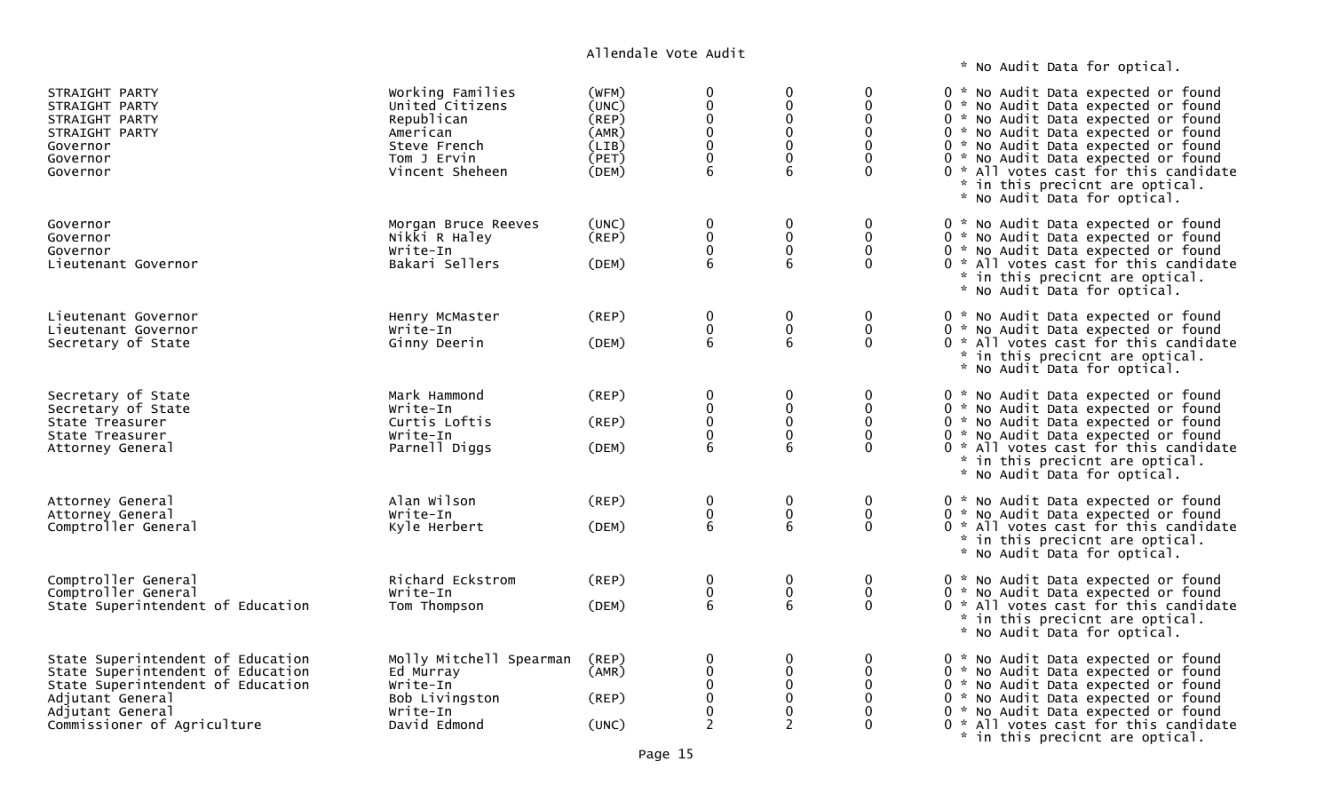# Allendale Vote Audit

\* No Audit Data for optical.

| Office | Candidate | Party | | | | | Note |
|---|---|---|---|---|---|---|---|
| STRAIGHT PARTY | Working Families | (WFM) | 0 | 0 | 0 | 0 | * No Audit Data expected or found |
| STRAIGHT PARTY | United Citizens | (UNC) | 0 | 0 | 0 | 0 | * No Audit Data expected or found |
| STRAIGHT PARTY | Republican | (REP) | 0 | 0 | 0 | 0 | * No Audit Data expected or found |
| STRAIGHT PARTY | American | (AMR) | 0 | 0 | 0 | 0 | * No Audit Data expected or found |
| Governor | Steve French | (LIB) | 0 | 0 | 0 | 0 | * No Audit Data expected or found |
| Governor | Tom J Ervin | (PET) | 0 | 0 | 0 | 0 | * No Audit Data expected or found |
| Governor | Vincent Sheheen | (DEM) | 6 | 6 | 0 | 0 | * All votes cast for this candidate * in this precicnt are optical. * No Audit Data for optical. |
| Governor | Morgan Bruce Reeves | (UNC) | 0 | 0 | 0 | 0 | * No Audit Data expected or found |
| Governor | Nikki R Haley | (REP) | 0 | 0 | 0 | 0 | * No Audit Data expected or found |
| Governor | Write-In | | 0 | 0 | 0 | 0 | * No Audit Data expected or found |
| Lieutenant Governor | Bakari Sellers | (DEM) | 6 | 6 | 0 | 0 | * All votes cast for this candidate * in this precicnt are optical. * No Audit Data for optical. |
| Lieutenant Governor | Henry McMaster | (REP) | 0 | 0 | 0 | 0 | * No Audit Data expected or found |
| Lieutenant Governor | Write-In | | 0 | 0 | 0 | 0 | * No Audit Data expected or found |
| Secretary of State | Ginny Deerin | (DEM) | 6 | 6 | 0 | 0 | * All votes cast for this candidate * in this precicnt are optical. * No Audit Data for optical. |
| Secretary of State | Mark Hammond | (REP) | 0 | 0 | 0 | 0 | * No Audit Data expected or found |
| Secretary of State | Write-In | | 0 | 0 | 0 | 0 | * No Audit Data expected or found |
| State Treasurer | Curtis Loftis | (REP) | 0 | 0 | 0 | 0 | * No Audit Data expected or found |
| State Treasurer | Write-In | | 0 | 0 | 0 | 0 | * No Audit Data expected or found |
| Attorney General | Parnell Diggs | (DEM) | 6 | 6 | 0 | 0 | * All votes cast for this candidate * in this precicnt are optical. * No Audit Data for optical. |
| Attorney General | Alan Wilson | (REP) | 0 | 0 | 0 | 0 | * No Audit Data expected or found |
| Attorney General | Write-In | | 0 | 0 | 0 | 0 | * No Audit Data expected or found |
| Comptroller General | Kyle Herbert | (DEM) | 6 | 6 | 0 | 0 | * All votes cast for this candidate * in this precicnt are optical. * No Audit Data for optical. |
| Comptroller General | Richard Eckstrom | (REP) | 0 | 0 | 0 | 0 | * No Audit Data expected or found |
| Comptroller General | Write-In | | 0 | 0 | 0 | 0 | * No Audit Data expected or found |
| State Superintendent of Education | Tom Thompson | (DEM) | 6 | 6 | 0 | 0 | * All votes cast for this candidate * in this precicnt are optical. * No Audit Data for optical. |
| State Superintendent of Education | Molly Mitchell Spearman | (REP) | 0 | 0 | 0 | 0 | * No Audit Data expected or found |
| State Superintendent of Education | Ed Murray | (AMR) | 0 | 0 | 0 | 0 | * No Audit Data expected or found |
| State Superintendent of Education | Write-In | | 0 | 0 | 0 | 0 | * No Audit Data expected or found |
| Adjutant General | Bob Livingston | (REP) | 0 | 0 | 0 | 0 | * No Audit Data expected or found |
| Adjutant General | Write-In | | 0 | 0 | 0 | 0 | * No Audit Data expected or found |
| Commissioner of Agriculture | David Edmond | (UNC) | 2 | 2 | 0 | 0 | * All votes cast for this candidate * in this precicnt are optical. |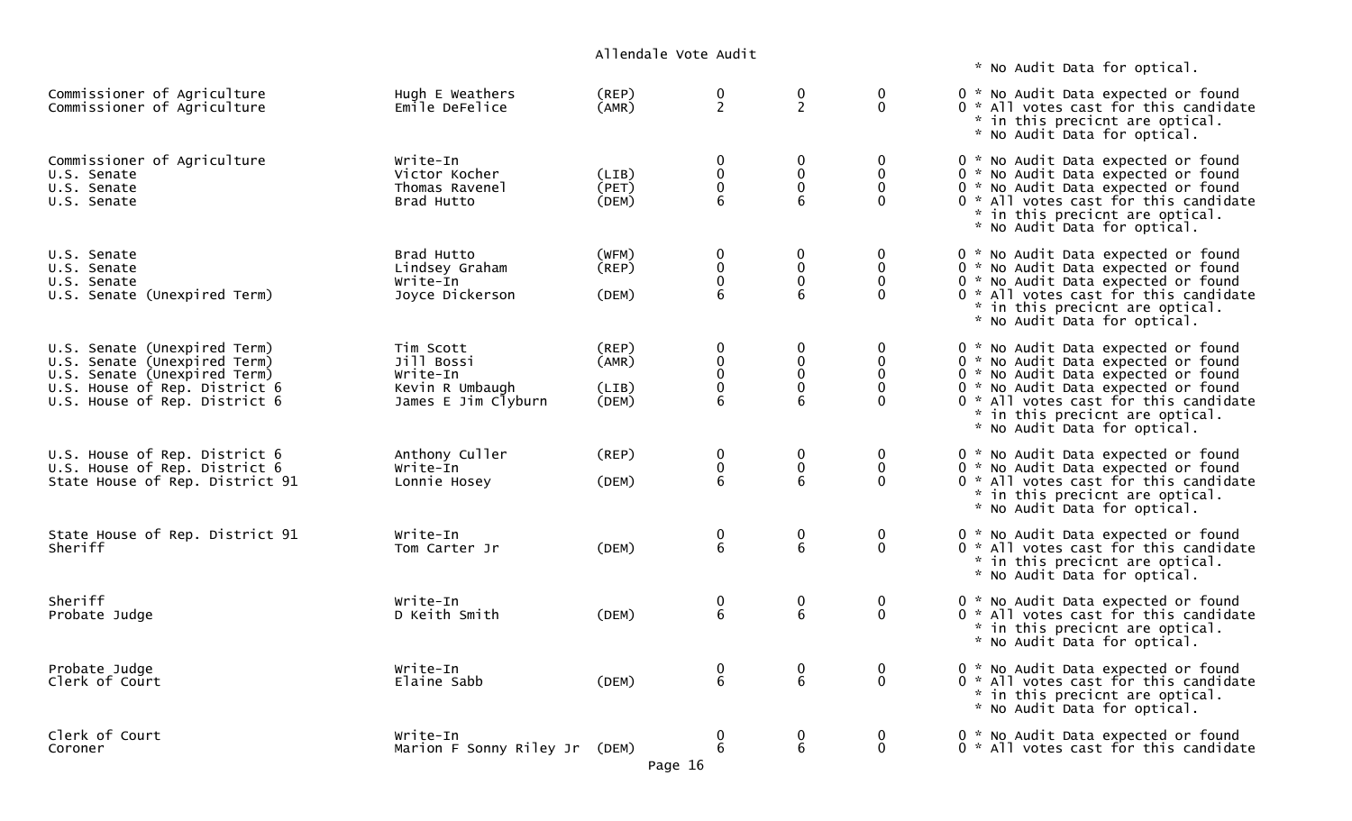# Allendale Vote Audit

| Office | Candidate | Party | | | | | Notes |
|---|---|---|---|---|---|---|---|
| | | | | | | | * No Audit Data for optical. |
| Commissioner of Agriculture | Hugh E Weathers | (REP) | 0 | 0 | 0 | 0 | * No Audit Data expected or found |
| Commissioner of Agriculture | Emile DeFelice | (AMR) | 2 | 2 | 0 | 0 | * All votes cast for this candidate * in this precicnt are optical. * No Audit Data for optical. |
| Commissioner of Agriculture | Write-In | | 0 | 0 | 0 | 0 | * No Audit Data expected or found |
| U.S. Senate | Victor Kocher | (LIB) | 0 | 0 | 0 | 0 | * No Audit Data expected or found |
| U.S. Senate | Thomas Ravenel | (PET) | 0 | 0 | 0 | 0 | * No Audit Data expected or found |
| U.S. Senate | Brad Hutto | (DEM) | 6 | 6 | 0 | 0 | * All votes cast for this candidate * in this precicnt are optical. * No Audit Data for optical. |
| U.S. Senate | Brad Hutto | (WFM) | 0 | 0 | 0 | 0 | * No Audit Data expected or found |
| U.S. Senate | Lindsey Graham | (REP) | 0 | 0 | 0 | 0 | * No Audit Data expected or found |
| U.S. Senate | Write-In | | 0 | 0 | 0 | 0 | * No Audit Data expected or found |
| U.S. Senate (Unexpired Term) | Joyce Dickerson | (DEM) | 6 | 6 | 0 | 0 | * All votes cast for this candidate * in this precicnt are optical. * No Audit Data for optical. |
| U.S. Senate (Unexpired Term) | Tim Scott | (REP) | 0 | 0 | 0 | 0 | * No Audit Data expected or found |
| U.S. Senate (Unexpired Term) | Jill Bossi | (AMR) | 0 | 0 | 0 | 0 | * No Audit Data expected or found |
| U.S. Senate (Unexpired Term) | Write-In | | 0 | 0 | 0 | 0 | * No Audit Data expected or found |
| U.S. House of Rep. District 6 | Kevin R Umbaugh | (LIB) | 0 | 0 | 0 | 0 | * No Audit Data expected or found |
| U.S. House of Rep. District 6 | James E Jim Clyburn | (DEM) | 6 | 6 | 0 | 0 | * All votes cast for this candidate * in this precicnt are optical. * No Audit Data for optical. |
| U.S. House of Rep. District 6 | Anthony Culler | (REP) | 0 | 0 | 0 | 0 | * No Audit Data expected or found |
| U.S. House of Rep. District 6 | Write-In | | 0 | 0 | 0 | 0 | * No Audit Data expected or found |
| State House of Rep. District 91 | Lonnie Hosey | (DEM) | 6 | 6 | 0 | 0 | * All votes cast for this candidate * in this precicnt are optical. * No Audit Data for optical. |
| State House of Rep. District 91 | Write-In | | 0 | 0 | 0 | 0 | * No Audit Data expected or found |
| Sheriff | Tom Carter Jr | (DEM) | 6 | 6 | 0 | 0 | * All votes cast for this candidate * in this precicnt are optical. * No Audit Data for optical. |
| Sheriff | Write-In | | 0 | 0 | 0 | 0 | * No Audit Data expected or found |
| Probate Judge | D Keith Smith | (DEM) | 6 | 6 | 0 | 0 | * All votes cast for this candidate * in this precicnt are optical. * No Audit Data for optical. |
| Probate Judge | Write-In | | 0 | 0 | 0 | 0 | * No Audit Data expected or found |
| Clerk of Court | Elaine Sabb | (DEM) | 6 | 6 | 0 | 0 | * All votes cast for this candidate * in this precicnt are optical. * No Audit Data for optical. |
| Clerk of Court | Write-In | | 0 | 0 | 0 | 0 | * No Audit Data expected or found |
| Coroner | Marion F Sonny Riley Jr | (DEM) | 6 | 6 | 0 | 0 | * All votes cast for this candidate |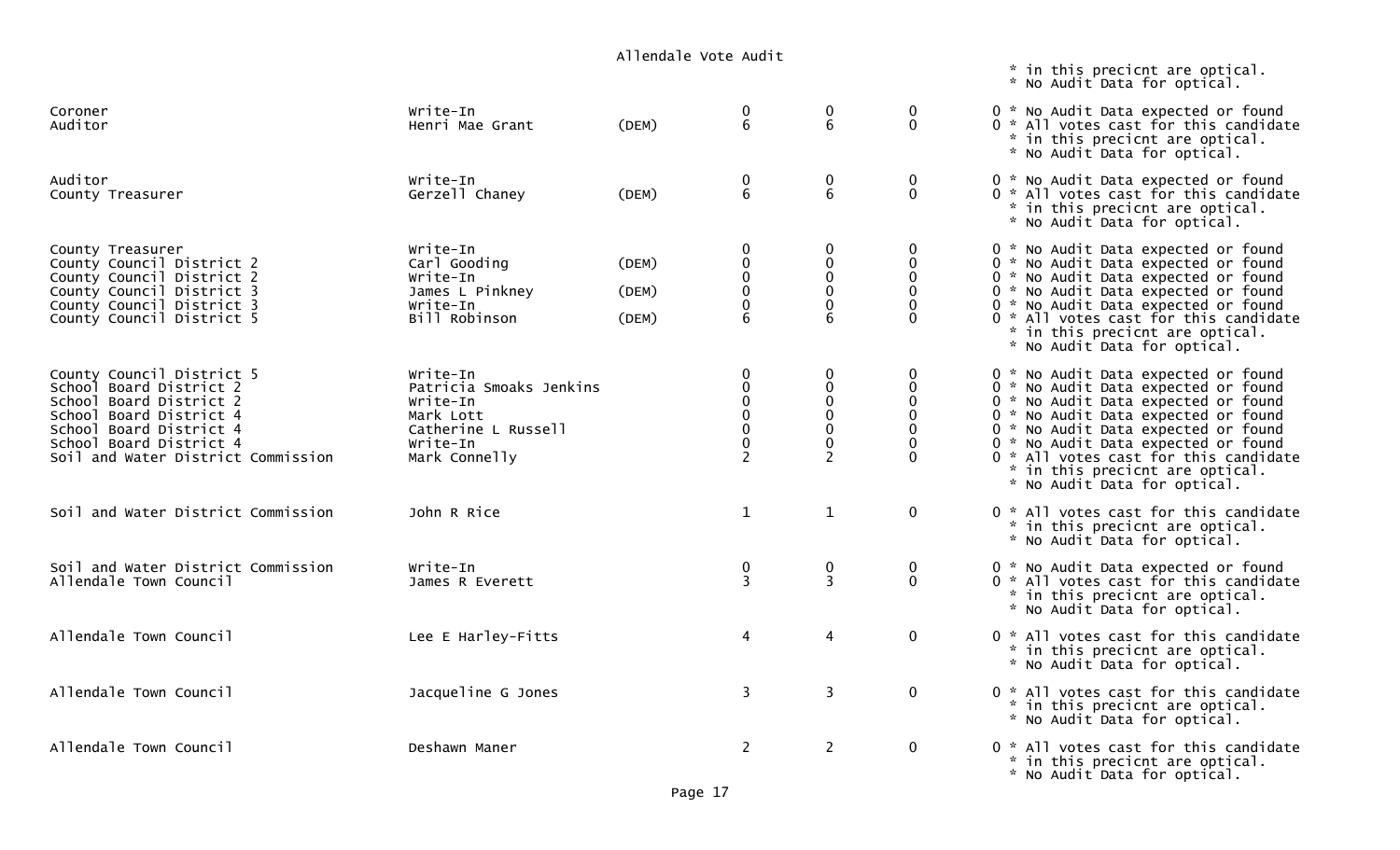Allendale Vote Audit

\* in this precicnt are optical.
\* No Audit Data for optical.

| Office | Candidate | Party | | | | |
|---|---|---|---|---|---|---|
| Coroner | Write-In | | 0 | 0 | 0 | 0 * No Audit Data expected or found |
| Auditor | Henri Mae Grant | (DEM) | 6 | 6 | 0 | 0 * All votes cast for this candidate * in this precicnt are optical. * No Audit Data for optical. |
| Auditor | Write-In | | 0 | 0 | 0 | 0 * No Audit Data expected or found |
| County Treasurer | Gerzell Chaney | (DEM) | 6 | 6 | 0 | 0 * All votes cast for this candidate * in this precicnt are optical. * No Audit Data for optical. |
| County Treasurer | Write-In | | 0 | 0 | 0 | 0 * No Audit Data expected or found |
| County Council District 2 | Carl Gooding | (DEM) | 0 | 0 | 0 | 0 * No Audit Data expected or found |
| County Council District 2 | Write-In | | 0 | 0 | 0 | 0 * No Audit Data expected or found |
| County Council District 3 | James L Pinkney | (DEM) | 0 | 0 | 0 | 0 * No Audit Data expected or found |
| County Council District 3 | Write-In | | 0 | 0 | 0 | 0 * No Audit Data expected or found |
| County Council District 5 | Bill Robinson | (DEM) | 6 | 6 | 0 | 0 * All votes cast for this candidate * in this precicnt are optical. * No Audit Data for optical. |
| County Council District 5 | Write-In | | 0 | 0 | 0 | 0 * No Audit Data expected or found |
| School Board District 2 | Patricia Smoaks Jenkins | | 0 | 0 | 0 | 0 * No Audit Data expected or found |
| School Board District 2 | Write-In | | 0 | 0 | 0 | 0 * No Audit Data expected or found |
| School Board District 4 | Mark Lott | | 0 | 0 | 0 | 0 * No Audit Data expected or found |
| School Board District 4 | Catherine L Russell | | 0 | 0 | 0 | 0 * No Audit Data expected or found |
| School Board District 4 | Write-In | | 0 | 0 | 0 | 0 * No Audit Data expected or found |
| Soil and Water District Commission | Mark Connelly | | 2 | 2 | 0 | 0 * All votes cast for this candidate * in this precicnt are optical. * No Audit Data for optical. |
| Soil and Water District Commission | John R Rice | | 1 | 1 | 0 | 0 * All votes cast for this candidate * in this precicnt are optical. * No Audit Data for optical. |
| Soil and Water District Commission | Write-In | | 0 | 0 | 0 | 0 * No Audit Data expected or found |
| Allendale Town Council | James R Everett | | 3 | 3 | 0 | 0 * All votes cast for this candidate * in this precicnt are optical. * No Audit Data for optical. |
| Allendale Town Council | Lee E Harley-Fitts | | 4 | 4 | 0 | 0 * All votes cast for this candidate * in this precicnt are optical. * No Audit Data for optical. |
| Allendale Town Council | Jacqueline G Jones | | 3 | 3 | 0 | 0 * All votes cast for this candidate * in this precicnt are optical. * No Audit Data for optical. |
| Allendale Town Council | Deshawn Maner | | 2 | 2 | 0 | 0 * All votes cast for this candidate * in this precicnt are optical. * No Audit Data for optical. |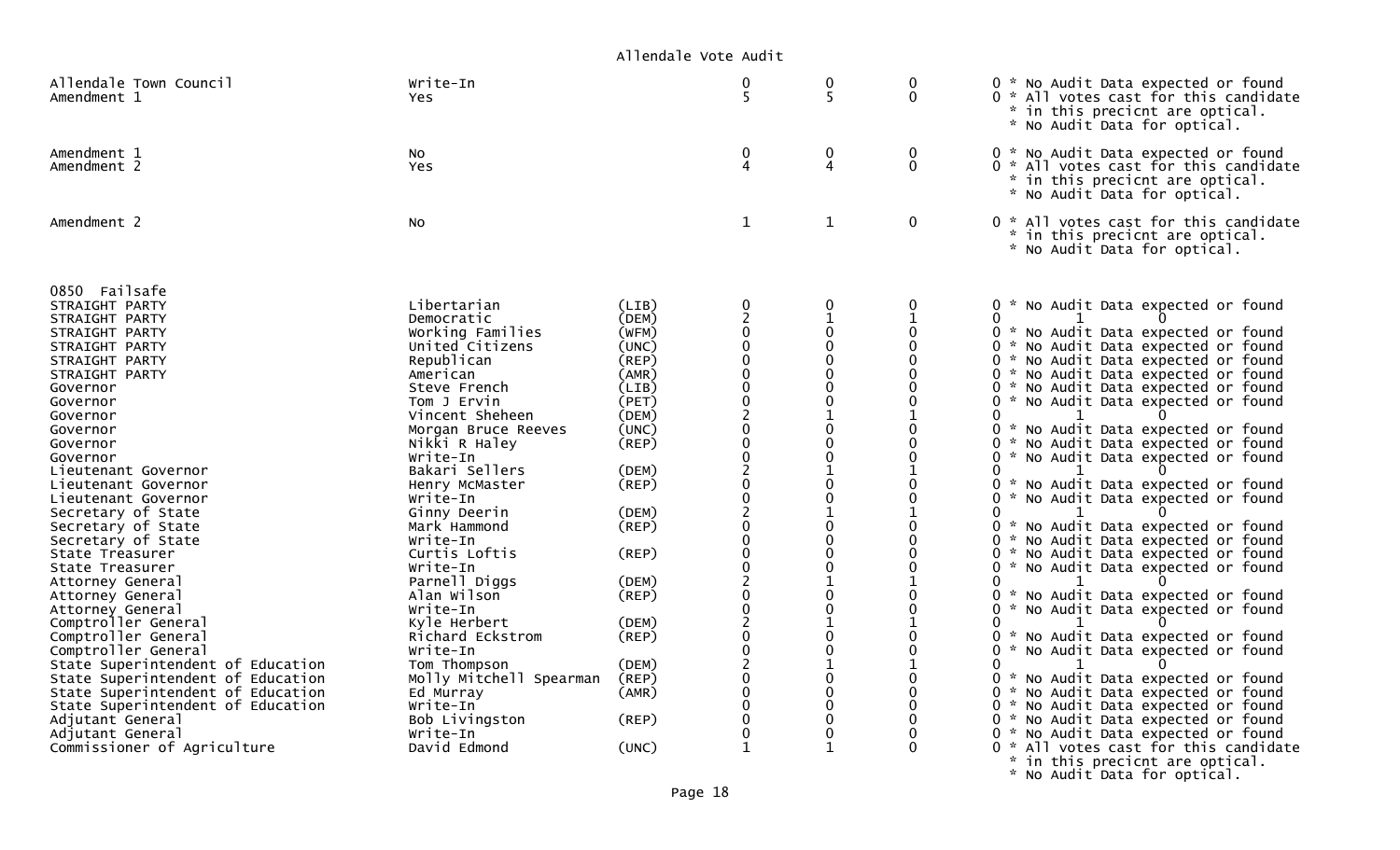Allendale Vote Audit

| | | | | | | |
|---|---|---|---|---|---|---|
| Allendale Town Council | Write-In | | 0 | 0 | 0 | 0 * No Audit Data expected or found |
| Amendment 1 | Yes | | 5 | 5 | 0 | 0 * All votes cast for this candidate * in this precicnt are optical. * No Audit Data for optical. |
| Amendment 1 | No | | 0 | 0 | 0 | 0 * No Audit Data expected or found |
| Amendment 2 | Yes | | 4 | 4 | 0 | 0 * All votes cast for this candidate * in this precicnt are optical. * No Audit Data for optical. |
| Amendment 2 | No | | 1 | 1 | 0 | 0 * All votes cast for this candidate * in this precicnt are optical. * No Audit Data for optical. |

0850 Failsafe

| | | | | | | |
|---|---|---|---|---|---|---|
| STRAIGHT PARTY | Libertarian | (LIB) | 0 | 0 | 0 | 0 * No Audit Data expected or found |
| STRAIGHT PARTY | Democratic | (DEM) | 2 | 1 | 1 | 0 1 0 |
| STRAIGHT PARTY | Working Families | (WFM) | 0 | 0 | 0 | 0 * No Audit Data expected or found |
| STRAIGHT PARTY | United Citizens | (UNC) | 0 | 0 | 0 | 0 * No Audit Data expected or found |
| STRAIGHT PARTY | Republican | (REP) | 0 | 0 | 0 | 0 * No Audit Data expected or found |
| STRAIGHT PARTY | American | (AMR) | 0 | 0 | 0 | 0 * No Audit Data expected or found |
| Governor | Steve French | (LIB) | 0 | 0 | 0 | 0 * No Audit Data expected or found |
| Governor | Tom J Ervin | (PET) | 0 | 0 | 0 | 0 * No Audit Data expected or found |
| Governor | Vincent Sheheen | (DEM) | 2 | 1 | 1 | 0 1 0 |
| Governor | Morgan Bruce Reeves | (UNC) | 0 | 0 | 0 | 0 * No Audit Data expected or found |
| Governor | Nikki R Haley | (REP) | 0 | 0 | 0 | 0 * No Audit Data expected or found |
| Governor | Write-In | | 0 | 0 | 0 | 0 * No Audit Data expected or found |
| Lieutenant Governor | Bakari Sellers | (DEM) | 2 | 1 | 1 | 0 1 0 |
| Lieutenant Governor | Henry McMaster | (REP) | 0 | 0 | 0 | 0 * No Audit Data expected or found |
| Lieutenant Governor | Write-In | | 0 | 0 | 0 | 0 * No Audit Data expected or found |
| Secretary of State | Ginny Deerin | (DEM) | 2 | 1 | 1 | 0 1 0 |
| Secretary of State | Mark Hammond | (REP) | 0 | 0 | 0 | 0 * No Audit Data expected or found |
| Secretary of State | Write-In | | 0 | 0 | 0 | 0 * No Audit Data expected or found |
| State Treasurer | Curtis Loftis | (REP) | 0 | 0 | 0 | 0 * No Audit Data expected or found |
| State Treasurer | Write-In | | 0 | 0 | 0 | 0 * No Audit Data expected or found |
| Attorney General | Parnell Diggs | (DEM) | 2 | 1 | 1 | 0 1 0 |
| Attorney General | Alan Wilson | (REP) | 0 | 0 | 0 | 0 * No Audit Data expected or found |
| Attorney General | Write-In | | 0 | 0 | 0 | 0 * No Audit Data expected or found |
| Comptroller General | Kyle Herbert | (DEM) | 2 | 1 | 1 | 0 1 0 |
| Comptroller General | Richard Eckstrom | (REP) | 0 | 0 | 0 | 0 * No Audit Data expected or found |
| Comptroller General | Write-In | | 0 | 0 | 0 | 0 * No Audit Data expected or found |
| State Superintendent of Education | Tom Thompson | (DEM) | 2 | 1 | 1 | 0 1 0 |
| State Superintendent of Education | Molly Mitchell Spearman | (REP) | 0 | 0 | 0 | 0 * No Audit Data expected or found |
| State Superintendent of Education | Ed Murray | (AMR) | 0 | 0 | 0 | 0 * No Audit Data expected or found |
| State Superintendent of Education | Write-In | | 0 | 0 | 0 | 0 * No Audit Data expected or found |
| Adjutant General | Bob Livingston | (REP) | 0 | 0 | 0 | 0 * No Audit Data expected or found |
| Adjutant General | Write-In | | 0 | 0 | 0 | 0 * No Audit Data expected or found |
| Commissioner of Agriculture | David Edmond | (UNC) | 1 | 1 | 0 | 0 * All votes cast for this candidate * in this precicnt are optical. * No Audit Data for optical. |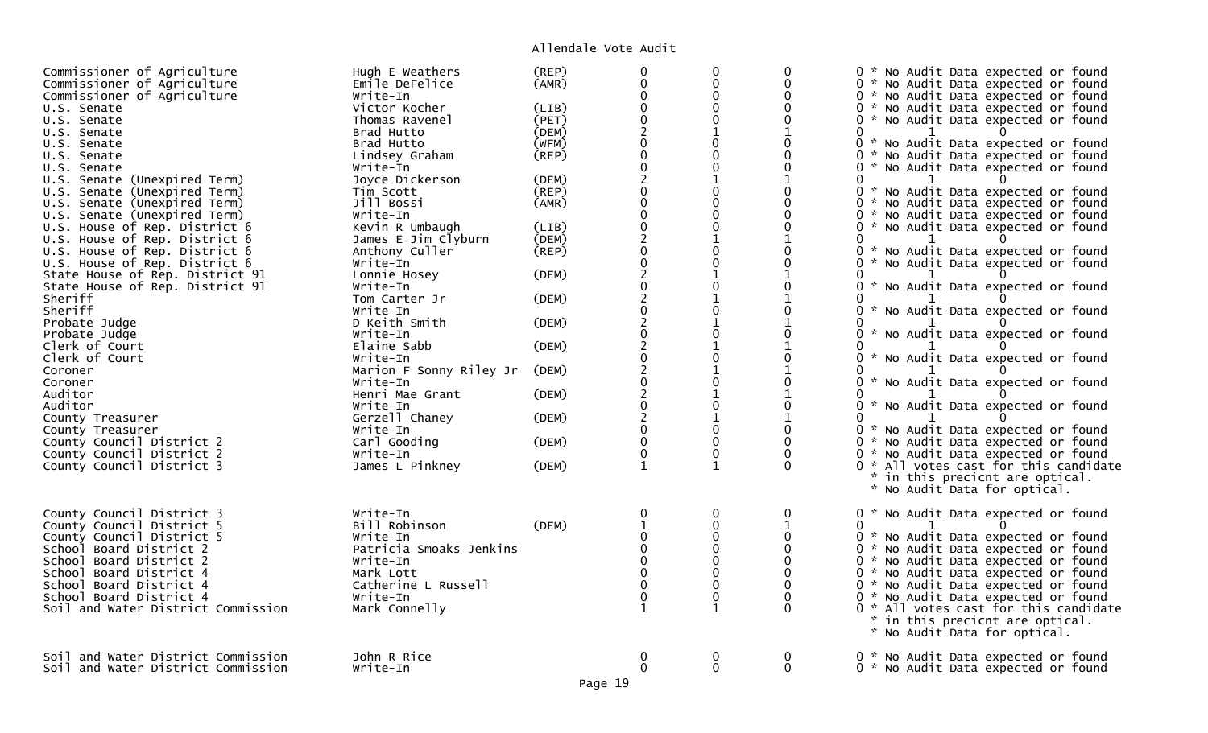# Allendale Vote Audit

| Contest | Candidate | Party | | | | |
|---|---|---|---|---|---|---|
| Commissioner of Agriculture | Hugh E Weathers | (REP) | 0 | 0 | 0 | 0 * No Audit Data expected or found |
| Commissioner of Agriculture | Emile DeFelice | (AMR) | 0 | 0 | 0 | 0 * No Audit Data expected or found |
| Commissioner of Agriculture | Write-In | | 0 | 0 | 0 | 0 * No Audit Data expected or found |
| U.S. Senate | Victor Kocher | (LIB) | 0 | 0 | 0 | 0 * No Audit Data expected or found |
| U.S. Senate | Thomas Ravenel | (PET) | 0 | 0 | 0 | 0 * No Audit Data expected or found |
| U.S. Senate | Brad Hutto | (DEM) | 2 | 1 | 1 | 0 1 0 |
| U.S. Senate | Brad Hutto | (WFM) | 0 | 0 | 0 | 0 * No Audit Data expected or found |
| U.S. Senate | Lindsey Graham | (REP) | 0 | 0 | 0 | 0 * No Audit Data expected or found |
| U.S. Senate | Write-In | | 0 | 0 | 0 | 0 * No Audit Data expected or found |
| U.S. Senate (Unexpired Term) | Joyce Dickerson | (DEM) | 2 | 1 | 1 | 0 1 0 |
| U.S. Senate (Unexpired Term) | Tim Scott | (REP) | 0 | 0 | 0 | 0 * No Audit Data expected or found |
| U.S. Senate (Unexpired Term) | Jill Bossi | (AMR) | 0 | 0 | 0 | 0 * No Audit Data expected or found |
| U.S. Senate (Unexpired Term) | Write-In | | 0 | 0 | 0 | 0 * No Audit Data expected or found |
| U.S. House of Rep. District 6 | Kevin R Umbaugh | (LIB) | 0 | 0 | 0 | 0 * No Audit Data expected or found |
| U.S. House of Rep. District 6 | James E Jim Clyburn | (DEM) | 2 | 1 | 1 | 0 1 0 |
| U.S. House of Rep. District 6 | Anthony Culler | (REP) | 0 | 0 | 0 | 0 * No Audit Data expected or found |
| U.S. House of Rep. District 6 | Write-In | | 0 | 0 | 0 | 0 * No Audit Data expected or found |
| State House of Rep. District 91 | Lonnie Hosey | (DEM) | 2 | 1 | 1 | 0 1 0 |
| State House of Rep. District 91 | Write-In | | 0 | 0 | 0 | 0 * No Audit Data expected or found |
| Sheriff | Tom Carter Jr | (DEM) | 2 | 1 | 1 | 0 1 0 |
| Sheriff | Write-In | | 0 | 0 | 0 | 0 * No Audit Data expected or found |
| Probate Judge | D Keith Smith | (DEM) | 2 | 1 | 1 | 0 1 0 |
| Probate Judge | Write-In | | 0 | 0 | 0 | 0 * No Audit Data expected or found |
| Clerk of Court | Elaine Sabb | (DEM) | 2 | 1 | 1 | 0 1 0 |
| Clerk of Court | Write-In | | 0 | 0 | 0 | 0 * No Audit Data expected or found |
| Coroner | Marion F Sonny Riley Jr | (DEM) | 2 | 1 | 1 | 0 1 0 |
| Coroner | Write-In | | 0 | 0 | 0 | 0 * No Audit Data expected or found |
| Auditor | Henri Mae Grant | (DEM) | 2 | 1 | 1 | 0 1 0 |
| Auditor | Write-In | | 0 | 0 | 0 | 0 * No Audit Data expected or found |
| County Treasurer | Gerzell Chaney | (DEM) | 2 | 1 | 1 | 0 1 0 |
| County Treasurer | Write-In | | 0 | 0 | 0 | 0 * No Audit Data expected or found |
| County Council District 2 | Carl Gooding | (DEM) | 0 | 0 | 0 | 0 * No Audit Data expected or found |
| County Council District 2 | Write-In | | 0 | 0 | 0 | 0 * No Audit Data expected or found |
| County Council District 3 | James L Pinkney | (DEM) | 1 | 1 | 0 | 0 * All votes cast for this candidate * in this precicnt are optical. * No Audit Data for optical. |
| County Council District 3 | Write-In | | 0 | 0 | 0 | 0 * No Audit Data expected or found |
| County Council District 5 | Bill Robinson | (DEM) | 1 | 0 | 1 | 0 1 0 |
| County Council District 5 | Write-In | | 0 | 0 | 0 | 0 * No Audit Data expected or found |
| School Board District 2 | Patricia Smoaks Jenkins | | 0 | 0 | 0 | 0 * No Audit Data expected or found |
| School Board District 2 | Write-In | | 0 | 0 | 0 | 0 * No Audit Data expected or found |
| School Board District 4 | Mark Lott | | 0 | 0 | 0 | 0 * No Audit Data expected or found |
| School Board District 4 | Catherine L Russell | | 0 | 0 | 0 | 0 * No Audit Data expected or found |
| School Board District 4 | Write-In | | 0 | 0 | 0 | 0 * No Audit Data expected or found |
| Soil and Water District Commission | Mark Connelly | | 1 | 1 | 0 | 0 * All votes cast for this candidate * in this precicnt are optical. * No Audit Data for optical. |
| Soil and Water District Commission | John R Rice | | 0 | 0 | 0 | 0 * No Audit Data expected or found |
| Soil and Water District Commission | Write-In | | 0 | 0 | 0 | 0 * No Audit Data expected or found |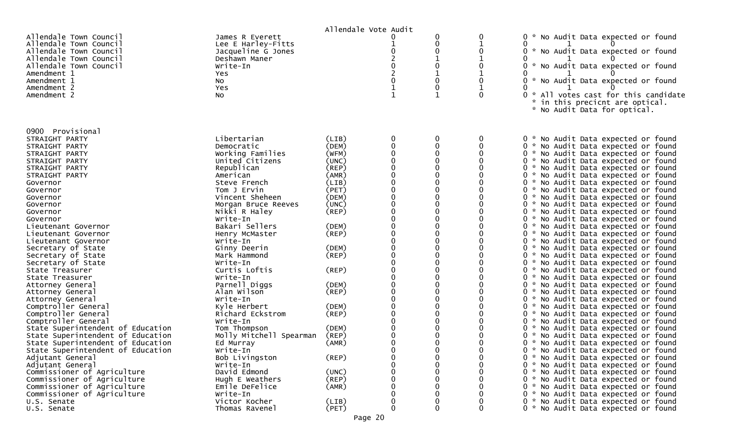| Contest | Candidate | Party | | | | | Notes |
|---|---|---|---|---|---|---|---|
| Allendale Town Council | James R Everett | | 0 | 0 | 0 | 0 | * No Audit Data expected or found |
| Allendale Town Council | Lee E Harley-Fitts | | 1 | 0 | 1 | 0 | 1 0 |
| Allendale Town Council | Jacqueline G Jones | | 0 | 0 | 0 | 0 | * No Audit Data expected or found |
| Allendale Town Council | Deshawn Maner | | 2 | 1 | 1 | 0 | 1 0 |
| Allendale Town Council | Write-In | | 0 | 0 | 0 | 0 | * No Audit Data expected or found |
| Amendment 1 | Yes | | 2 | 1 | 1 | 0 | 1 0 |
| Amendment 1 | No | | 0 | 0 | 0 | 0 | * No Audit Data expected or found |
| Amendment 2 | Yes | | 1 | 0 | 1 | 0 | 1 0 |
| Amendment 2 | No | | 1 | 1 | 0 | 0 | * All votes cast for this candidate * in this precicnt are optical. * No Audit Data for optical. |

0900 Provisional

| Contest | Candidate | Party | | | | | Notes |
|---|---|---|---|---|---|---|---|
| STRAIGHT PARTY | Libertarian | (LIB) | 0 | 0 | 0 | 0 | * No Audit Data expected or found |
| STRAIGHT PARTY | Democratic | (DEM) | 0 | 0 | 0 | 0 | * No Audit Data expected or found |
| STRAIGHT PARTY | Working Families | (WFM) | 0 | 0 | 0 | 0 | * No Audit Data expected or found |
| STRAIGHT PARTY | United Citizens | (UNC) | 0 | 0 | 0 | 0 | * No Audit Data expected or found |
| STRAIGHT PARTY | Republican | (REP) | 0 | 0 | 0 | 0 | * No Audit Data expected or found |
| STRAIGHT PARTY | American | (AMR) | 0 | 0 | 0 | 0 | * No Audit Data expected or found |
| Governor | Steve French | (LIB) | 0 | 0 | 0 | 0 | * No Audit Data expected or found |
| Governor | Tom J Ervin | (PET) | 0 | 0 | 0 | 0 | * No Audit Data expected or found |
| Governor | Vincent Sheheen | (DEM) | 0 | 0 | 0 | 0 | * No Audit Data expected or found |
| Governor | Morgan Bruce Reeves | (UNC) | 0 | 0 | 0 | 0 | * No Audit Data expected or found |
| Governor | Nikki R Haley | (REP) | 0 | 0 | 0 | 0 | * No Audit Data expected or found |
| Governor | Write-In | | 0 | 0 | 0 | 0 | * No Audit Data expected or found |
| Lieutenant Governor | Bakari Sellers | (DEM) | 0 | 0 | 0 | 0 | * No Audit Data expected or found |
| Lieutenant Governor | Henry McMaster | (REP) | 0 | 0 | 0 | 0 | * No Audit Data expected or found |
| Lieutenant Governor | Write-In | | 0 | 0 | 0 | 0 | * No Audit Data expected or found |
| Secretary of State | Ginny Deerin | (DEM) | 0 | 0 | 0 | 0 | * No Audit Data expected or found |
| Secretary of State | Mark Hammond | (REP) | 0 | 0 | 0 | 0 | * No Audit Data expected or found |
| Secretary of State | Write-In | | 0 | 0 | 0 | 0 | * No Audit Data expected or found |
| State Treasurer | Curtis Loftis | (REP) | 0 | 0 | 0 | 0 | * No Audit Data expected or found |
| State Treasurer | Write-In | | 0 | 0 | 0 | 0 | * No Audit Data expected or found |
| Attorney General | Parnell Diggs | (DEM) | 0 | 0 | 0 | 0 | * No Audit Data expected or found |
| Attorney General | Alan Wilson | (REP) | 0 | 0 | 0 | 0 | * No Audit Data expected or found |
| Attorney General | Write-In | | 0 | 0 | 0 | 0 | * No Audit Data expected or found |
| Comptroller General | Kyle Herbert | (DEM) | 0 | 0 | 0 | 0 | * No Audit Data expected or found |
| Comptroller General | Richard Eckstrom | (REP) | 0 | 0 | 0 | 0 | * No Audit Data expected or found |
| Comptroller General | Write-In | | 0 | 0 | 0 | 0 | * No Audit Data expected or found |
| State Superintendent of Education | Tom Thompson | (DEM) | 0 | 0 | 0 | 0 | * No Audit Data expected or found |
| State Superintendent of Education | Molly Mitchell Spearman | (REP) | 0 | 0 | 0 | 0 | * No Audit Data expected or found |
| State Superintendent of Education | Ed Murray | (AMR) | 0 | 0 | 0 | 0 | * No Audit Data expected or found |
| State Superintendent of Education | Write-In | | 0 | 0 | 0 | 0 | * No Audit Data expected or found |
| Adjutant General | Bob Livingston | (REP) | 0 | 0 | 0 | 0 | * No Audit Data expected or found |
| Adjutant General | Write-In | | 0 | 0 | 0 | 0 | * No Audit Data expected or found |
| Commissioner of Agriculture | David Edmond | (UNC) | 0 | 0 | 0 | 0 | * No Audit Data expected or found |
| Commissioner of Agriculture | Hugh E Weathers | (REP) | 0 | 0 | 0 | 0 | * No Audit Data expected or found |
| Commissioner of Agriculture | Emile DeFelice | (AMR) | 0 | 0 | 0 | 0 | * No Audit Data expected or found |
| Commissioner of Agriculture | Write-In | | 0 | 0 | 0 | 0 | * No Audit Data expected or found |
| U.S. Senate | Victor Kocher | (LIB) | 0 | 0 | 0 | 0 | * No Audit Data expected or found |
| U.S. Senate | Thomas Ravenel | (PET) | 0 | 0 | 0 | 0 | * No Audit Data expected or found |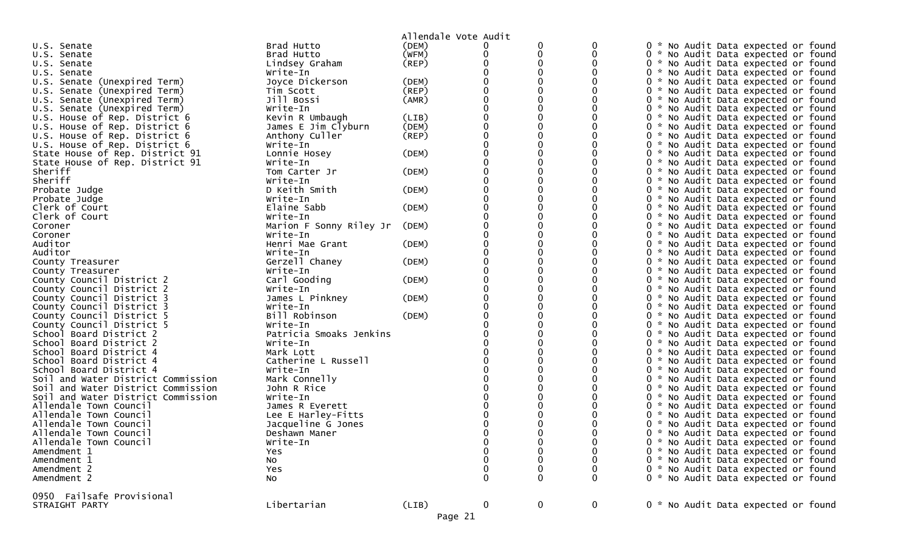Allendale Vote Audit

| Contest | Candidate | Party | | | | | Audit Status |
|---|---|---|---|---|---|---|---|
| U.S. Senate | Brad Hutto | (DEM) | 0 | 0 | 0 | 0 | * No Audit Data expected or found |
| U.S. Senate | Brad Hutto | (WFM) | 0 | 0 | 0 | 0 | * No Audit Data expected or found |
| U.S. Senate | Lindsey Graham | (REP) | 0 | 0 | 0 | 0 | * No Audit Data expected or found |
| U.S. Senate | Write-In | | 0 | 0 | 0 | 0 | * No Audit Data expected or found |
| U.S. Senate (Unexpired Term) | Joyce Dickerson | (DEM) | 0 | 0 | 0 | 0 | * No Audit Data expected or found |
| U.S. Senate (Unexpired Term) | Tim Scott | (REP) | 0 | 0 | 0 | 0 | * No Audit Data expected or found |
| U.S. Senate (Unexpired Term) | Jill Bossi | (AMR) | 0 | 0 | 0 | 0 | * No Audit Data expected or found |
| U.S. Senate (Unexpired Term) | Write-In | | 0 | 0 | 0 | 0 | * No Audit Data expected or found |
| U.S. House of Rep. District 6 | Kevin R Umbaugh | (LIB) | 0 | 0 | 0 | 0 | * No Audit Data expected or found |
| U.S. House of Rep. District 6 | James E Jim Clyburn | (DEM) | 0 | 0 | 0 | 0 | * No Audit Data expected or found |
| U.S. House of Rep. District 6 | Anthony Culler | (REP) | 0 | 0 | 0 | 0 | * No Audit Data expected or found |
| U.S. House of Rep. District 6 | Write-In | | 0 | 0 | 0 | 0 | * No Audit Data expected or found |
| State House of Rep. District 91 | Lonnie Hosey | (DEM) | 0 | 0 | 0 | 0 | * No Audit Data expected or found |
| State House of Rep. District 91 | Write-In | | 0 | 0 | 0 | 0 | * No Audit Data expected or found |
| Sheriff | Tom Carter Jr | (DEM) | 0 | 0 | 0 | 0 | * No Audit Data expected or found |
| Sheriff | Write-In | | 0 | 0 | 0 | 0 | * No Audit Data expected or found |
| Probate Judge | D Keith Smith | (DEM) | 0 | 0 | 0 | 0 | * No Audit Data expected or found |
| Probate Judge | Write-In | | 0 | 0 | 0 | 0 | * No Audit Data expected or found |
| Clerk of Court | Elaine Sabb | (DEM) | 0 | 0 | 0 | 0 | * No Audit Data expected or found |
| Clerk of Court | Write-In | | 0 | 0 | 0 | 0 | * No Audit Data expected or found |
| Coroner | Marion F Sonny Riley Jr | (DEM) | 0 | 0 | 0 | 0 | * No Audit Data expected or found |
| Coroner | Write-In | | 0 | 0 | 0 | 0 | * No Audit Data expected or found |
| Auditor | Henri Mae Grant | (DEM) | 0 | 0 | 0 | 0 | * No Audit Data expected or found |
| Auditor | Write-In | | 0 | 0 | 0 | 0 | * No Audit Data expected or found |
| County Treasurer | Gerzell Chaney | (DEM) | 0 | 0 | 0 | 0 | * No Audit Data expected or found |
| County Treasurer | Write-In | | 0 | 0 | 0 | 0 | * No Audit Data expected or found |
| County Council District 2 | Carl Gooding | (DEM) | 0 | 0 | 0 | 0 | * No Audit Data expected or found |
| County Council District 2 | Write-In | | 0 | 0 | 0 | 0 | * No Audit Data expected or found |
| County Council District 3 | James L Pinkney | (DEM) | 0 | 0 | 0 | 0 | * No Audit Data expected or found |
| County Council District 3 | Write-In | | 0 | 0 | 0 | 0 | * No Audit Data expected or found |
| County Council District 5 | Bill Robinson | (DEM) | 0 | 0 | 0 | 0 | * No Audit Data expected or found |
| County Council District 5 | Write-In | | 0 | 0 | 0 | 0 | * No Audit Data expected or found |
| School Board District 2 | Patricia Smoaks Jenkins | | 0 | 0 | 0 | 0 | * No Audit Data expected or found |
| School Board District 2 | Write-In | | 0 | 0 | 0 | 0 | * No Audit Data expected or found |
| School Board District 4 | Mark Lott | | 0 | 0 | 0 | 0 | * No Audit Data expected or found |
| School Board District 4 | Catherine L Russell | | 0 | 0 | 0 | 0 | * No Audit Data expected or found |
| School Board District 4 | Write-In | | 0 | 0 | 0 | 0 | * No Audit Data expected or found |
| Soil and Water District Commission | Mark Connelly | | 0 | 0 | 0 | 0 | * No Audit Data expected or found |
| Soil and Water District Commission | John R Rice | | 0 | 0 | 0 | 0 | * No Audit Data expected or found |
| Soil and Water District Commission | Write-In | | 0 | 0 | 0 | 0 | * No Audit Data expected or found |
| Allendale Town Council | James R Everett | | 0 | 0 | 0 | 0 | * No Audit Data expected or found |
| Allendale Town Council | Lee E Harley-Fitts | | 0 | 0 | 0 | 0 | * No Audit Data expected or found |
| Allendale Town Council | Jacqueline G Jones | | 0 | 0 | 0 | 0 | * No Audit Data expected or found |
| Allendale Town Council | Deshawn Maner | | 0 | 0 | 0 | 0 | * No Audit Data expected or found |
| Allendale Town Council | Write-In | | 0 | 0 | 0 | 0 | * No Audit Data expected or found |
| Amendment 1 | Yes | | 0 | 0 | 0 | 0 | * No Audit Data expected or found |
| Amendment 1 | No | | 0 | 0 | 0 | 0 | * No Audit Data expected or found |
| Amendment 2 | Yes | | 0 | 0 | 0 | 0 | * No Audit Data expected or found |
| Amendment 2 | No | | 0 | 0 | 0 | 0 | * No Audit Data expected or found |

0950 Failsafe Provisional

| Contest | Candidate | Party | | | | | Audit Status |
|---|---|---|---|---|---|---|---|
| STRAIGHT PARTY | Libertarian | (LIB) | 0 | 0 | 0 | 0 | * No Audit Data expected or found |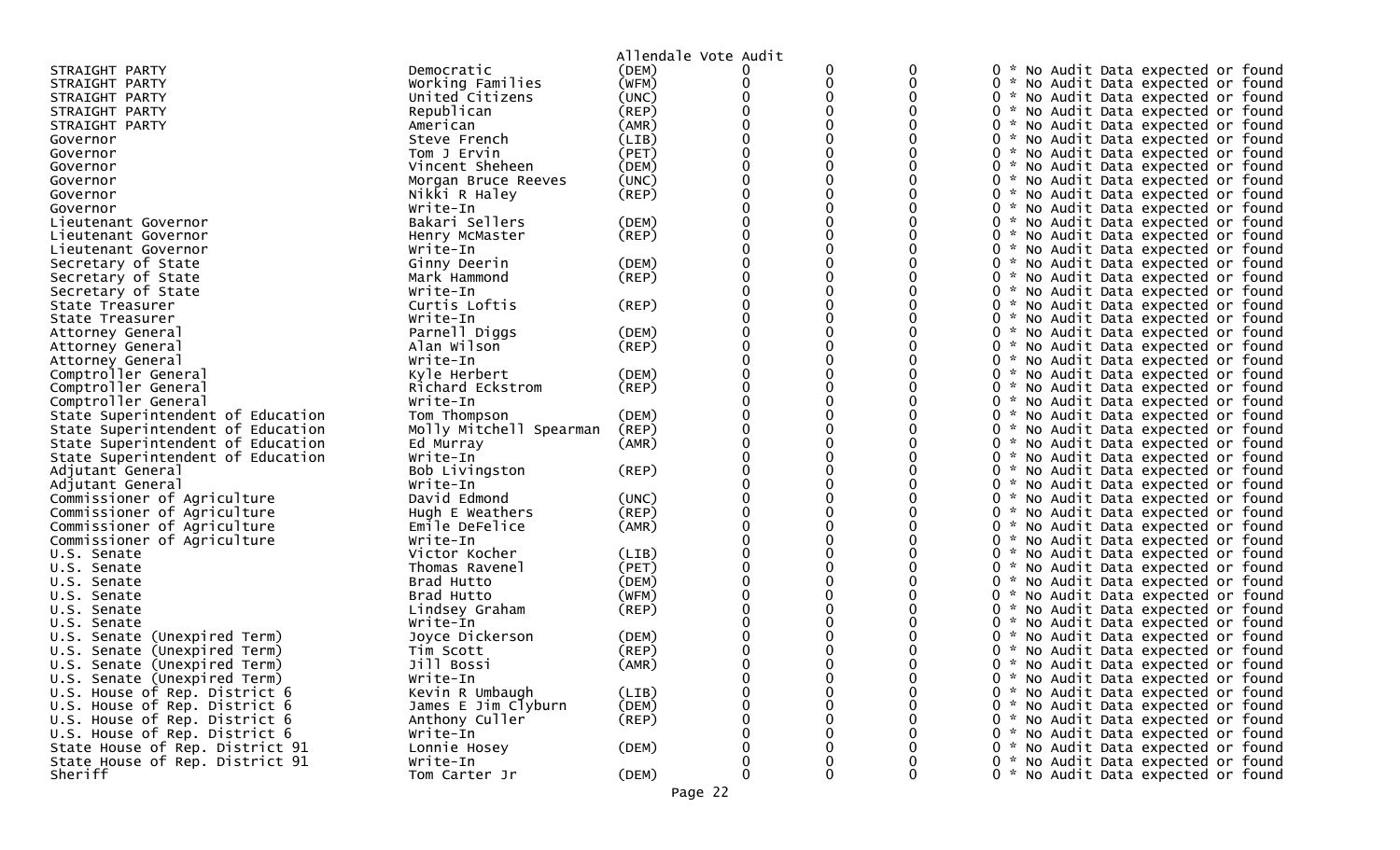Allendale Vote Audit

| Contest | Candidate | Party | | | | | |
|---|---|---|---|---|---|---|---|
| STRAIGHT PARTY | Democratic | (DEM) | 0 | 0 | 0 | 0 | * No Audit Data expected or found |
| STRAIGHT PARTY | Working Families | (WFM) | 0 | 0 | 0 | 0 | * No Audit Data expected or found |
| STRAIGHT PARTY | United Citizens | (UNC) | 0 | 0 | 0 | 0 | * No Audit Data expected or found |
| STRAIGHT PARTY | Republican | (REP) | 0 | 0 | 0 | 0 | * No Audit Data expected or found |
| STRAIGHT PARTY | American | (AMR) | 0 | 0 | 0 | 0 | * No Audit Data expected or found |
| Governor | Steve French | (LIB) | 0 | 0 | 0 | 0 | * No Audit Data expected or found |
| Governor | Tom J Ervin | (PET) | 0 | 0 | 0 | 0 | * No Audit Data expected or found |
| Governor | Vincent Sheheen | (DEM) | 0 | 0 | 0 | 0 | * No Audit Data expected or found |
| Governor | Morgan Bruce Reeves | (UNC) | 0 | 0 | 0 | 0 | * No Audit Data expected or found |
| Governor | Nikki R Haley | (REP) | 0 | 0 | 0 | 0 | * No Audit Data expected or found |
| Governor | Write-In | | 0 | 0 | 0 | 0 | * No Audit Data expected or found |
| Lieutenant Governor | Bakari Sellers | (DEM) | 0 | 0 | 0 | 0 | * No Audit Data expected or found |
| Lieutenant Governor | Henry McMaster | (REP) | 0 | 0 | 0 | 0 | * No Audit Data expected or found |
| Lieutenant Governor | Write-In | | 0 | 0 | 0 | 0 | * No Audit Data expected or found |
| Secretary of State | Ginny Deerin | (DEM) | 0 | 0 | 0 | 0 | * No Audit Data expected or found |
| Secretary of State | Mark Hammond | (REP) | 0 | 0 | 0 | 0 | * No Audit Data expected or found |
| Secretary of State | Write-In | | 0 | 0 | 0 | 0 | * No Audit Data expected or found |
| State Treasurer | Curtis Loftis | (REP) | 0 | 0 | 0 | 0 | * No Audit Data expected or found |
| State Treasurer | Write-In | | 0 | 0 | 0 | 0 | * No Audit Data expected or found |
| Attorney General | Parnell Diggs | (DEM) | 0 | 0 | 0 | 0 | * No Audit Data expected or found |
| Attorney General | Alan Wilson | (REP) | 0 | 0 | 0 | 0 | * No Audit Data expected or found |
| Attorney General | Write-In | | 0 | 0 | 0 | 0 | * No Audit Data expected or found |
| Comptroller General | Kyle Herbert | (DEM) | 0 | 0 | 0 | 0 | * No Audit Data expected or found |
| Comptroller General | Richard Eckstrom | (REP) | 0 | 0 | 0 | 0 | * No Audit Data expected or found |
| Comptroller General | Write-In | | 0 | 0 | 0 | 0 | * No Audit Data expected or found |
| State Superintendent of Education | Tom Thompson | (DEM) | 0 | 0 | 0 | 0 | * No Audit Data expected or found |
| State Superintendent of Education | Molly Mitchell Spearman | (REP) | 0 | 0 | 0 | 0 | * No Audit Data expected or found |
| State Superintendent of Education | Ed Murray | (AMR) | 0 | 0 | 0 | 0 | * No Audit Data expected or found |
| State Superintendent of Education | Write-In | | 0 | 0 | 0 | 0 | * No Audit Data expected or found |
| Adjutant General | Bob Livingston | (REP) | 0 | 0 | 0 | 0 | * No Audit Data expected or found |
| Adjutant General | Write-In | | 0 | 0 | 0 | 0 | * No Audit Data expected or found |
| Commissioner of Agriculture | David Edmond | (UNC) | 0 | 0 | 0 | 0 | * No Audit Data expected or found |
| Commissioner of Agriculture | Hugh E Weathers | (REP) | 0 | 0 | 0 | 0 | * No Audit Data expected or found |
| Commissioner of Agriculture | Emile DeFelice | (AMR) | 0 | 0 | 0 | 0 | * No Audit Data expected or found |
| Commissioner of Agriculture | Write-In | | 0 | 0 | 0 | 0 | * No Audit Data expected or found |
| U.S. Senate | Victor Kocher | (LIB) | 0 | 0 | 0 | 0 | * No Audit Data expected or found |
| U.S. Senate | Thomas Ravenel | (PET) | 0 | 0 | 0 | 0 | * No Audit Data expected or found |
| U.S. Senate | Brad Hutto | (DEM) | 0 | 0 | 0 | 0 | * No Audit Data expected or found |
| U.S. Senate | Brad Hutto | (WFM) | 0 | 0 | 0 | 0 | * No Audit Data expected or found |
| U.S. Senate | Lindsey Graham | (REP) | 0 | 0 | 0 | 0 | * No Audit Data expected or found |
| U.S. Senate | Write-In | | 0 | 0 | 0 | 0 | * No Audit Data expected or found |
| U.S. Senate (Unexpired Term) | Joyce Dickerson | (DEM) | 0 | 0 | 0 | 0 | * No Audit Data expected or found |
| U.S. Senate (Unexpired Term) | Tim Scott | (REP) | 0 | 0 | 0 | 0 | * No Audit Data expected or found |
| U.S. Senate (Unexpired Term) | Jill Bossi | (AMR) | 0 | 0 | 0 | 0 | * No Audit Data expected or found |
| U.S. Senate (Unexpired Term) | Write-In | | 0 | 0 | 0 | 0 | * No Audit Data expected or found |
| U.S. House of Rep. District 6 | Kevin R Umbaugh | (LIB) | 0 | 0 | 0 | 0 | * No Audit Data expected or found |
| U.S. House of Rep. District 6 | James E Jim Clyburn | (DEM) | 0 | 0 | 0 | 0 | * No Audit Data expected or found |
| U.S. House of Rep. District 6 | Anthony Culler | (REP) | 0 | 0 | 0 | 0 | * No Audit Data expected or found |
| U.S. House of Rep. District 6 | Write-In | | 0 | 0 | 0 | 0 | * No Audit Data expected or found |
| State House of Rep. District 91 | Lonnie Hosey | (DEM) | 0 | 0 | 0 | 0 | * No Audit Data expected or found |
| State House of Rep. District 91 | Write-In | | 0 | 0 | 0 | 0 | * No Audit Data expected or found |
| Sheriff | Tom Carter Jr | (DEM) | 0 | 0 | 0 | 0 | * No Audit Data expected or found |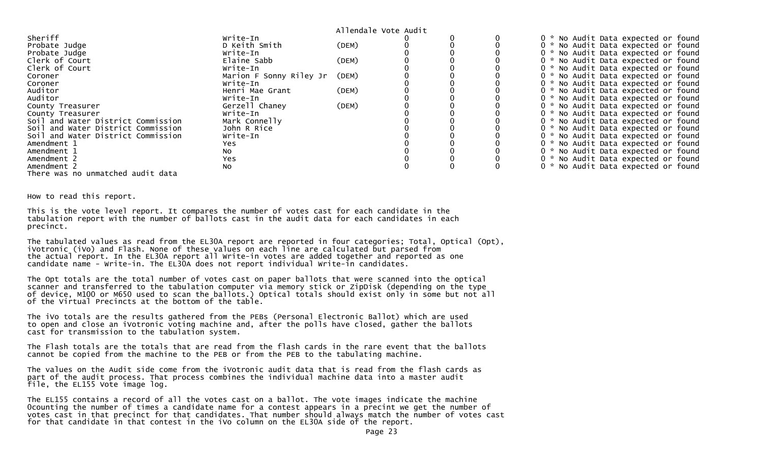Allendale Vote Audit

| | | | | | | | |
|---|---|---|---|---|---|---|---|
| Sheriff | Write-In | | 0 | 0 | 0 | 0 | * No Audit Data expected or found |
| Probate Judge | D Keith Smith | (DEM) | 0 | 0 | 0 | 0 | * No Audit Data expected or found |
| Probate Judge | Write-In | | 0 | 0 | 0 | 0 | * No Audit Data expected or found |
| Clerk of Court | Elaine Sabb | (DEM) | 0 | 0 | 0 | 0 | * No Audit Data expected or found |
| Clerk of Court | Write-In | | 0 | 0 | 0 | 0 | * No Audit Data expected or found |
| Coroner | Marion F Sonny Riley Jr | (DEM) | 0 | 0 | 0 | 0 | * No Audit Data expected or found |
| Coroner | Write-In | | 0 | 0 | 0 | 0 | * No Audit Data expected or found |
| Auditor | Henri Mae Grant | (DEM) | 0 | 0 | 0 | 0 | * No Audit Data expected or found |
| Auditor | Write-In | | 0 | 0 | 0 | 0 | * No Audit Data expected or found |
| County Treasurer | Gerzell Chaney | (DEM) | 0 | 0 | 0 | 0 | * No Audit Data expected or found |
| County Treasurer | Write-In | | 0 | 0 | 0 | 0 | * No Audit Data expected or found |
| Soil and Water District Commission | Mark Connelly | | 0 | 0 | 0 | 0 | * No Audit Data expected or found |
| Soil and Water District Commission | John R Rice | | 0 | 0 | 0 | 0 | * No Audit Data expected or found |
| Soil and Water District Commission | Write-In | | 0 | 0 | 0 | 0 | * No Audit Data expected or found |
| Amendment 1 | Yes | | 0 | 0 | 0 | 0 | * No Audit Data expected or found |
| Amendment 1 | No | | 0 | 0 | 0 | 0 | * No Audit Data expected or found |
| Amendment 2 | Yes | | 0 | 0 | 0 | 0 | * No Audit Data expected or found |
| Amendment 2 | No | | 0 | 0 | 0 | 0 | * No Audit Data expected or found |

There was no unmatched audit data

How to read this report.

This is the vote level report. It compares the number of votes cast for each candidate in the tabulation report with the number of ballots cast in the audit data for each candidates in each precinct.

The tabulated values as read from the EL30A report are reported in four categories; Total, Optical (Opt), iVotronic (iVo) and Flash. None of these values on each line are calculated but parsed from the actual report. In the EL30A report all Write-in votes are added together and reported as one candidate name - Write-in. The EL30A does not report individual Write-in candidates.

The Opt totals are the total number of votes cast on paper ballots that were scanned into the optical scanner and transferred to the tabulation computer via memory stick or ZipDisk (depending on the type of device, M100 or M650 used to scan the ballots.) Optical totals should exist only in some but not all of the Virtual Precincts at the bottom of the table.

The iVo totals are the results gathered from the PEBs (Personal Electronic Ballot) which are used to open and close an iVotronic voting machine and, after the polls have closed, gather the ballots cast for transmission to the tabulation system.

The Flash totals are the totals that are read from the flash cards in the rare event that the ballots cannot be copied from the machine to the PEB or from the PEB to the tabulating machine.

The values on the Audit side come from the iVotronic audit data that is read from the flash cards as part of the audit process. That process combines the individual machine data into a master audit file, the EL155 Vote image log.

The EL155 contains a record of all the votes cast on a ballot. The vote images indicate the machine 0counting the number of times a candidate name for a contest appears in a precint we get the number of votes cast in that precinct for that candidates. That number should always match the number of votes cast for that candidate in that contest in the iVo column on the EL30A side of the report.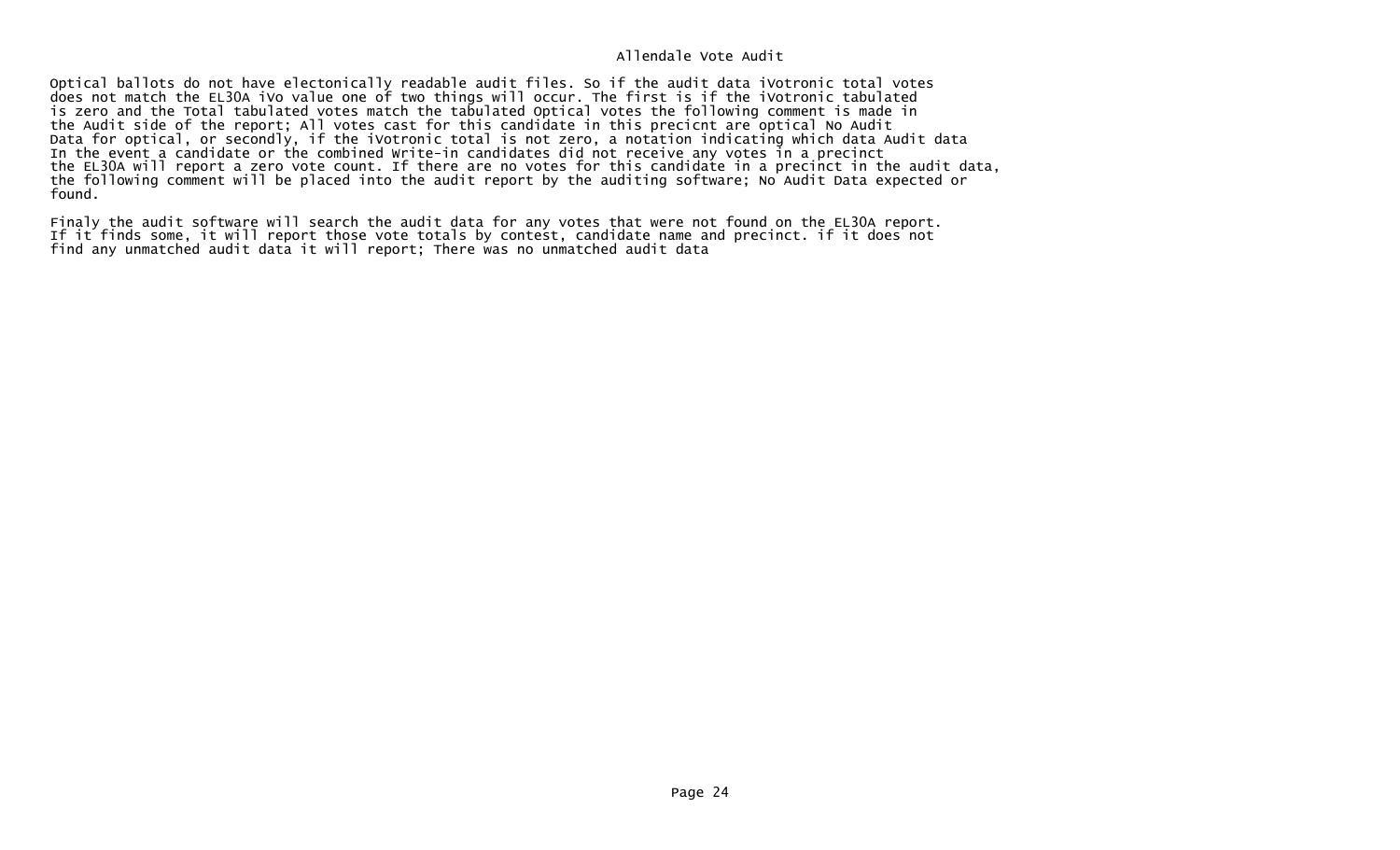Allendale Vote Audit

Optical ballots do not have electonically readable audit files. So if the audit data iVotronic total votes does not match the EL30A iVo value one of two things will occur. The first is if the iVotronic tabulated is zero and the Total tabulated votes match the tabulated Optical votes the following comment is made in the Audit side of the report; All votes cast for this candidate in this precicnt are optical No Audit Data for optical, or secondly, if the iVotronic total is not zero, a notation indicating which data Audit data In the event a candidate or the combined Write-in candidates did not receive any votes in a precinct the EL30A will report a zero vote count. If there are no votes for this candidate in a precinct in the audit data, the following comment will be placed into the audit report by the auditing software; No Audit Data expected or found.

Finaly the audit software will search the audit data for any votes that were not found on the EL30A report. If it finds some, it will report those vote totals by contest, candidate name and precinct. if it does not find any unmatched audit data it will report; There was no unmatched audit data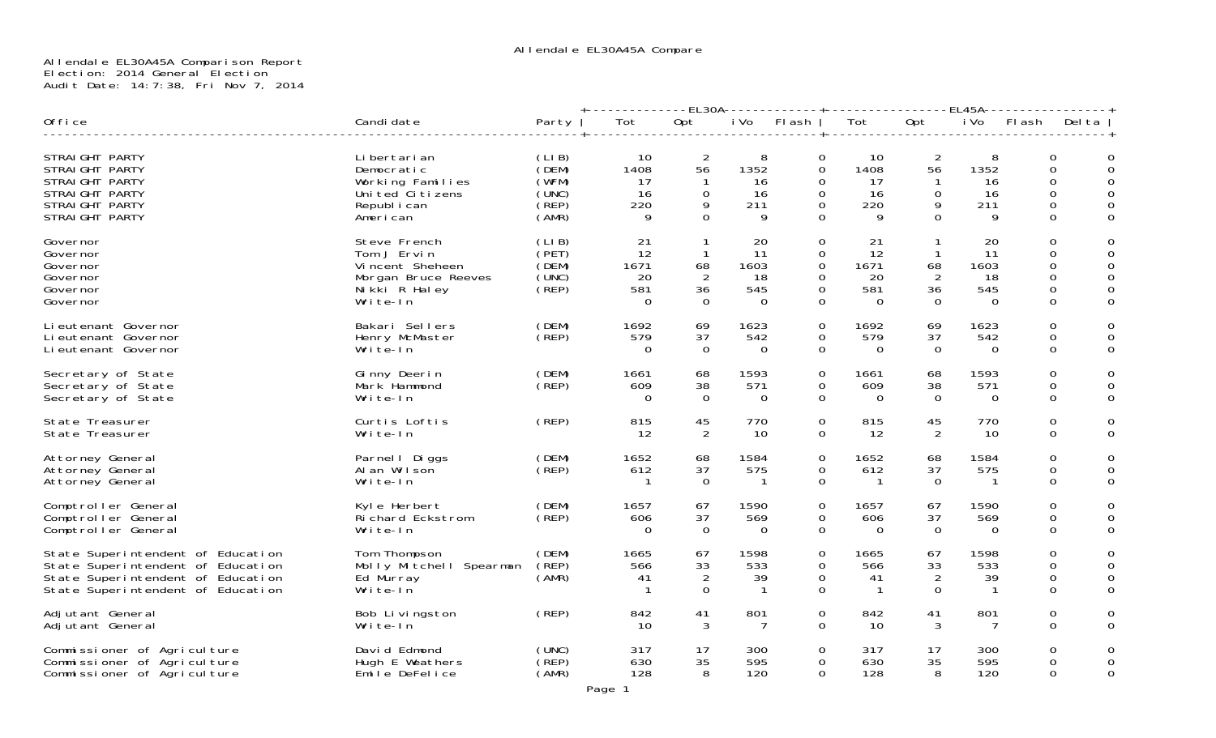Allendale EL30A45A Compare

Allendale EL30A45A Comparison Report
Election: 2014 General Election
Audit Date: 14:7:38, Fri Nov 7, 2014

| Office | Candidate | Party | EL30A Tot | EL30A Opt | EL30A iVo | EL30A Flash | EL45A Tot | EL45A Opt | EL45A iVo | EL45A Flash | Delta |
|---|---|---|---|---|---|---|---|---|---|---|---|
| STRAIGHT PARTY | Libertarian | (LIB) | 10 | 2 | 8 | 0 | 10 | 2 | 8 | 0 | 0 |
| STRAIGHT PARTY | Democratic | (DEM) | 1408 | 56 | 1352 | 0 | 1408 | 56 | 1352 | 0 | 0 |
| STRAIGHT PARTY | Working Families | (WFM) | 17 | 1 | 16 | 0 | 17 | 1 | 16 | 0 | 0 |
| STRAIGHT PARTY | United Citizens | (UNC) | 16 | 0 | 16 | 0 | 16 | 0 | 16 | 0 | 0 |
| STRAIGHT PARTY | Republican | (REP) | 220 | 9 | 211 | 0 | 220 | 9 | 211 | 0 | 0 |
| STRAIGHT PARTY | American | (AMR) | 9 | 0 | 9 | 0 | 9 | 0 | 9 | 0 | 0 |
| Governor | Steve French | (LIB) | 21 | 1 | 20 | 0 | 21 | 1 | 20 | 0 | 0 |
| Governor | Tom J Ervin | (PET) | 12 | 1 | 11 | 0 | 12 | 1 | 11 | 0 | 0 |
| Governor | Vincent Sheheen | (DEM) | 1671 | 68 | 1603 | 0 | 1671 | 68 | 1603 | 0 | 0 |
| Governor | Morgan Bruce Reeves | (UNC) | 20 | 2 | 18 | 0 | 20 | 2 | 18 | 0 | 0 |
| Governor | Nikki R Haley | (REP) | 581 | 36 | 545 | 0 | 581 | 36 | 545 | 0 | 0 |
| Governor | Write-In | | 0 | 0 | 0 | 0 | 0 | 0 | 0 | 0 | 0 |
| Lieutenant Governor | Bakari Sellers | (DEM) | 1692 | 69 | 1623 | 0 | 1692 | 69 | 1623 | 0 | 0 |
| Lieutenant Governor | Henry McMaster | (REP) | 579 | 37 | 542 | 0 | 579 | 37 | 542 | 0 | 0 |
| Lieutenant Governor | Write-In | | 0 | 0 | 0 | 0 | 0 | 0 | 0 | 0 | 0 |
| Secretary of State | Ginny Deerin | (DEM) | 1661 | 68 | 1593 | 0 | 1661 | 68 | 1593 | 0 | 0 |
| Secretary of State | Mark Hammond | (REP) | 609 | 38 | 571 | 0 | 609 | 38 | 571 | 0 | 0 |
| Secretary of State | Write-In | | 0 | 0 | 0 | 0 | 0 | 0 | 0 | 0 | 0 |
| State Treasurer | Curtis Loftis | (REP) | 815 | 45 | 770 | 0 | 815 | 45 | 770 | 0 | 0 |
| State Treasurer | Write-In | | 12 | 2 | 10 | 0 | 12 | 2 | 10 | 0 | 0 |
| Attorney General | Parnell Diggs | (DEM) | 1652 | 68 | 1584 | 0 | 1652 | 68 | 1584 | 0 | 0 |
| Attorney General | Alan Wilson | (REP) | 612 | 37 | 575 | 0 | 612 | 37 | 575 | 0 | 0 |
| Attorney General | Write-In | | 1 | 0 | 1 | 0 | 1 | 0 | 1 | 0 | 0 |
| Comptroller General | Kyle Herbert | (DEM) | 1657 | 67 | 1590 | 0 | 1657 | 67 | 1590 | 0 | 0 |
| Comptroller General | Richard Eckstrom | (REP) | 606 | 37 | 569 | 0 | 606 | 37 | 569 | 0 | 0 |
| Comptroller General | Write-In | | 0 | 0 | 0 | 0 | 0 | 0 | 0 | 0 | 0 |
| State Superintendent of Education | Tom Thompson | (DEM) | 1665 | 67 | 1598 | 0 | 1665 | 67 | 1598 | 0 | 0 |
| State Superintendent of Education | Molly Mitchell Spearman | (REP) | 566 | 33 | 533 | 0 | 566 | 33 | 533 | 0 | 0 |
| State Superintendent of Education | Ed Murray | (AMR) | 41 | 2 | 39 | 0 | 41 | 2 | 39 | 0 | 0 |
| State Superintendent of Education | Write-In | | 1 | 0 | 1 | 0 | 1 | 0 | 1 | 0 | 0 |
| Adjutant General | Bob Livingston | (REP) | 842 | 41 | 801 | 0 | 842 | 41 | 801 | 0 | 0 |
| Adjutant General | Write-In | | 10 | 3 | 7 | 0 | 10 | 3 | 7 | 0 | 0 |
| Commissioner of Agriculture | David Edmond | (UNC) | 317 | 17 | 300 | 0 | 317 | 17 | 300 | 0 | 0 |
| Commissioner of Agriculture | Hugh E Weathers | (REP) | 630 | 35 | 595 | 0 | 630 | 35 | 595 | 0 | 0 |
| Commissioner of Agriculture | Emile DeFelice | (AMR) | 128 | 8 | 120 | 0 | 128 | 8 | 120 | 0 | 0 |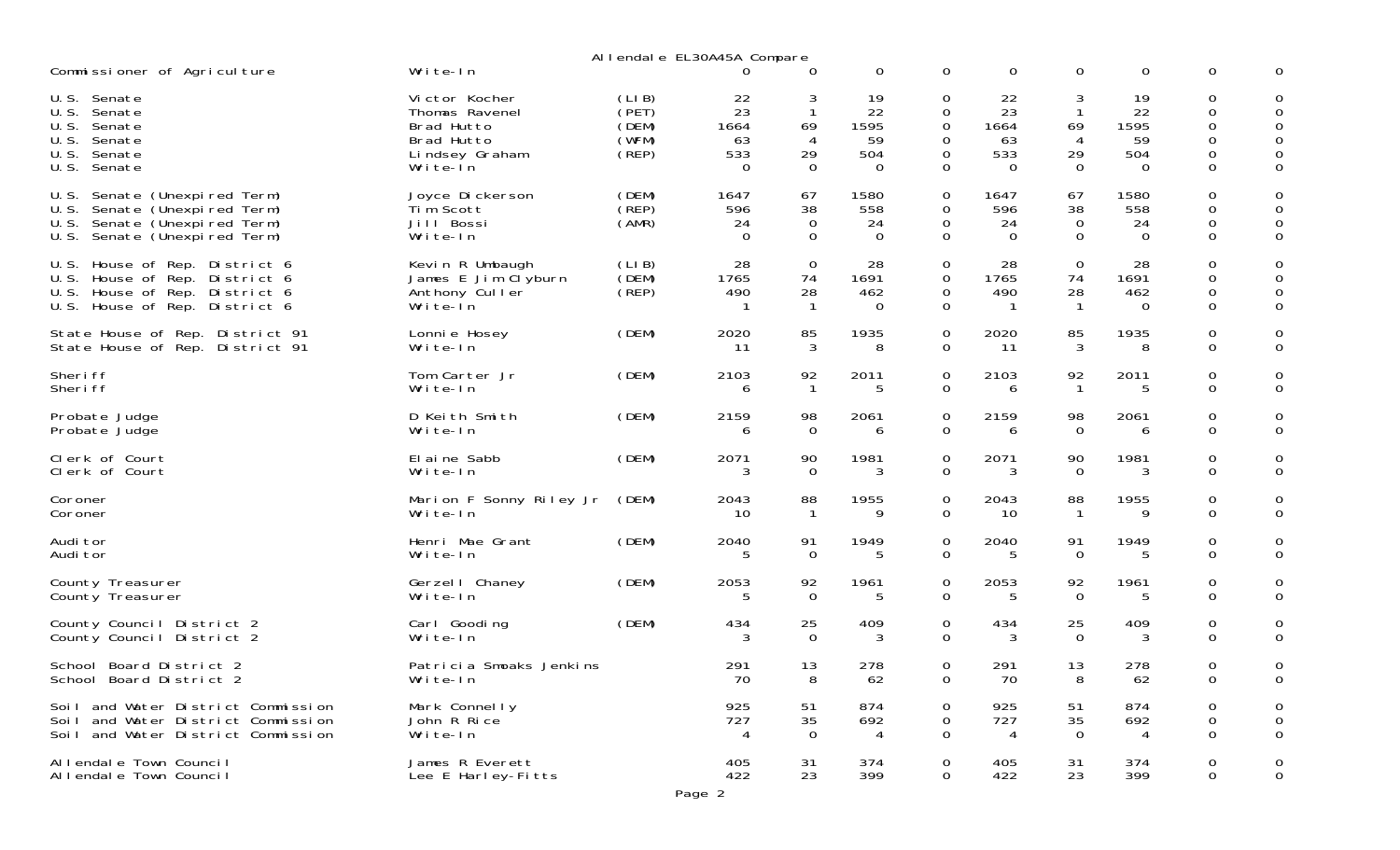Allendale EL30A45A Compare

| Office | Candidate | Party | | | | | | | | | |
|---|---|---|---|---|---|---|---|---|---|---|---|
| Commissioner of Agriculture | Write-In | | 0 | 0 | 0 | 0 | 0 | 0 | 0 | 0 | 0 |
| U.S. Senate | Victor Kocher | (LIB) | 22 | 3 | 19 | 0 | 22 | 3 | 19 | 0 | 0 |
| U.S. Senate | Thomas Ravenel | (PET) | 23 | 1 | 22 | 0 | 23 | 1 | 22 | 0 | 0 |
| U.S. Senate | Brad Hutto | (DEM) | 1664 | 69 | 1595 | 0 | 1664 | 69 | 1595 | 0 | 0 |
| U.S. Senate | Brad Hutto | (WFM) | 63 | 4 | 59 | 0 | 63 | 4 | 59 | 0 | 0 |
| U.S. Senate | Lindsey Graham | (REP) | 533 | 29 | 504 | 0 | 533 | 29 | 504 | 0 | 0 |
| U.S. Senate | Write-In | | 0 | 0 | 0 | 0 | 0 | 0 | 0 | 0 | 0 |
| U.S. Senate (Unexpired Term) | Joyce Dickerson | (DEM) | 1647 | 67 | 1580 | 0 | 1647 | 67 | 1580 | 0 | 0 |
| U.S. Senate (Unexpired Term) | Tim Scott | (REP) | 596 | 38 | 558 | 0 | 596 | 38 | 558 | 0 | 0 |
| U.S. Senate (Unexpired Term) | Jill Bossi | (AMR) | 24 | 0 | 24 | 0 | 24 | 0 | 24 | 0 | 0 |
| U.S. Senate (Unexpired Term) | Write-In | | 0 | 0 | 0 | 0 | 0 | 0 | 0 | 0 | 0 |
| U.S. House of Rep. District 6 | Kevin R Umbaugh | (LIB) | 28 | 0 | 28 | 0 | 28 | 0 | 28 | 0 | 0 |
| U.S. House of Rep. District 6 | James E Jim Clyburn | (DEM) | 1765 | 74 | 1691 | 0 | 1765 | 74 | 1691 | 0 | 0 |
| U.S. House of Rep. District 6 | Anthony Culler | (REP) | 490 | 28 | 462 | 0 | 490 | 28 | 462 | 0 | 0 |
| U.S. House of Rep. District 6 | Write-In | | 1 | 1 | 0 | 0 | 1 | 1 | 0 | 0 | 0 |
| State House of Rep. District 91 | Lonnie Hosey | (DEM) | 2020 | 85 | 1935 | 0 | 2020 | 85 | 1935 | 0 | 0 |
| State House of Rep. District 91 | Write-In | | 11 | 3 | 8 | 0 | 11 | 3 | 8 | 0 | 0 |
| Sheriff | Tom Carter Jr | (DEM) | 2103 | 92 | 2011 | 0 | 2103 | 92 | 2011 | 0 | 0 |
| Sheriff | Write-In | | 6 | 1 | 5 | 0 | 6 | 1 | 5 | 0 | 0 |
| Probate Judge | D Keith Smith | (DEM) | 2159 | 98 | 2061 | 0 | 2159 | 98 | 2061 | 0 | 0 |
| Probate Judge | Write-In | | 6 | 0 | 6 | 0 | 6 | 0 | 6 | 0 | 0 |
| Clerk of Court | Elaine Sabb | (DEM) | 2071 | 90 | 1981 | 0 | 2071 | 90 | 1981 | 0 | 0 |
| Clerk of Court | Write-In | | 3 | 0 | 3 | 0 | 3 | 0 | 3 | 0 | 0 |
| Coroner | Marion F Sonny Riley Jr | (DEM) | 2043 | 88 | 1955 | 0 | 2043 | 88 | 1955 | 0 | 0 |
| Coroner | Write-In | | 10 | 1 | 9 | 0 | 10 | 1 | 9 | 0 | 0 |
| Auditor | Henri Mae Grant | (DEM) | 2040 | 91 | 1949 | 0 | 2040 | 91 | 1949 | 0 | 0 |
| Auditor | Write-In | | 5 | 0 | 5 | 0 | 5 | 0 | 5 | 0 | 0 |
| County Treasurer | Gerzell Chaney | (DEM) | 2053 | 92 | 1961 | 0 | 2053 | 92 | 1961 | 0 | 0 |
| County Treasurer | Write-In | | 5 | 0 | 5 | 0 | 5 | 0 | 5 | 0 | 0 |
| County Council District 2 | Carl Gooding | (DEM) | 434 | 25 | 409 | 0 | 434 | 25 | 409 | 0 | 0 |
| County Council District 2 | Write-In | | 3 | 0 | 3 | 0 | 3 | 0 | 3 | 0 | 0 |
| School Board District 2 | Patricia Smoaks Jenkins | | 291 | 13 | 278 | 0 | 291 | 13 | 278 | 0 | 0 |
| School Board District 2 | Write-In | | 70 | 8 | 62 | 0 | 70 | 8 | 62 | 0 | 0 |
| Soil and Water District Commission | Mark Connelly | | 925 | 51 | 874 | 0 | 925 | 51 | 874 | 0 | 0 |
| Soil and Water District Commission | John R Rice | | 727 | 35 | 692 | 0 | 727 | 35 | 692 | 0 | 0 |
| Soil and Water District Commission | Write-In | | 4 | 0 | 4 | 0 | 4 | 0 | 4 | 0 | 0 |
| Allendale Town Council | James R Everett | | 405 | 31 | 374 | 0 | 405 | 31 | 374 | 0 | 0 |
| Allendale Town Council | Lee E Harley-Fitts | | 422 | 23 | 399 | 0 | 422 | 23 | 399 | 0 | 0 |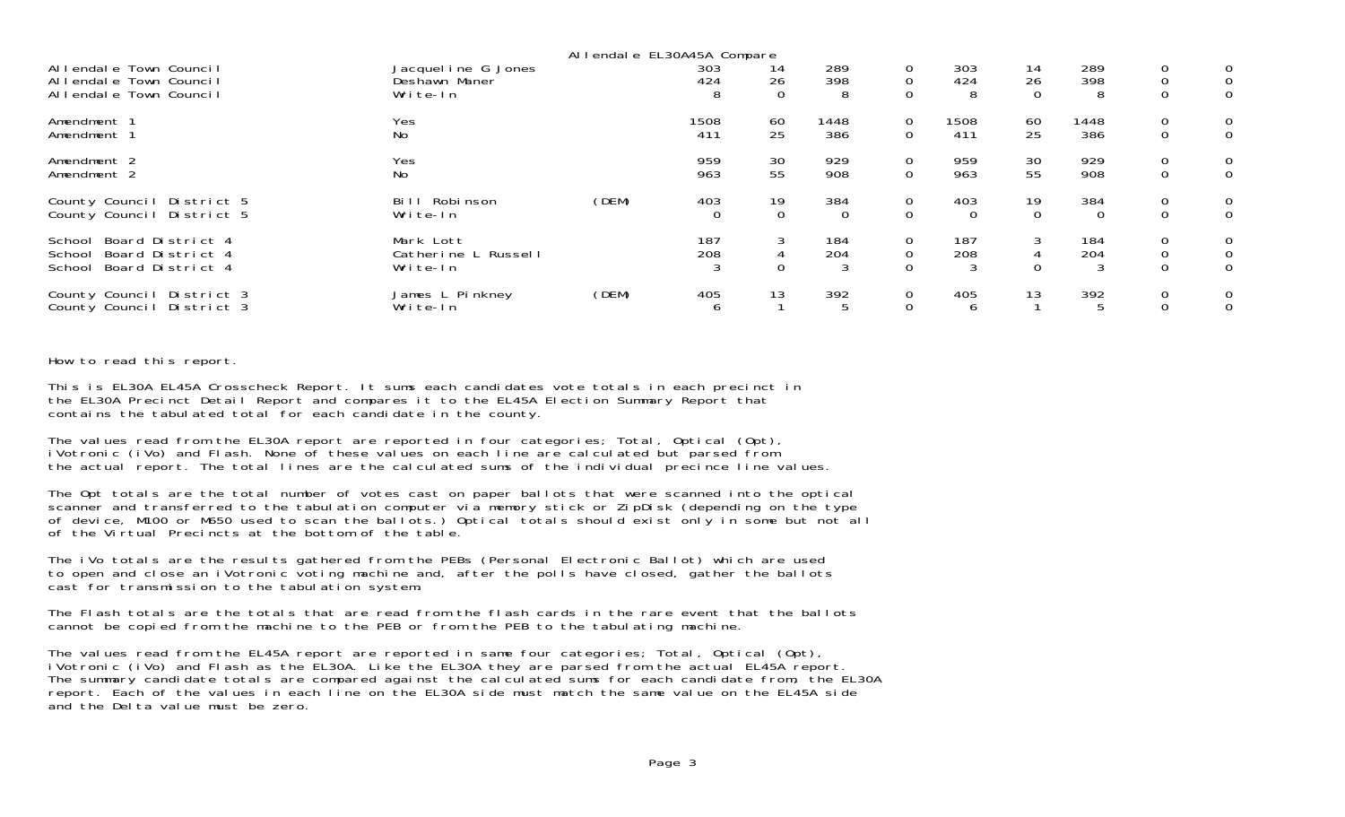Allendale EL30A45A Compare

| Contest | Candidate | Party | | | | | | | | | |
|---|---|---|---|---|---|---|---|---|---|---|---|
| Allendale Town Council | Jacqueline G Jones | | 303 | 14 | 289 | 0 | 303 | 14 | 289 | 0 | 0 |
| Allendale Town Council | Deshawn Maner | | 424 | 26 | 398 | 0 | 424 | 26 | 398 | 0 | 0 |
| Allendale Town Council | Write-In | | 8 | 0 | 8 | 0 | 8 | 0 | 8 | 0 | 0 |
| Amendment 1 | Yes | | 1508 | 60 | 1448 | 0 | 1508 | 60 | 1448 | 0 | 0 |
| Amendment 1 | No | | 411 | 25 | 386 | 0 | 411 | 25 | 386 | 0 | 0 |
| Amendment 2 | Yes | | 959 | 30 | 929 | 0 | 959 | 30 | 929 | 0 | 0 |
| Amendment 2 | No | | 963 | 55 | 908 | 0 | 963 | 55 | 908 | 0 | 0 |
| County Council District 5 | Bill Robinson | (DEM) | 403 | 19 | 384 | 0 | 403 | 19 | 384 | 0 | 0 |
| County Council District 5 | Write-In | | 0 | 0 | 0 | 0 | 0 | 0 | 0 | 0 | 0 |
| School Board District 4 | Mark Lott | | 187 | 3 | 184 | 0 | 187 | 3 | 184 | 0 | 0 |
| School Board District 4 | Catherine L Russell | | 208 | 4 | 204 | 0 | 208 | 4 | 204 | 0 | 0 |
| School Board District 4 | Write-In | | 3 | 0 | 3 | 0 | 3 | 0 | 3 | 0 | 0 |
| County Council District 3 | James L Pinkney | (DEM) | 405 | 13 | 392 | 0 | 405 | 13 | 392 | 0 | 0 |
| County Council District 3 | Write-In | | 6 | 1 | 5 | 0 | 6 | 1 | 5 | 0 | 0 |

How to read this report.

This is EL30A EL45A Crosscheck Report. It sums each candidates vote totals in each precinct in the EL30A Precinct Detail Report and compares it to the EL45A Election Summary Report that contains the tabulated total for each candidate in the county.

The values read from the EL30A report are reported in four categories; Total, Optical (Opt), iVotronic (iVo) and Flash. None of these values on each line are calculated but parsed from the actual report. The total lines are the calculated sums of the individual precince line values.

The Opt totals are the total number of votes cast on paper ballots that were scanned into the optical scanner and transferred to the tabulation computer via memory stick or ZipDisk (depending on the type of device, M100 or M650 used to scan the ballots.) Optical totals should exist only in some but not all of the Virtual Precincts at the bottom of the table.

The iVo totals are the results gathered from the PEBs (Personal Electronic Ballot) which are used to open and close an iVotronic voting machine and, after the polls have closed, gather the ballots cast for transmission to the tabulation system.

The Flash totals are the totals that are read from the flash cards in the rare event that the ballots cannot be copied from the machine to the PEB or from the PEB to the tabulating machine.

The values read from the EL45A report are reported in same four categories; Total, Optical (Opt), iVotronic (iVo) and Flash as the EL30A. Like the EL30A they are parsed from the actual EL45A report. The summary candidate totals are compared against the calculated sums for each candidate from, the EL30A report. Each of the values in each line on the EL30A side must match the same value on the EL45A side and the Delta value must be zero.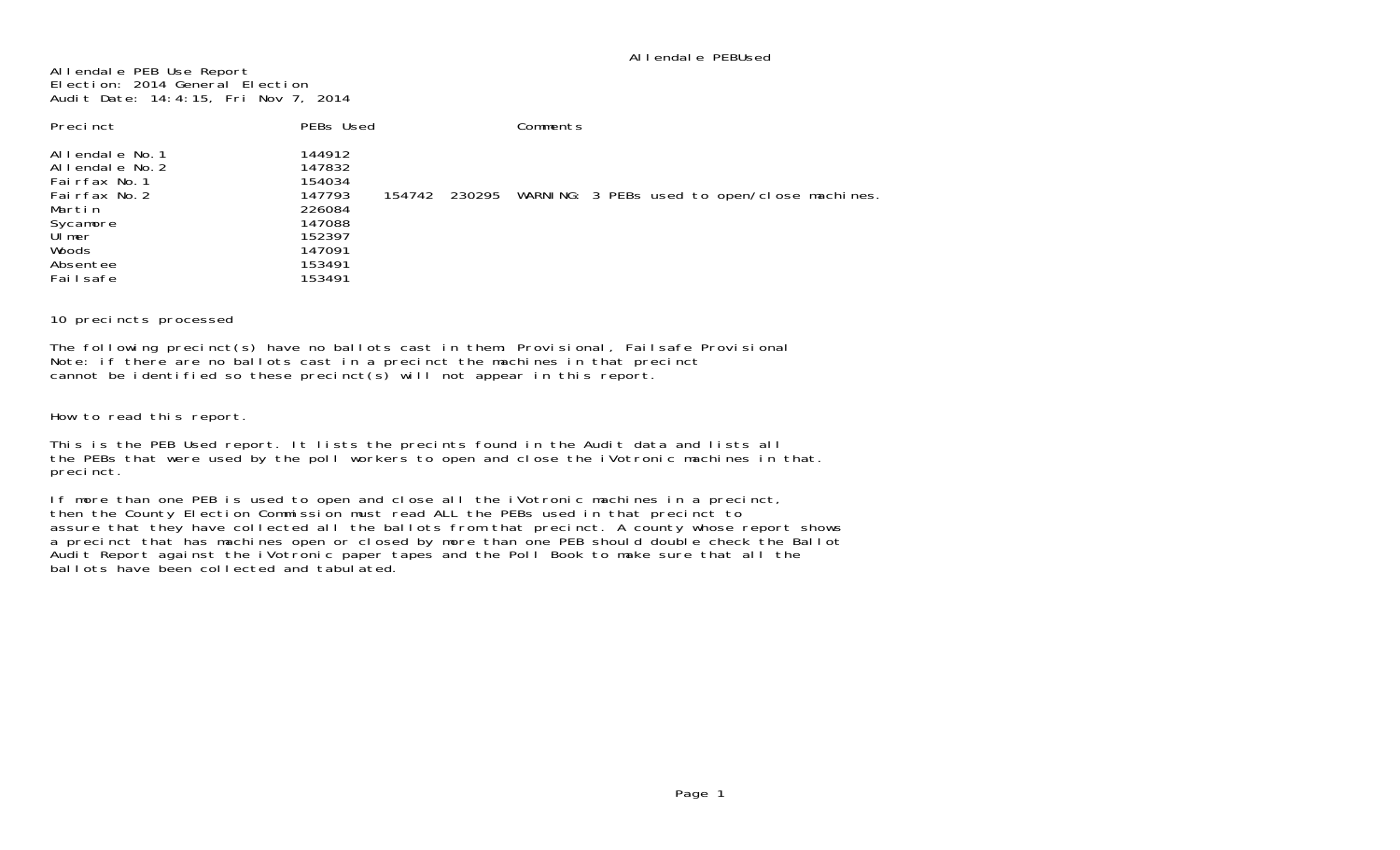Allendale PEB Use Report
Election: 2014 General Election
Audit Date: 14:4:15, Fri Nov 7, 2014

| Precinct | PEBs Used | | | Comments |
|---|---|---|---|---|
| Allendale No.1 | 144912 | | | |
| Allendale No.2 | 147832 | | | |
| Fairfax No.1 | 154034 | | | |
| Fairfax No.2 | 147793 | 154742 | 230295 | WARNING: 3 PEBs used to open/close machines. |
| Martin | 226084 | | | |
| Sycamore | 147088 | | | |
| Ulmer | 152397 | | | |
| Woods | 147091 | | | |
| Absentee | 153491 | | | |
| Failsafe | 153491 | | | |

10 precincts processed

The following precinct(s) have no ballots cast in them: Provisional, Failsafe Provisional
Note: if there are no ballots cast in a precinct the machines in that precinct
cannot be identified so these precinct(s) will not appear in this report.

How to read this report.

This is the PEB Used report. It lists the precints found in the Audit data and lists all
the PEBs that were used by the poll workers to open and close the iVotronic machines in that.
precinct.

If more than one PEB is used to open and close all the iVotronic machines in a precinct,
then the County Election Commission must read ALL the PEBs used in that precinct to
assure that they have collected all the ballots from that precinct. A county whose report shows
a precinct that has machines open or closed by more than one PEB should double check the Ballot
Audit Report against the iVotronic paper tapes and the Poll Book to make sure that all the
ballots have been collected and tabulated.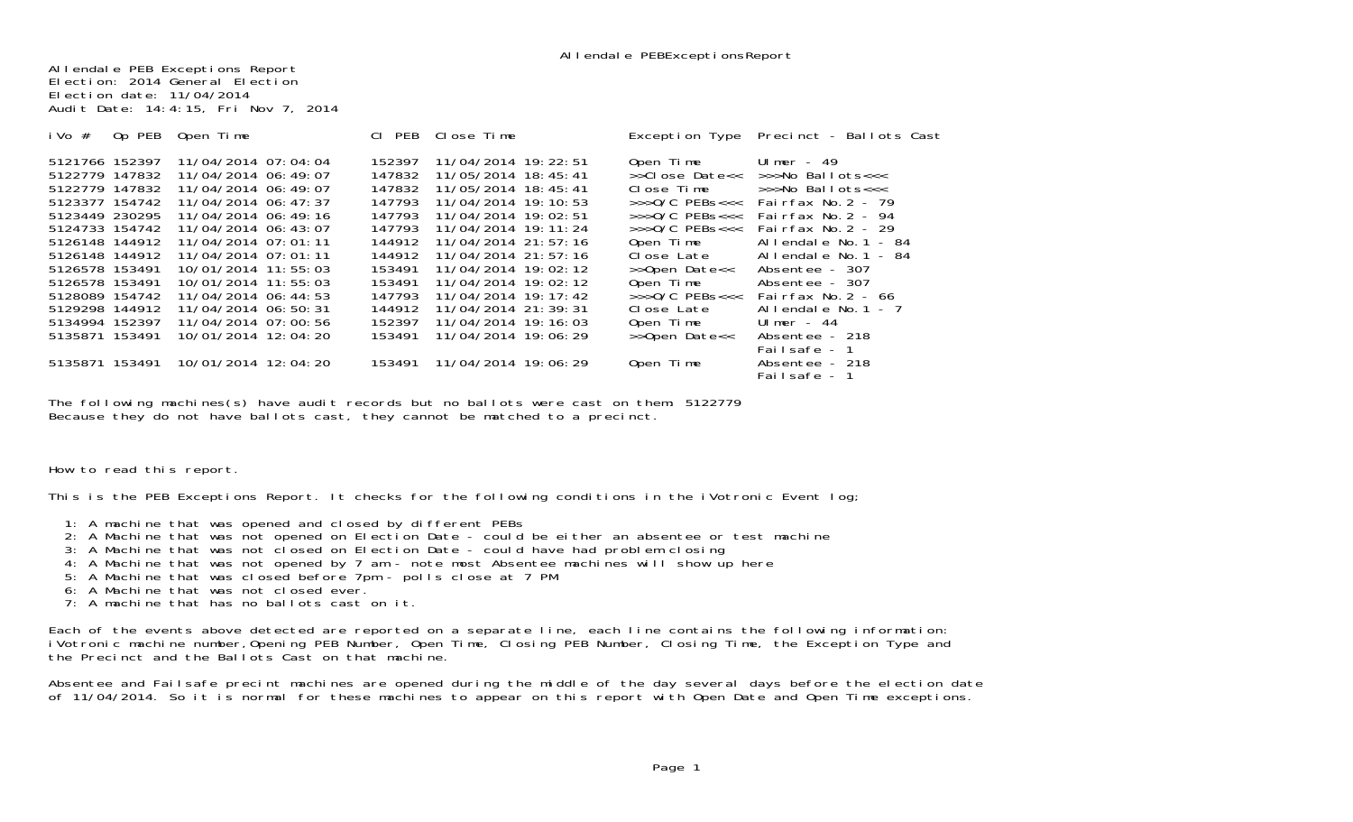Allendale PEBExceptionsReport

Allendale PEB Exceptions Report
Election: 2014 General Election
Election date: 11/04/2014
Audit Date: 14:4:15, Fri Nov 7, 2014

| iVo # | Op PEB | Open Time | Cl PEB | Close Time | Exception Type | Precinct - Ballots Cast |
|---|---|---|---|---|---|---|
| 5121766 | 152397 | 11/04/2014 07:04:04 | 152397 | 11/04/2014 19:22:51 | Open Time | Ulmer - 49 |
| 5122779 | 147832 | 11/04/2014 06:49:07 | 147832 | 11/05/2014 18:45:41 | >>Close Date<< | >>>No Ballots<<< |
| 5122779 | 147832 | 11/04/2014 06:49:07 | 147832 | 11/05/2014 18:45:41 | Close Time | >>>No Ballots<<< |
| 5123377 | 154742 | 11/04/2014 06:47:37 | 147793 | 11/04/2014 19:10:53 | >>>O/C PEBs<<< | Fairfax No.2 - 79 |
| 5123449 | 230295 | 11/04/2014 06:49:16 | 147793 | 11/04/2014 19:02:51 | >>>O/C PEBs<<< | Fairfax No.2 - 94 |
| 5124733 | 154742 | 11/04/2014 06:43:07 | 147793 | 11/04/2014 19:11:24 | >>>O/C PEBs<<< | Fairfax No.2 - 29 |
| 5126148 | 144912 | 11/04/2014 07:01:11 | 144912 | 11/04/2014 21:57:16 | Open Time | Allendale No.1 - 84 |
| 5126148 | 144912 | 11/04/2014 07:01:11 | 144912 | 11/04/2014 21:57:16 | Close Late | Allendale No.1 - 84 |
| 5126578 | 153491 | 10/01/2014 11:55:03 | 153491 | 11/04/2014 19:02:12 | >>Open Date<< | Absentee - 307 |
| 5126578 | 153491 | 10/01/2014 11:55:03 | 153491 | 11/04/2014 19:02:12 | Open Time | Absentee - 307 |
| 5128089 | 154742 | 11/04/2014 06:44:53 | 147793 | 11/04/2014 19:17:42 | >>>O/C PEBs<<< | Fairfax No.2 - 66 |
| 5129298 | 144912 | 11/04/2014 06:50:31 | 144912 | 11/04/2014 21:39:31 | Close Late | Allendale No.1 - 7 |
| 5134994 | 152397 | 11/04/2014 07:00:56 | 152397 | 11/04/2014 19:16:03 | Open Time | Ulmer - 44 |
| 5135871 | 153491 | 10/01/2014 12:04:20 | 153491 | 11/04/2014 19:06:29 | >>Open Date<< | Absentee - 218 Failsafe - 1 |
| 5135871 | 153491 | 10/01/2014 12:04:20 | 153491 | 11/04/2014 19:06:29 | Open Time | Absentee - 218 Failsafe - 1 |

The following machines(s) have audit records but no ballots were cast on them: 5122779
Because they do not have ballots cast, they cannot be matched to a precinct.

How to read this report.

This is the PEB Exceptions Report. It checks for the following conditions in the iVotronic Event log;

1: A machine that was opened and closed by different PEBs
2: A Machine that was not opened on Election Date - could be either an absentee or test machine
3: A Machine that was not closed on Election Date - could have had problem closing
4: A Machine that was not opened by 7 am - note most Absentee machines will show up here
5: A Machine that was closed before 7pm - polls close at 7 PM
6: A Machine that was not closed ever.
7: A machine that has no ballots cast on it.

Each of the events above detected are reported on a separate line, each line contains the following information:
iVotronic machine number,Opening PEB Number, Open Time, Closing PEB Number, Closing Time, the Exception Type and the Precinct and the Ballots Cast on that machine.

Absentee and Failsafe precint machines are opened during the middle of the day several days before the election date of 11/04/2014. So it is normal for these machines to appear on this report with Open Date and Open Time exceptions.